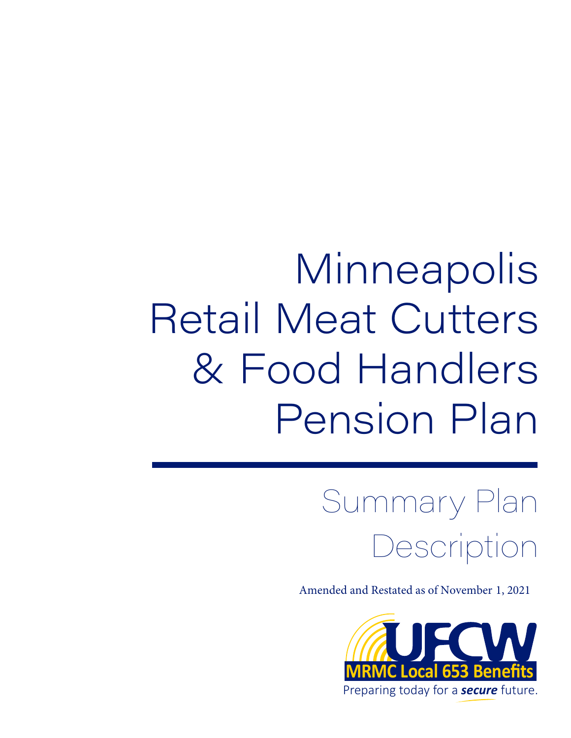# Minneapolis Retail Meat Cutters & Food Handlers Pension Plan

## Summary Plan Description

Amended and Restated as of November 1, 2021

UFCW

MRMC Local 653 Benefits

Preparing today for a ***secure*** future.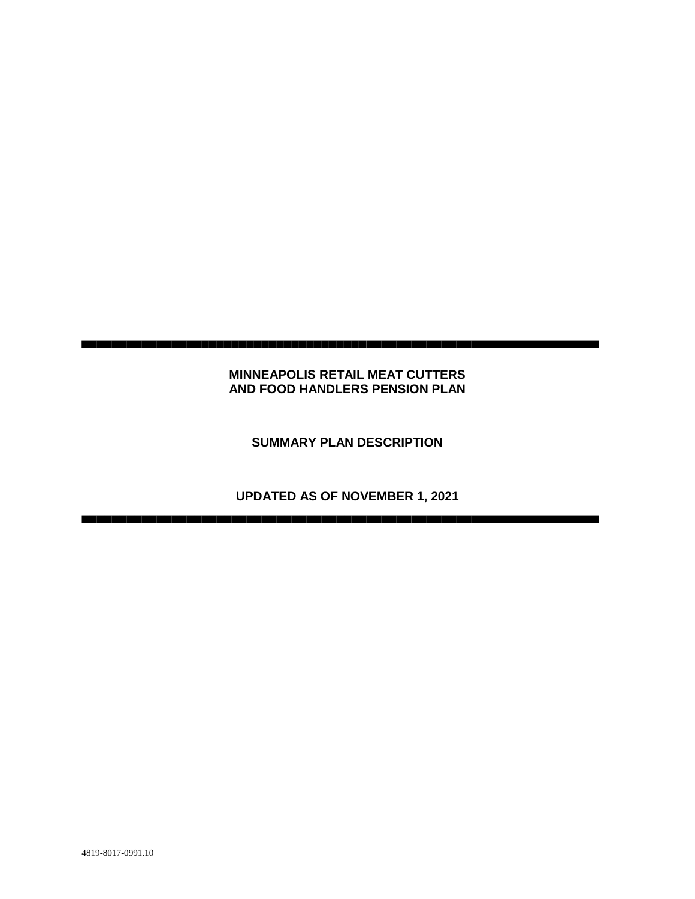# MINNEAPOLIS RETAIL MEAT CUTTERS AND FOOD HANDLERS PENSION PLAN

## SUMMARY PLAN DESCRIPTION

## UPDATED AS OF NOVEMBER 1, 2021

4819-8017-0991.10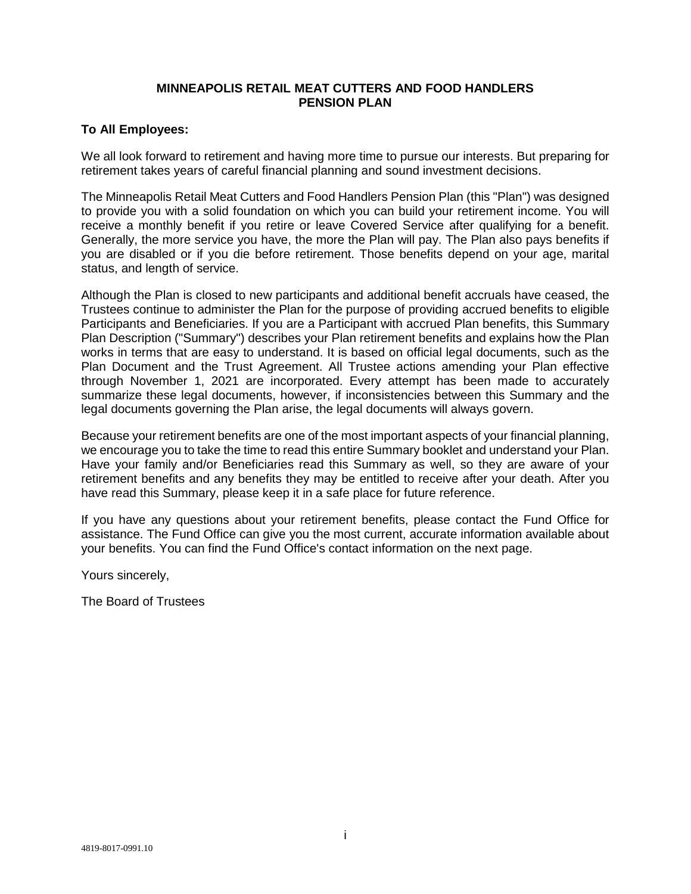# MINNEAPOLIS RETAIL MEAT CUTTERS AND FOOD HANDLERS PENSION PLAN

**To All Employees:**

We all look forward to retirement and having more time to pursue our interests. But preparing for retirement takes years of careful financial planning and sound investment decisions.

The Minneapolis Retail Meat Cutters and Food Handlers Pension Plan (this "Plan") was designed to provide you with a solid foundation on which you can build your retirement income. You will receive a monthly benefit if you retire or leave Covered Service after qualifying for a benefit. Generally, the more service you have, the more the Plan will pay. The Plan also pays benefits if you are disabled or if you die before retirement. Those benefits depend on your age, marital status, and length of service.

Although the Plan is closed to new participants and additional benefit accruals have ceased, the Trustees continue to administer the Plan for the purpose of providing accrued benefits to eligible Participants and Beneficiaries. If you are a Participant with accrued Plan benefits, this Summary Plan Description ("Summary") describes your Plan retirement benefits and explains how the Plan works in terms that are easy to understand. It is based on official legal documents, such as the Plan Document and the Trust Agreement. All Trustee actions amending your Plan effective through November 1, 2021 are incorporated. Every attempt has been made to accurately summarize these legal documents, however, if inconsistencies between this Summary and the legal documents governing the Plan arise, the legal documents will always govern.

Because your retirement benefits are one of the most important aspects of your financial planning, we encourage you to take the time to read this entire Summary booklet and understand your Plan. Have your family and/or Beneficiaries read this Summary as well, so they are aware of your retirement benefits and any benefits they may be entitled to receive after your death. After you have read this Summary, please keep it in a safe place for future reference.

If you have any questions about your retirement benefits, please contact the Fund Office for assistance. The Fund Office can give you the most current, accurate information available about your benefits. You can find the Fund Office's contact information on the next page.

Yours sincerely,

The Board of Trustees

4819-8017-0991.10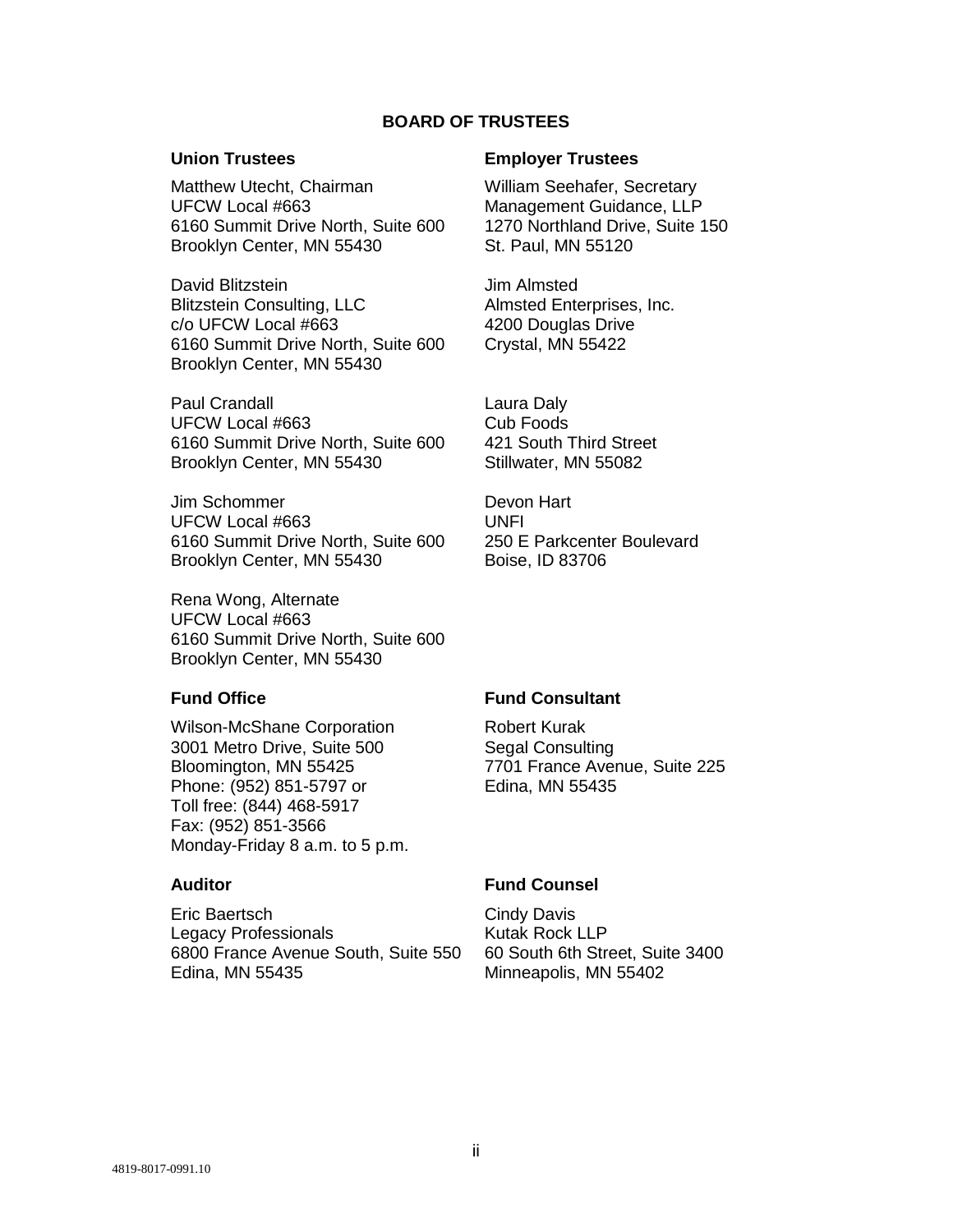# BOARD OF TRUSTEES

### Union Trustees

Matthew Utecht, Chairman
UFCW Local #663
6160 Summit Drive North, Suite 600
Brooklyn Center, MN 55430

David Blitzstein
Blitzstein Consulting, LLC
c/o UFCW Local #663
6160 Summit Drive North, Suite 600
Brooklyn Center, MN 55430

Paul Crandall
UFCW Local #663
6160 Summit Drive North, Suite 600
Brooklyn Center, MN 55430

Jim Schommer
UFCW Local #663
6160 Summit Drive North, Suite 600
Brooklyn Center, MN 55430

Rena Wong, Alternate
UFCW Local #663
6160 Summit Drive North, Suite 600
Brooklyn Center, MN 55430

### Employer Trustees

William Seehafer, Secretary
Management Guidance, LLP
1270 Northland Drive, Suite 150
St. Paul, MN 55120

Jim Almsted
Almsted Enterprises, Inc.
4200 Douglas Drive
Crystal, MN 55422

Laura Daly
Cub Foods
421 South Third Street
Stillwater, MN 55082

Devon Hart
UNFI
250 E Parkcenter Boulevard
Boise, ID 83706

### Fund Office

Wilson-McShane Corporation
3001 Metro Drive, Suite 500
Bloomington, MN 55425
Phone: (952) 851-5797 or
Toll free: (844) 468-5917
Fax: (952) 851-3566
Monday-Friday 8 a.m. to 5 p.m.

### Fund Consultant

Robert Kurak
Segal Consulting
7701 France Avenue, Suite 225
Edina, MN 55435

### Auditor

Eric Baertsch
Legacy Professionals
6800 France Avenue South, Suite 550
Edina, MN 55435

### Fund Counsel

Cindy Davis
Kutak Rock LLP
60 South 6th Street, Suite 3400
Minneapolis, MN 55402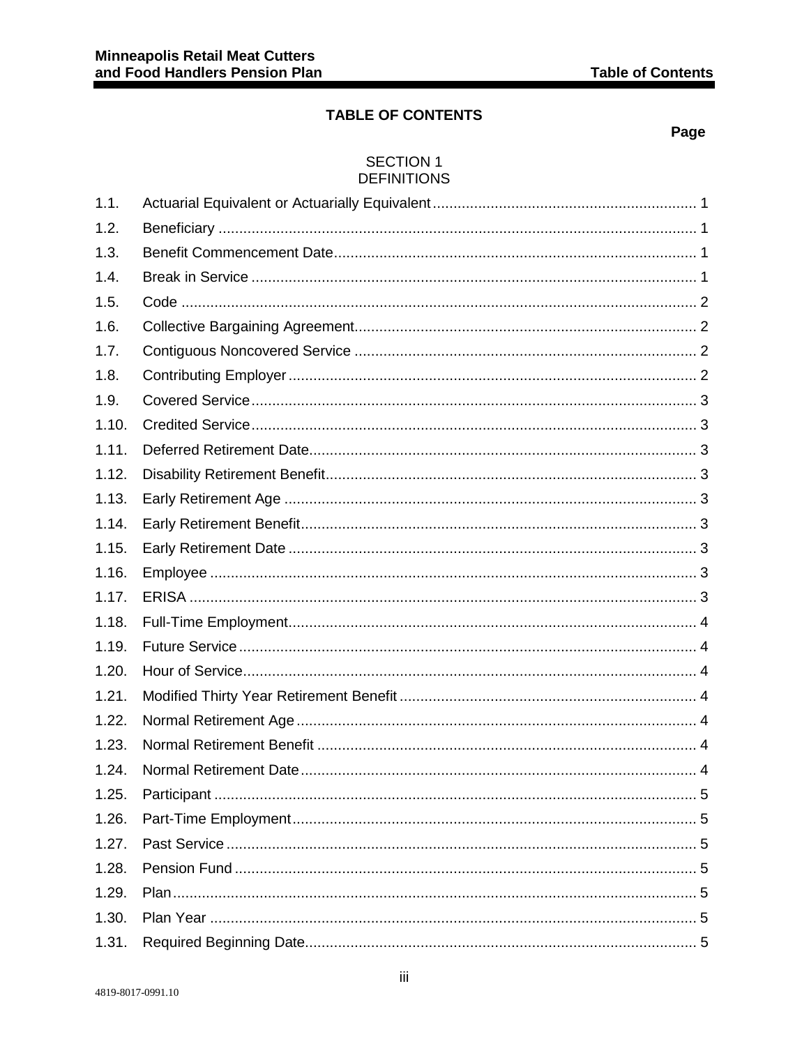# TABLE OF CONTENTS

**Page**

## SECTION 1
## DEFINITIONS

| | | |
|---|---|---|
| 1.1. | Actuarial Equivalent or Actuarially Equivalent | 1 |
| 1.2. | Beneficiary | 1 |
| 1.3. | Benefit Commencement Date | 1 |
| 1.4. | Break in Service | 1 |
| 1.5. | Code | 2 |
| 1.6. | Collective Bargaining Agreement | 2 |
| 1.7. | Contiguous Noncovered Service | 2 |
| 1.8. | Contributing Employer | 2 |
| 1.9. | Covered Service | 3 |
| 1.10. | Credited Service | 3 |
| 1.11. | Deferred Retirement Date | 3 |
| 1.12. | Disability Retirement Benefit | 3 |
| 1.13. | Early Retirement Age | 3 |
| 1.14. | Early Retirement Benefit | 3 |
| 1.15. | Early Retirement Date | 3 |
| 1.16. | Employee | 3 |
| 1.17. | ERISA | 3 |
| 1.18. | Full-Time Employment | 4 |
| 1.19. | Future Service | 4 |
| 1.20. | Hour of Service | 4 |
| 1.21. | Modified Thirty Year Retirement Benefit | 4 |
| 1.22. | Normal Retirement Age | 4 |
| 1.23. | Normal Retirement Benefit | 4 |
| 1.24. | Normal Retirement Date | 4 |
| 1.25. | Participant | 5 |
| 1.26. | Part-Time Employment | 5 |
| 1.27. | Past Service | 5 |
| 1.28. | Pension Fund | 5 |
| 1.29. | Plan | 5 |
| 1.30. | Plan Year | 5 |
| 1.31. | Required Beginning Date | 5 |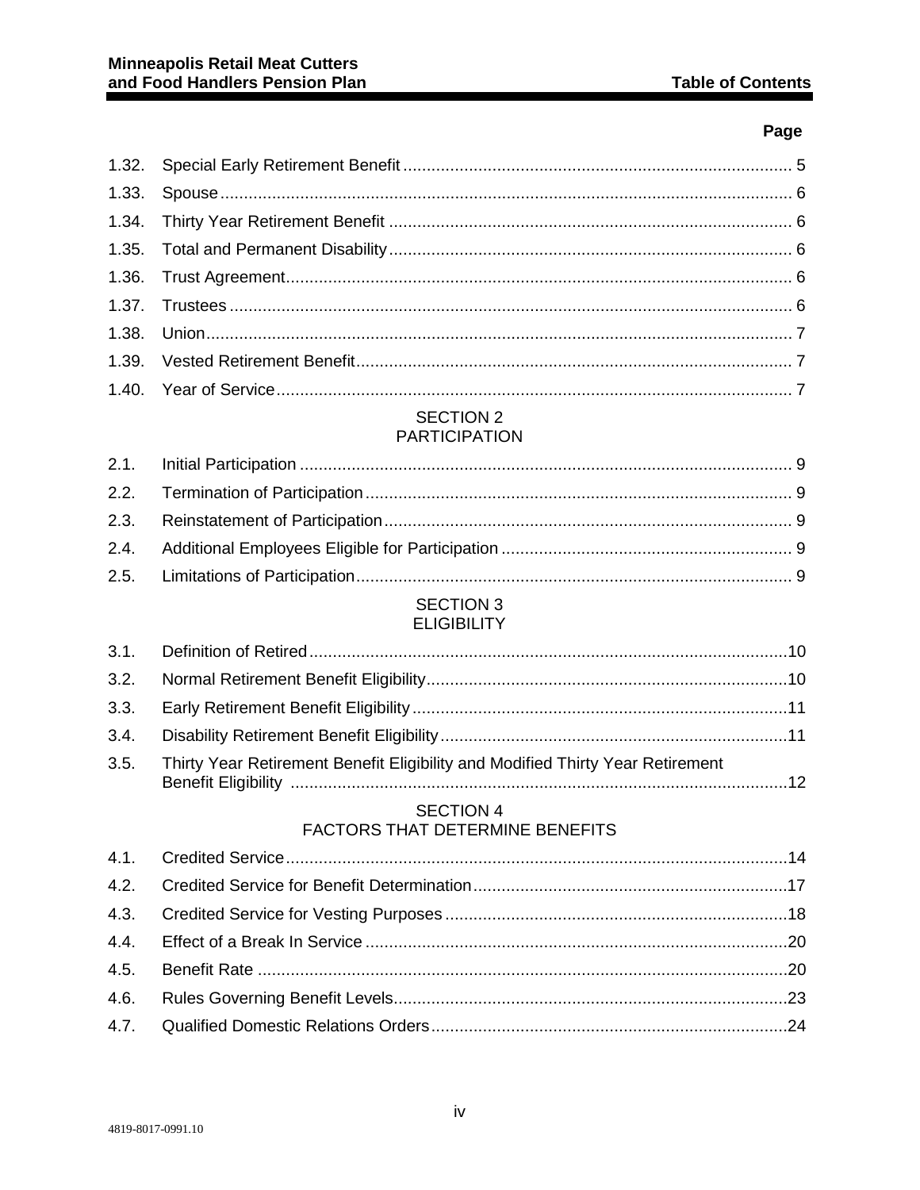| | | Page |
|---|---|---|
| 1.32. | Special Early Retirement Benefit | 5 |
| 1.33. | Spouse | 6 |
| 1.34. | Thirty Year Retirement Benefit | 6 |
| 1.35. | Total and Permanent Disability | 6 |
| 1.36. | Trust Agreement | 6 |
| 1.37. | Trustees | 6 |
| 1.38. | Union | 7 |
| 1.39. | Vested Retirement Benefit | 7 |
| 1.40. | Year of Service | 7 |

## SECTION 2
## PARTICIPATION

| | | |
|---|---|---|
| 2.1. | Initial Participation | 9 |
| 2.2. | Termination of Participation | 9 |
| 2.3. | Reinstatement of Participation | 9 |
| 2.4. | Additional Employees Eligible for Participation | 9 |
| 2.5. | Limitations of Participation | 9 |

## SECTION 3
## ELIGIBILITY

| | | |
|---|---|---|
| 3.1. | Definition of Retired | 10 |
| 3.2. | Normal Retirement Benefit Eligibility | 10 |
| 3.3. | Early Retirement Benefit Eligibility | 11 |
| 3.4. | Disability Retirement Benefit Eligibility | 11 |
| 3.5. | Thirty Year Retirement Benefit Eligibility and Modified Thirty Year Retirement Benefit Eligibility | 12 |

## SECTION 4
## FACTORS THAT DETERMINE BENEFITS

| | | |
|---|---|---|
| 4.1. | Credited Service | 14 |
| 4.2. | Credited Service for Benefit Determination | 17 |
| 4.3. | Credited Service for Vesting Purposes | 18 |
| 4.4. | Effect of a Break In Service | 20 |
| 4.5. | Benefit Rate | 20 |
| 4.6. | Rules Governing Benefit Levels | 23 |
| 4.7. | Qualified Domestic Relations Orders | 24 |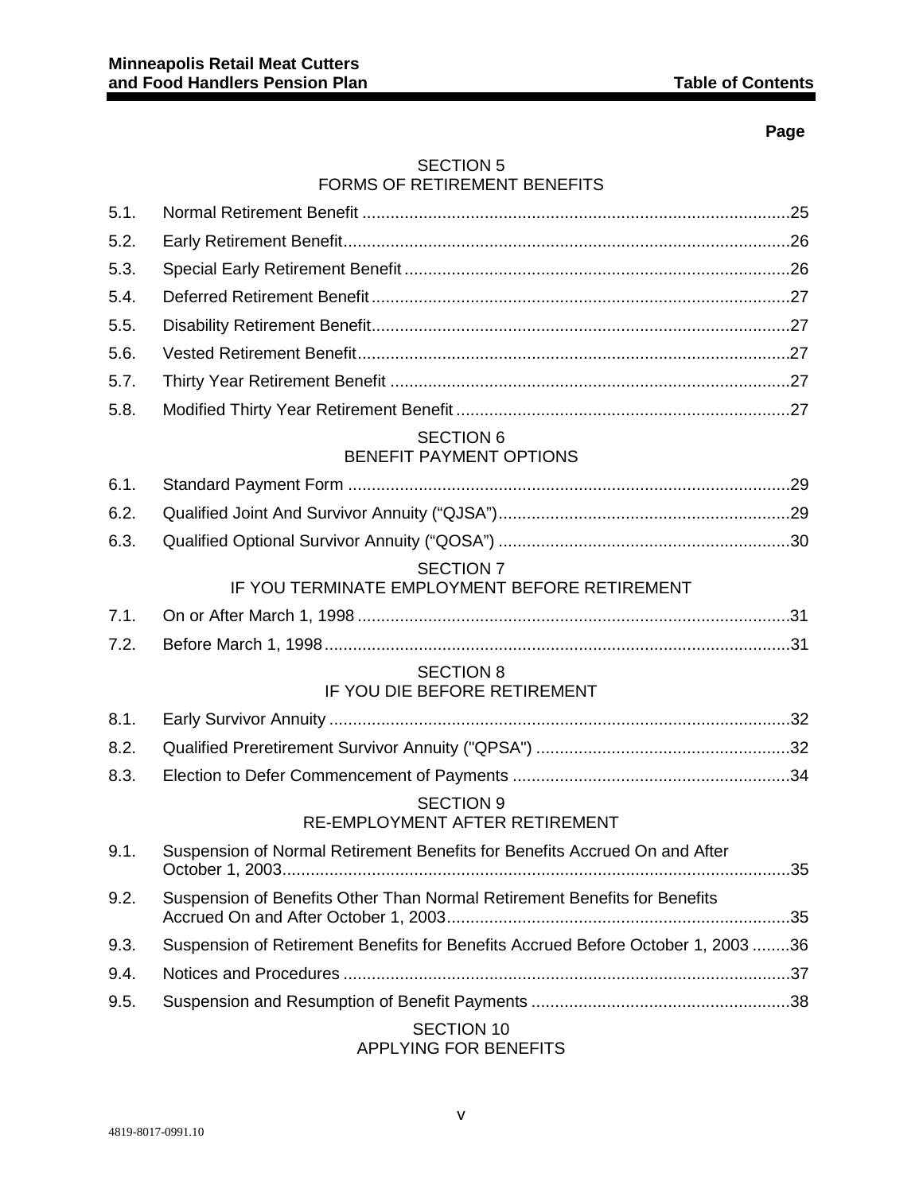Page

SECTION 5
FORMS OF RETIREMENT BENEFITS

| | | |
|---|---|---|
| 5.1. | Normal Retirement Benefit | 25 |
| 5.2. | Early Retirement Benefit | 26 |
| 5.3. | Special Early Retirement Benefit | 26 |
| 5.4. | Deferred Retirement Benefit | 27 |
| 5.5. | Disability Retirement Benefit | 27 |
| 5.6. | Vested Retirement Benefit | 27 |
| 5.7. | Thirty Year Retirement Benefit | 27 |
| 5.8. | Modified Thirty Year Retirement Benefit | 27 |

SECTION 6
BENEFIT PAYMENT OPTIONS

| | | |
|---|---|---|
| 6.1. | Standard Payment Form | 29 |
| 6.2. | Qualified Joint And Survivor Annuity (“QJSA”) | 29 |
| 6.3. | Qualified Optional Survivor Annuity (“QOSA”) | 30 |

SECTION 7
IF YOU TERMINATE EMPLOYMENT BEFORE RETIREMENT

| | | |
|---|---|---|
| 7.1. | On or After March 1, 1998 | 31 |
| 7.2. | Before March 1, 1998 | 31 |

SECTION 8
IF YOU DIE BEFORE RETIREMENT

| | | |
|---|---|---|
| 8.1. | Early Survivor Annuity | 32 |
| 8.2. | Qualified Preretirement Survivor Annuity ("QPSA") | 32 |
| 8.3. | Election to Defer Commencement of Payments | 34 |

SECTION 9
RE-EMPLOYMENT AFTER RETIREMENT

| | | |
|---|---|---|
| 9.1. | Suspension of Normal Retirement Benefits for Benefits Accrued On and After October 1, 2003 | 35 |
| 9.2. | Suspension of Benefits Other Than Normal Retirement Benefits for Benefits Accrued On and After October 1, 2003 | 35 |
| 9.3. | Suspension of Retirement Benefits for Benefits Accrued Before October 1, 2003 | 36 |
| 9.4. | Notices and Procedures | 37 |
| 9.5. | Suspension and Resumption of Benefit Payments | 38 |

SECTION 10
APPLYING FOR BENEFITS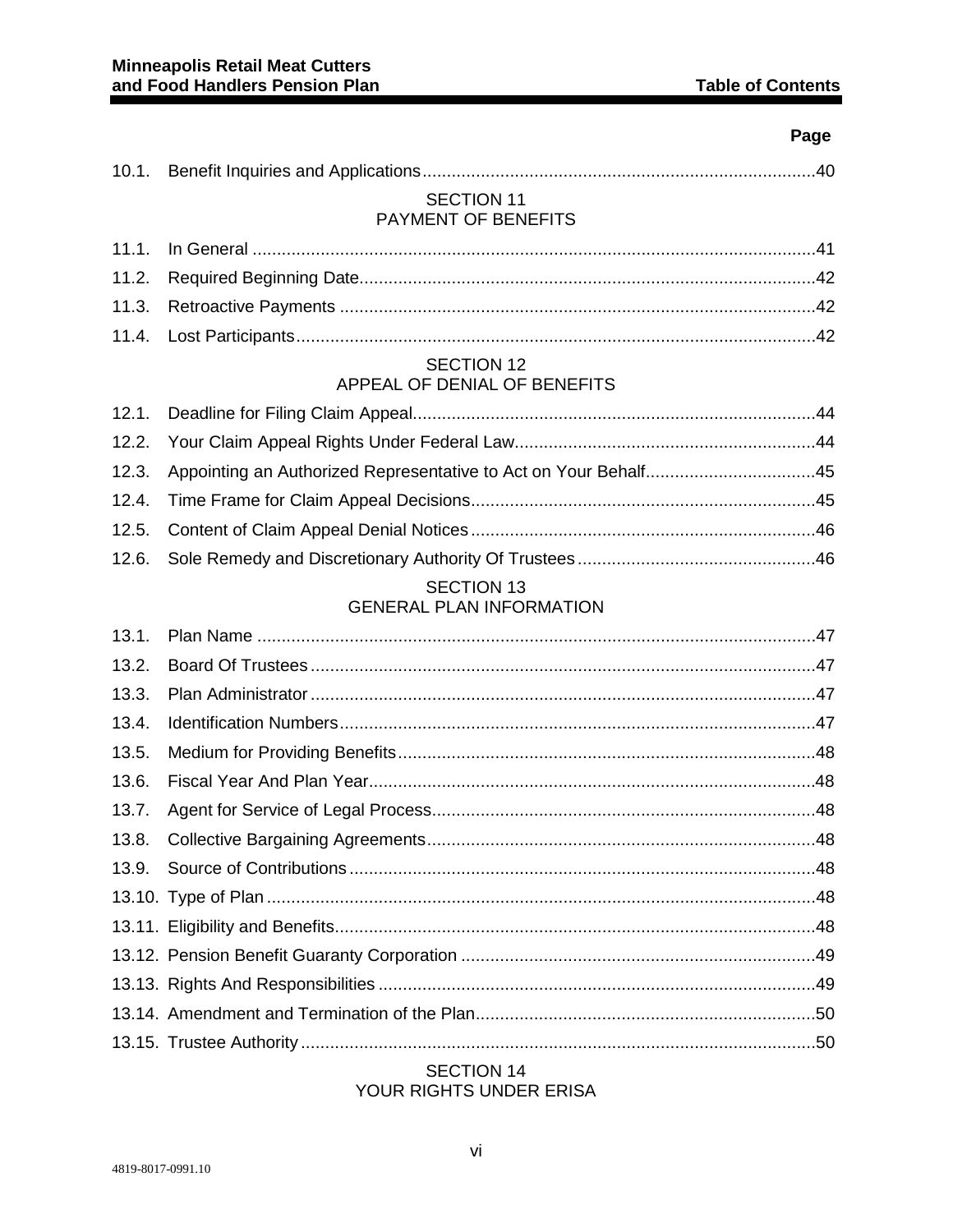| | | Page |
|---|---|---|
| 10.1. | Benefit Inquiries and Applications | 40 |
| | **SECTION 11 PAYMENT OF BENEFITS** | |
| 11.1. | In General | 41 |
| 11.2. | Required Beginning Date | 42 |
| 11.3. | Retroactive Payments | 42 |
| 11.4. | Lost Participants | 42 |
| | **SECTION 12 APPEAL OF DENIAL OF BENEFITS** | |
| 12.1. | Deadline for Filing Claim Appeal | 44 |
| 12.2. | Your Claim Appeal Rights Under Federal Law | 44 |
| 12.3. | Appointing an Authorized Representative to Act on Your Behalf | 45 |
| 12.4. | Time Frame for Claim Appeal Decisions | 45 |
| 12.5. | Content of Claim Appeal Denial Notices | 46 |
| 12.6. | Sole Remedy and Discretionary Authority Of Trustees | 46 |
| | **SECTION 13 GENERAL PLAN INFORMATION** | |
| 13.1. | Plan Name | 47 |
| 13.2. | Board Of Trustees | 47 |
| 13.3. | Plan Administrator | 47 |
| 13.4. | Identification Numbers | 47 |
| 13.5. | Medium for Providing Benefits | 48 |
| 13.6. | Fiscal Year And Plan Year | 48 |
| 13.7. | Agent for Service of Legal Process | 48 |
| 13.8. | Collective Bargaining Agreements | 48 |
| 13.9. | Source of Contributions | 48 |
| 13.10. | Type of Plan | 48 |
| 13.11. | Eligibility and Benefits | 48 |
| 13.12. | Pension Benefit Guaranty Corporation | 49 |
| 13.13. | Rights And Responsibilities | 49 |
| 13.14. | Amendment and Termination of the Plan | 50 |
| 13.15. | Trustee Authority | 50 |
| | **SECTION 14 YOUR RIGHTS UNDER ERISA** | |

4819-8017-0991.10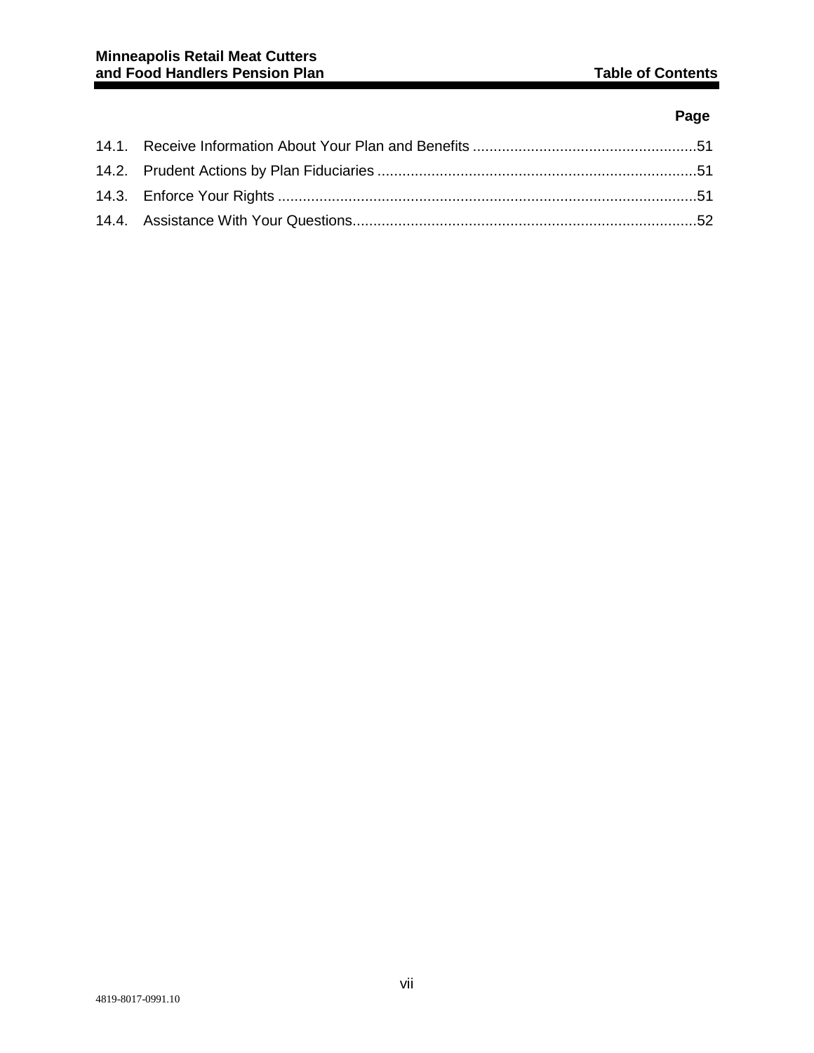| | | Page |
|---|---|---|
| 14.1. | Receive Information About Your Plan and Benefits | 51 |
| 14.2. | Prudent Actions by Plan Fiduciaries | 51 |
| 14.3. | Enforce Your Rights | 51 |
| 14.4. | Assistance With Your Questions | 52 |

4819-8017-0991.10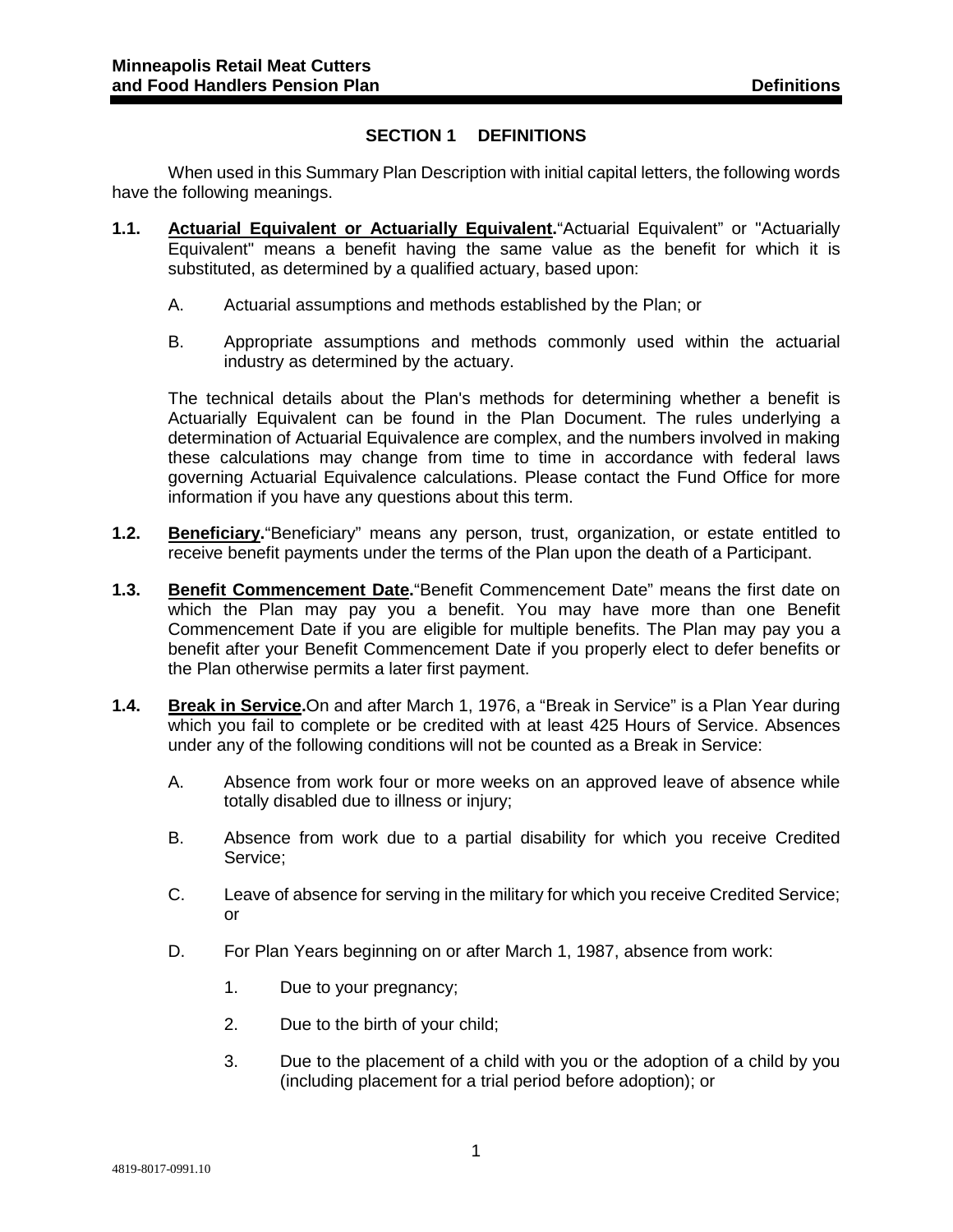# SECTION 1 DEFINITIONS

When used in this Summary Plan Description with initial capital letters, the following words have the following meanings.

**1.1. Actuarial Equivalent or Actuarially Equivalent.** "Actuarial Equivalent" or "Actuarially Equivalent" means a benefit having the same value as the benefit for which it is substituted, as determined by a qualified actuary, based upon:

A. Actuarial assumptions and methods established by the Plan; or

B. Appropriate assumptions and methods commonly used within the actuarial industry as determined by the actuary.

The technical details about the Plan's methods for determining whether a benefit is Actuarially Equivalent can be found in the Plan Document. The rules underlying a determination of Actuarial Equivalence are complex, and the numbers involved in making these calculations may change from time to time in accordance with federal laws governing Actuarial Equivalence calculations. Please contact the Fund Office for more information if you have any questions about this term.

**1.2. Beneficiary.** "Beneficiary" means any person, trust, organization, or estate entitled to receive benefit payments under the terms of the Plan upon the death of a Participant.

**1.3. Benefit Commencement Date.** "Benefit Commencement Date" means the first date on which the Plan may pay you a benefit. You may have more than one Benefit Commencement Date if you are eligible for multiple benefits. The Plan may pay you a benefit after your Benefit Commencement Date if you properly elect to defer benefits or the Plan otherwise permits a later first payment.

**1.4. Break in Service.** On and after March 1, 1976, a "Break in Service" is a Plan Year during which you fail to complete or be credited with at least 425 Hours of Service. Absences under any of the following conditions will not be counted as a Break in Service:

A. Absence from work four or more weeks on an approved leave of absence while totally disabled due to illness or injury;

B. Absence from work due to a partial disability for which you receive Credited Service;

C. Leave of absence for serving in the military for which you receive Credited Service; or

D. For Plan Years beginning on or after March 1, 1987, absence from work:

1. Due to your pregnancy;

2. Due to the birth of your child;

3. Due to the placement of a child with you or the adoption of a child by you (including placement for a trial period before adoption); or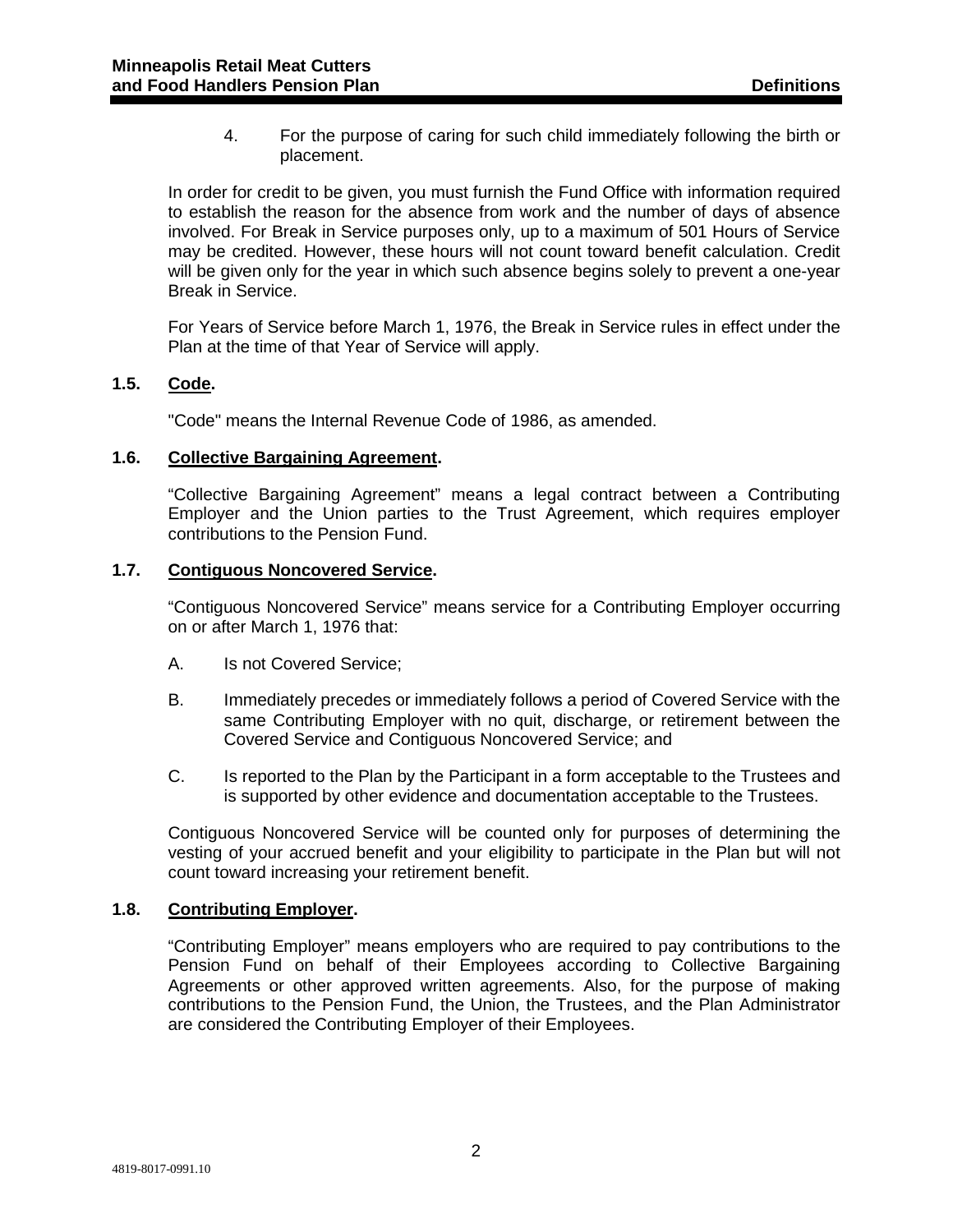4. For the purpose of caring for such child immediately following the birth or placement.

In order for credit to be given, you must furnish the Fund Office with information required to establish the reason for the absence from work and the number of days of absence involved. For Break in Service purposes only, up to a maximum of 501 Hours of Service may be credited. However, these hours will not count toward benefit calculation. Credit will be given only for the year in which such absence begins solely to prevent a one-year Break in Service.

For Years of Service before March 1, 1976, the Break in Service rules in effect under the Plan at the time of that Year of Service will apply.

### 1.5. Code.

"Code" means the Internal Revenue Code of 1986, as amended.

### 1.6. Collective Bargaining Agreement.

"Collective Bargaining Agreement" means a legal contract between a Contributing Employer and the Union parties to the Trust Agreement, which requires employer contributions to the Pension Fund.

### 1.7. Contiguous Noncovered Service.

"Contiguous Noncovered Service" means service for a Contributing Employer occurring on or after March 1, 1976 that:

A. Is not Covered Service;

B. Immediately precedes or immediately follows a period of Covered Service with the same Contributing Employer with no quit, discharge, or retirement between the Covered Service and Contiguous Noncovered Service; and

C. Is reported to the Plan by the Participant in a form acceptable to the Trustees and is supported by other evidence and documentation acceptable to the Trustees.

Contiguous Noncovered Service will be counted only for purposes of determining the vesting of your accrued benefit and your eligibility to participate in the Plan but will not count toward increasing your retirement benefit.

### 1.8. Contributing Employer.

"Contributing Employer" means employers who are required to pay contributions to the Pension Fund on behalf of their Employees according to Collective Bargaining Agreements or other approved written agreements. Also, for the purpose of making contributions to the Pension Fund, the Union, the Trustees, and the Plan Administrator are considered the Contributing Employer of their Employees.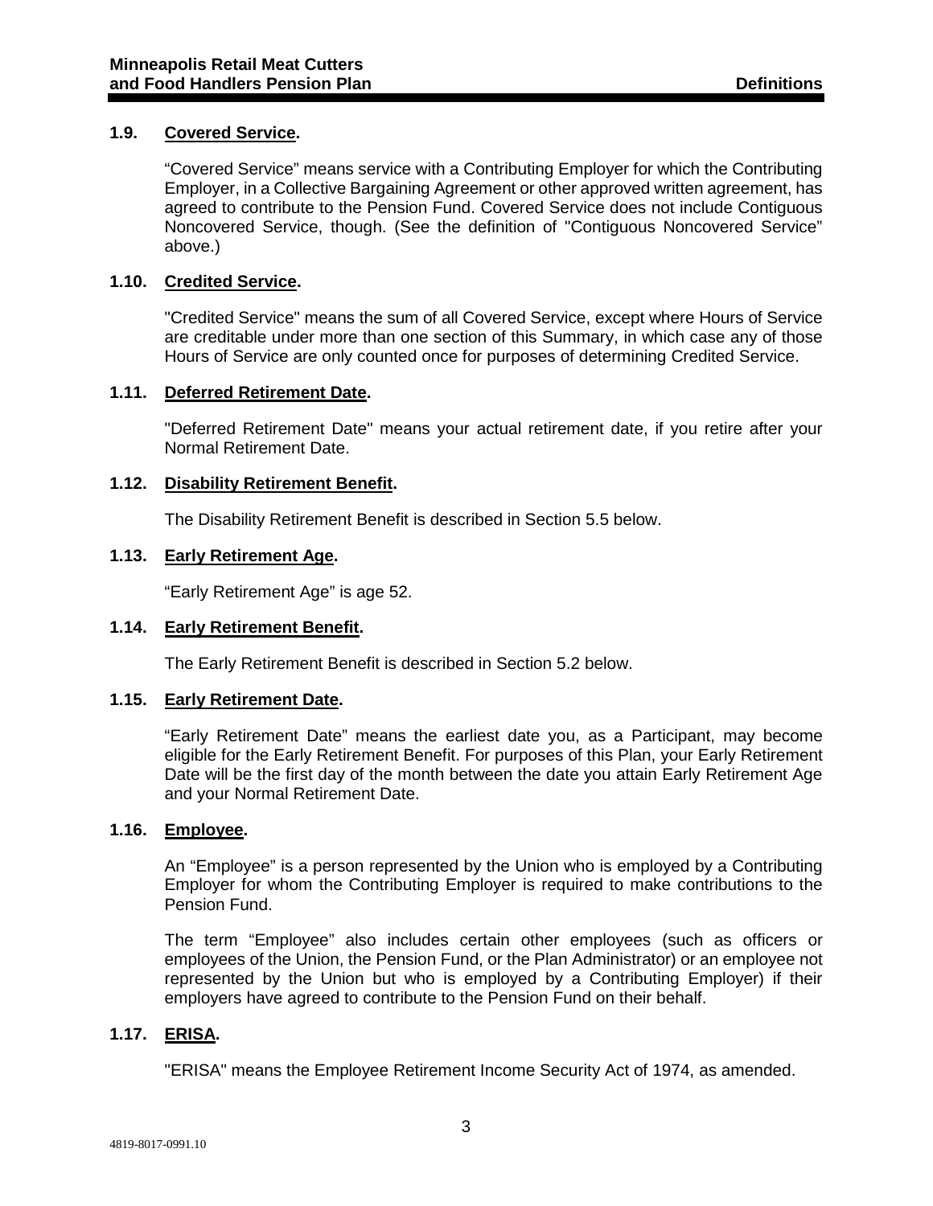### 1.9. Covered Service.

"Covered Service" means service with a Contributing Employer for which the Contributing Employer, in a Collective Bargaining Agreement or other approved written agreement, has agreed to contribute to the Pension Fund. Covered Service does not include Contiguous Noncovered Service, though. (See the definition of "Contiguous Noncovered Service" above.)

### 1.10. Credited Service.

"Credited Service" means the sum of all Covered Service, except where Hours of Service are creditable under more than one section of this Summary, in which case any of those Hours of Service are only counted once for purposes of determining Credited Service.

### 1.11. Deferred Retirement Date.

"Deferred Retirement Date" means your actual retirement date, if you retire after your Normal Retirement Date.

### 1.12. Disability Retirement Benefit.

The Disability Retirement Benefit is described in Section 5.5 below.

### 1.13. Early Retirement Age.

"Early Retirement Age" is age 52.

### 1.14. Early Retirement Benefit.

The Early Retirement Benefit is described in Section 5.2 below.

### 1.15. Early Retirement Date.

"Early Retirement Date" means the earliest date you, as a Participant, may become eligible for the Early Retirement Benefit. For purposes of this Plan, your Early Retirement Date will be the first day of the month between the date you attain Early Retirement Age and your Normal Retirement Date.

### 1.16. Employee.

An "Employee" is a person represented by the Union who is employed by a Contributing Employer for whom the Contributing Employer is required to make contributions to the Pension Fund.

The term "Employee" also includes certain other employees (such as officers or employees of the Union, the Pension Fund, or the Plan Administrator) or an employee not represented by the Union but who is employed by a Contributing Employer) if their employers have agreed to contribute to the Pension Fund on their behalf.

### 1.17. ERISA.

"ERISA" means the Employee Retirement Income Security Act of 1974, as amended.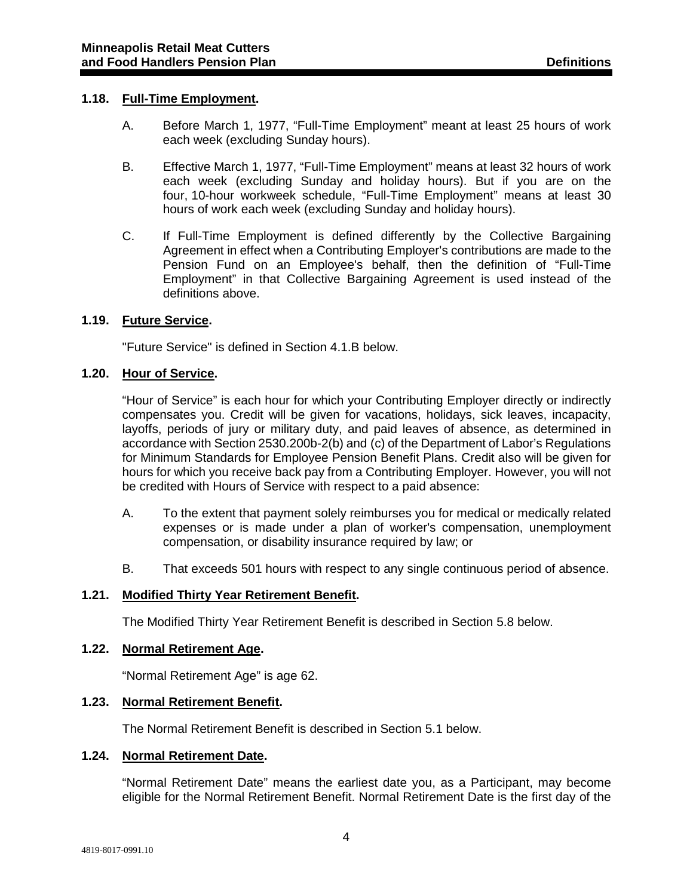### 1.18. Full-Time Employment.

A. Before March 1, 1977, "Full-Time Employment" meant at least 25 hours of work each week (excluding Sunday hours).

B. Effective March 1, 1977, "Full-Time Employment" means at least 32 hours of work each week (excluding Sunday and holiday hours). But if you are on the four, 10-hour workweek schedule, "Full-Time Employment" means at least 30 hours of work each week (excluding Sunday and holiday hours).

C. If Full-Time Employment is defined differently by the Collective Bargaining Agreement in effect when a Contributing Employer's contributions are made to the Pension Fund on an Employee's behalf, then the definition of "Full-Time Employment" in that Collective Bargaining Agreement is used instead of the definitions above.

### 1.19. Future Service.

"Future Service" is defined in Section 4.1.B below.

### 1.20. Hour of Service.

"Hour of Service" is each hour for which your Contributing Employer directly or indirectly compensates you. Credit will be given for vacations, holidays, sick leaves, incapacity, layoffs, periods of jury or military duty, and paid leaves of absence, as determined in accordance with Section 2530.200b-2(b) and (c) of the Department of Labor's Regulations for Minimum Standards for Employee Pension Benefit Plans. Credit also will be given for hours for which you receive back pay from a Contributing Employer. However, you will not be credited with Hours of Service with respect to a paid absence:

A. To the extent that payment solely reimburses you for medical or medically related expenses or is made under a plan of worker's compensation, unemployment compensation, or disability insurance required by law; or

B. That exceeds 501 hours with respect to any single continuous period of absence.

### 1.21. Modified Thirty Year Retirement Benefit.

The Modified Thirty Year Retirement Benefit is described in Section 5.8 below.

### 1.22. Normal Retirement Age.

"Normal Retirement Age" is age 62.

### 1.23. Normal Retirement Benefit.

The Normal Retirement Benefit is described in Section 5.1 below.

### 1.24. Normal Retirement Date.

"Normal Retirement Date" means the earliest date you, as a Participant, may become eligible for the Normal Retirement Benefit. Normal Retirement Date is the first day of the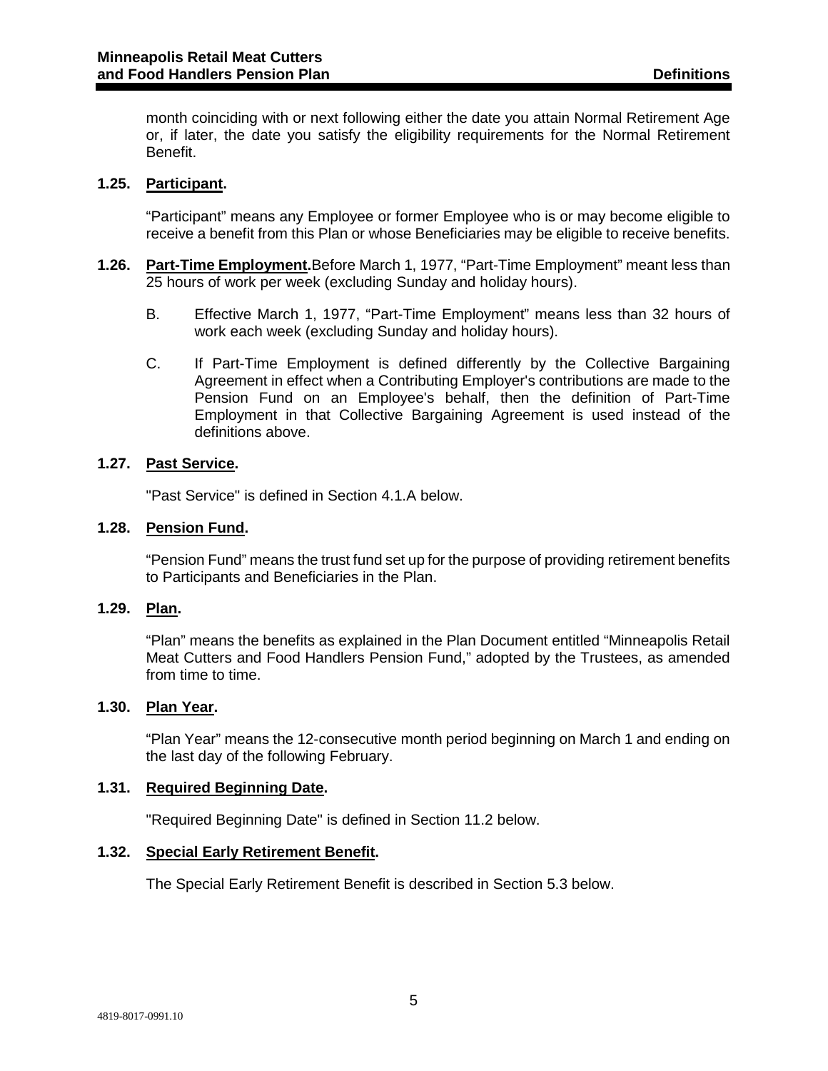month coinciding with or next following either the date you attain Normal Retirement Age or, if later, the date you satisfy the eligibility requirements for the Normal Retirement Benefit.

### 1.25. Participant.

"Participant" means any Employee or former Employee who is or may become eligible to receive a benefit from this Plan or whose Beneficiaries may be eligible to receive benefits.

### 1.26. Part-Time Employment.

Before March 1, 1977, "Part-Time Employment" meant less than 25 hours of work per week (excluding Sunday and holiday hours).

B. Effective March 1, 1977, "Part-Time Employment" means less than 32 hours of work each week (excluding Sunday and holiday hours).

C. If Part-Time Employment is defined differently by the Collective Bargaining Agreement in effect when a Contributing Employer's contributions are made to the Pension Fund on an Employee's behalf, then the definition of Part-Time Employment in that Collective Bargaining Agreement is used instead of the definitions above.

### 1.27. Past Service.

"Past Service" is defined in Section 4.1.A below.

### 1.28. Pension Fund.

"Pension Fund" means the trust fund set up for the purpose of providing retirement benefits to Participants and Beneficiaries in the Plan.

### 1.29. Plan.

"Plan" means the benefits as explained in the Plan Document entitled "Minneapolis Retail Meat Cutters and Food Handlers Pension Fund," adopted by the Trustees, as amended from time to time.

### 1.30. Plan Year.

"Plan Year" means the 12-consecutive month period beginning on March 1 and ending on the last day of the following February.

### 1.31. Required Beginning Date.

"Required Beginning Date" is defined in Section 11.2 below.

### 1.32. Special Early Retirement Benefit.

The Special Early Retirement Benefit is described in Section 5.3 below.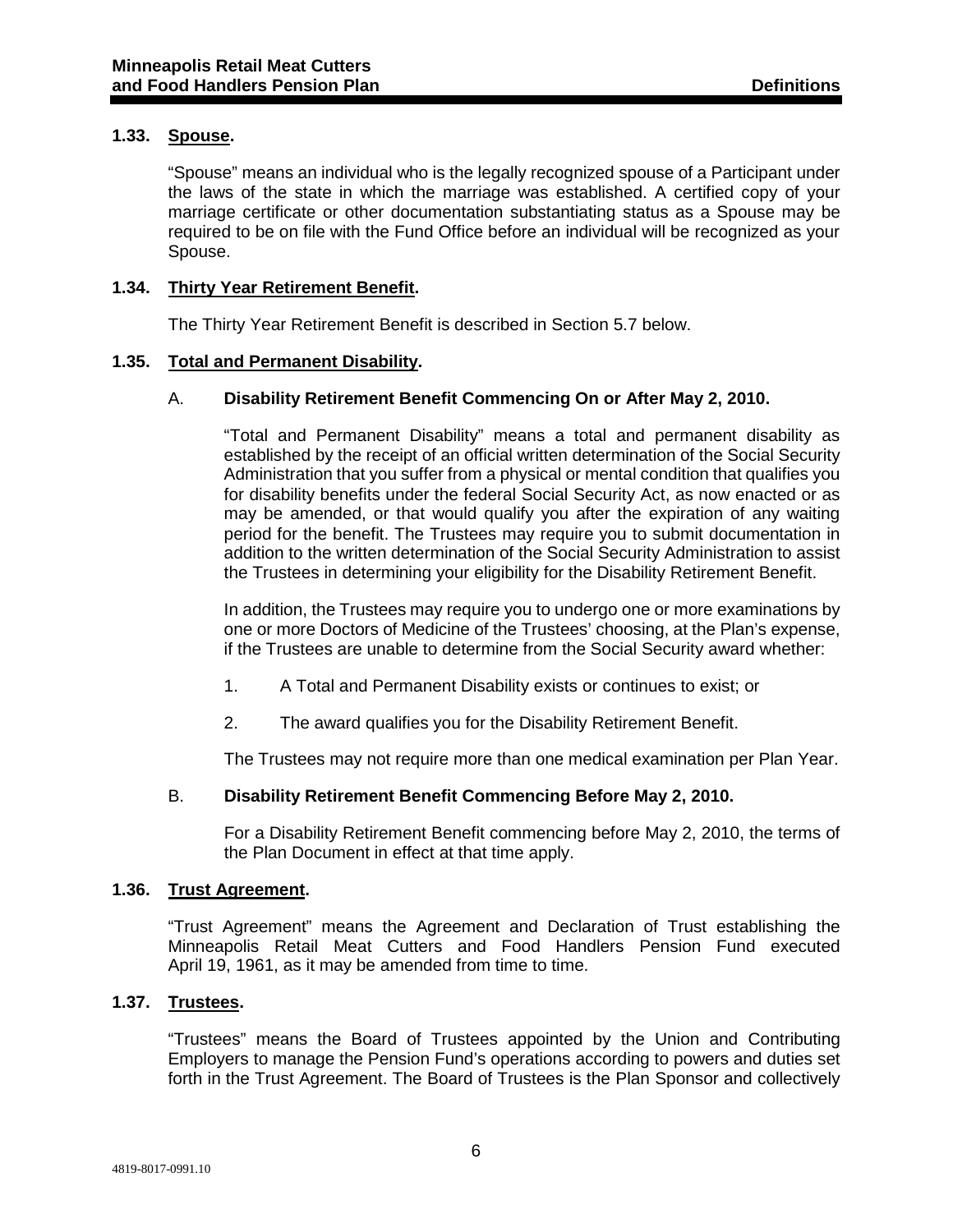### 1.33. Spouse.

"Spouse" means an individual who is the legally recognized spouse of a Participant under the laws of the state in which the marriage was established. A certified copy of your marriage certificate or other documentation substantiating status as a Spouse may be required to be on file with the Fund Office before an individual will be recognized as your Spouse.

### 1.34. Thirty Year Retirement Benefit.

The Thirty Year Retirement Benefit is described in Section 5.7 below.

### 1.35. Total and Permanent Disability.

A. **Disability Retirement Benefit Commencing On or After May 2, 2010.**

"Total and Permanent Disability" means a total and permanent disability as established by the receipt of an official written determination of the Social Security Administration that you suffer from a physical or mental condition that qualifies you for disability benefits under the federal Social Security Act, as now enacted or as may be amended, or that would qualify you after the expiration of any waiting period for the benefit. The Trustees may require you to submit documentation in addition to the written determination of the Social Security Administration to assist the Trustees in determining your eligibility for the Disability Retirement Benefit.

In addition, the Trustees may require you to undergo one or more examinations by one or more Doctors of Medicine of the Trustees' choosing, at the Plan's expense, if the Trustees are unable to determine from the Social Security award whether:

1. A Total and Permanent Disability exists or continues to exist; or

2. The award qualifies you for the Disability Retirement Benefit.

The Trustees may not require more than one medical examination per Plan Year.

B. **Disability Retirement Benefit Commencing Before May 2, 2010.**

For a Disability Retirement Benefit commencing before May 2, 2010, the terms of the Plan Document in effect at that time apply.

### 1.36. Trust Agreement.

"Trust Agreement" means the Agreement and Declaration of Trust establishing the Minneapolis Retail Meat Cutters and Food Handlers Pension Fund executed April 19, 1961, as it may be amended from time to time.

### 1.37. Trustees.

"Trustees" means the Board of Trustees appointed by the Union and Contributing Employers to manage the Pension Fund's operations according to powers and duties set forth in the Trust Agreement. The Board of Trustees is the Plan Sponsor and collectively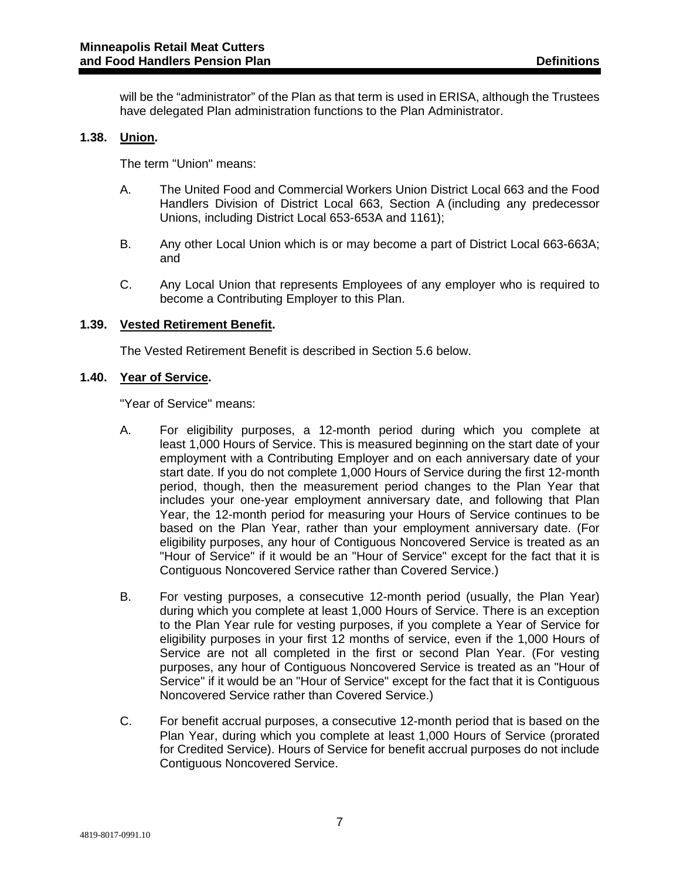will be the "administrator" of the Plan as that term is used in ERISA, although the Trustees have delegated Plan administration functions to the Plan Administrator.

### 1.38. Union.

The term "Union" means:

A. The United Food and Commercial Workers Union District Local 663 and the Food Handlers Division of District Local 663, Section A (including any predecessor Unions, including District Local 653-653A and 1161);

B. Any other Local Union which is or may become a part of District Local 663-663A; and

C. Any Local Union that represents Employees of any employer who is required to become a Contributing Employer to this Plan.

### 1.39. Vested Retirement Benefit.

The Vested Retirement Benefit is described in Section 5.6 below.

### 1.40. Year of Service.

"Year of Service" means:

A. For eligibility purposes, a 12-month period during which you complete at least 1,000 Hours of Service. This is measured beginning on the start date of your employment with a Contributing Employer and on each anniversary date of your start date. If you do not complete 1,000 Hours of Service during the first 12-month period, though, then the measurement period changes to the Plan Year that includes your one-year employment anniversary date, and following that Plan Year, the 12-month period for measuring your Hours of Service continues to be based on the Plan Year, rather than your employment anniversary date. (For eligibility purposes, any hour of Contiguous Noncovered Service is treated as an "Hour of Service" if it would be an "Hour of Service" except for the fact that it is Contiguous Noncovered Service rather than Covered Service.)

B. For vesting purposes, a consecutive 12-month period (usually, the Plan Year) during which you complete at least 1,000 Hours of Service. There is an exception to the Plan Year rule for vesting purposes, if you complete a Year of Service for eligibility purposes in your first 12 months of service, even if the 1,000 Hours of Service are not all completed in the first or second Plan Year. (For vesting purposes, any hour of Contiguous Noncovered Service is treated as an "Hour of Service" if it would be an "Hour of Service" except for the fact that it is Contiguous Noncovered Service rather than Covered Service.)

C. For benefit accrual purposes, a consecutive 12-month period that is based on the Plan Year, during which you complete at least 1,000 Hours of Service (prorated for Credited Service). Hours of Service for benefit accrual purposes do not include Contiguous Noncovered Service.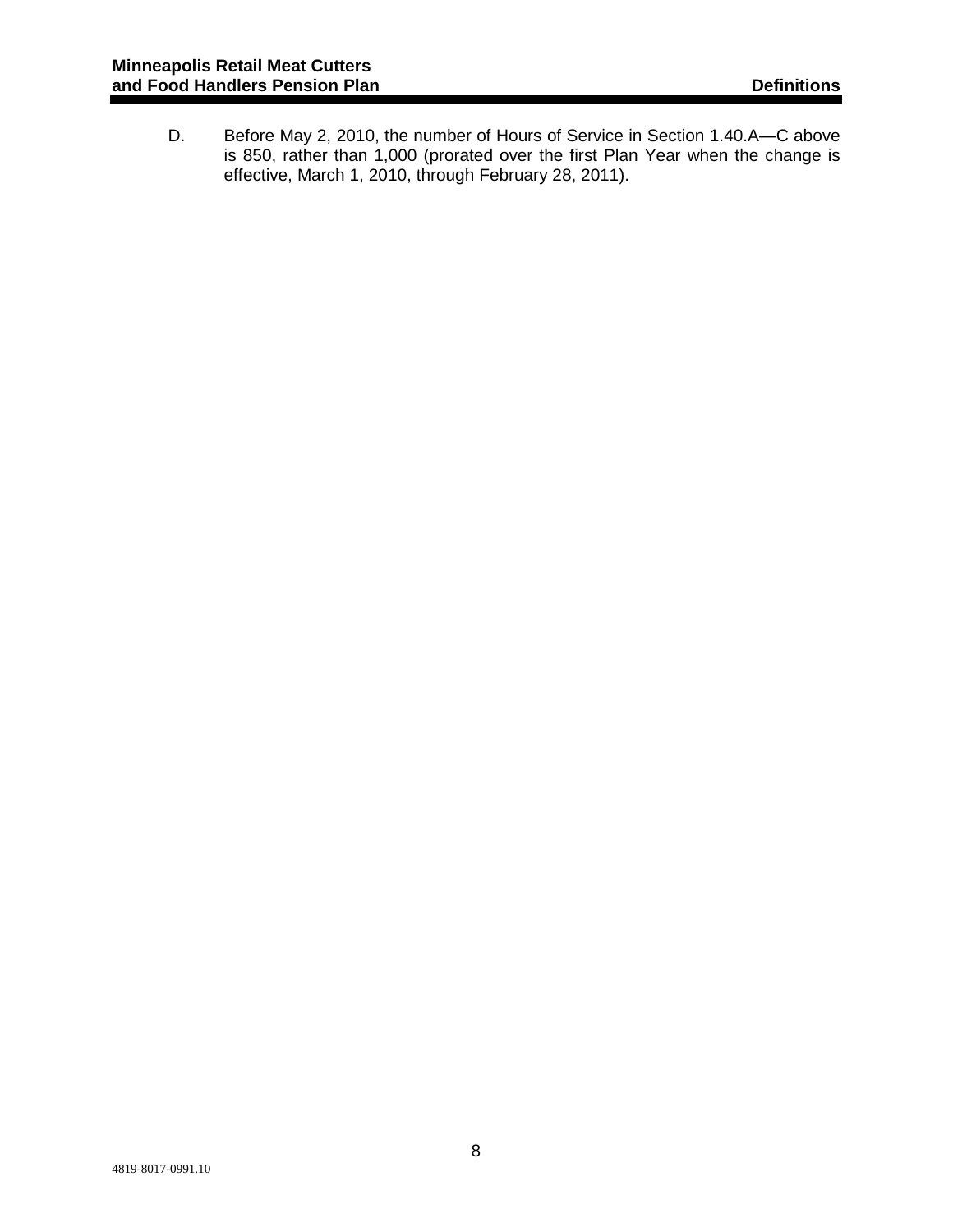D. Before May 2, 2010, the number of Hours of Service in Section 1.40.A—C above is 850, rather than 1,000 (prorated over the first Plan Year when the change is effective, March 1, 2010, through February 28, 2011).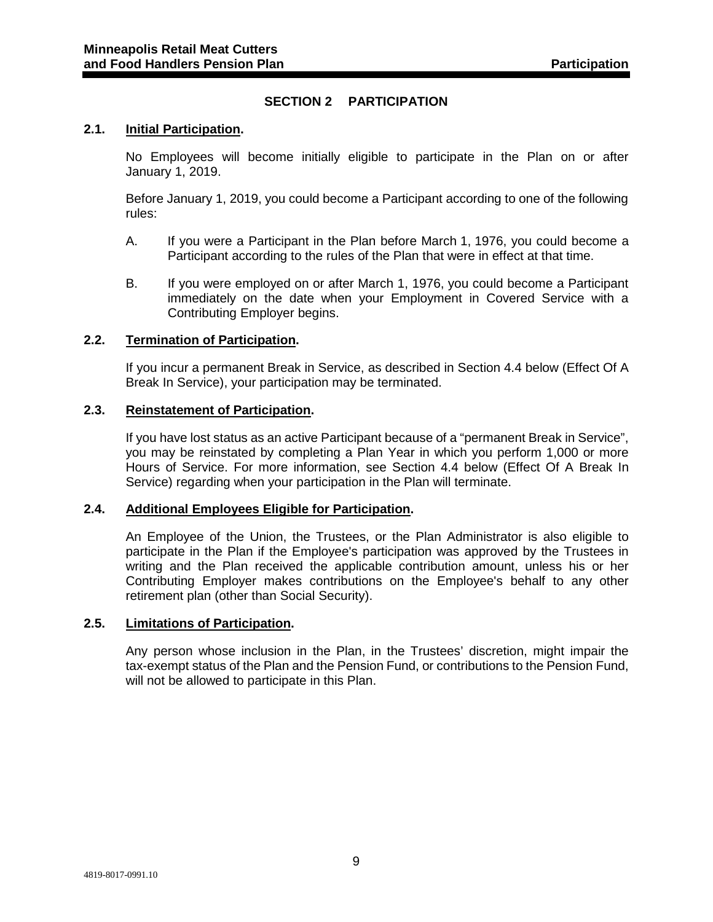## SECTION 2 PARTICIPATION

### 2.1. Initial Participation.

No Employees will become initially eligible to participate in the Plan on or after January 1, 2019.

Before January 1, 2019, you could become a Participant according to one of the following rules:

A. If you were a Participant in the Plan before March 1, 1976, you could become a Participant according to the rules of the Plan that were in effect at that time.

B. If you were employed on or after March 1, 1976, you could become a Participant immediately on the date when your Employment in Covered Service with a Contributing Employer begins.

### 2.2. Termination of Participation.

If you incur a permanent Break in Service, as described in Section 4.4 below (Effect Of A Break In Service), your participation may be terminated.

### 2.3. Reinstatement of Participation.

If you have lost status as an active Participant because of a "permanent Break in Service", you may be reinstated by completing a Plan Year in which you perform 1,000 or more Hours of Service. For more information, see Section 4.4 below (Effect Of A Break In Service) regarding when your participation in the Plan will terminate.

### 2.4. Additional Employees Eligible for Participation.

An Employee of the Union, the Trustees, or the Plan Administrator is also eligible to participate in the Plan if the Employee's participation was approved by the Trustees in writing and the Plan received the applicable contribution amount, unless his or her Contributing Employer makes contributions on the Employee's behalf to any other retirement plan (other than Social Security).

### 2.5. Limitations of Participation.

Any person whose inclusion in the Plan, in the Trustees' discretion, might impair the tax-exempt status of the Plan and the Pension Fund, or contributions to the Pension Fund, will not be allowed to participate in this Plan.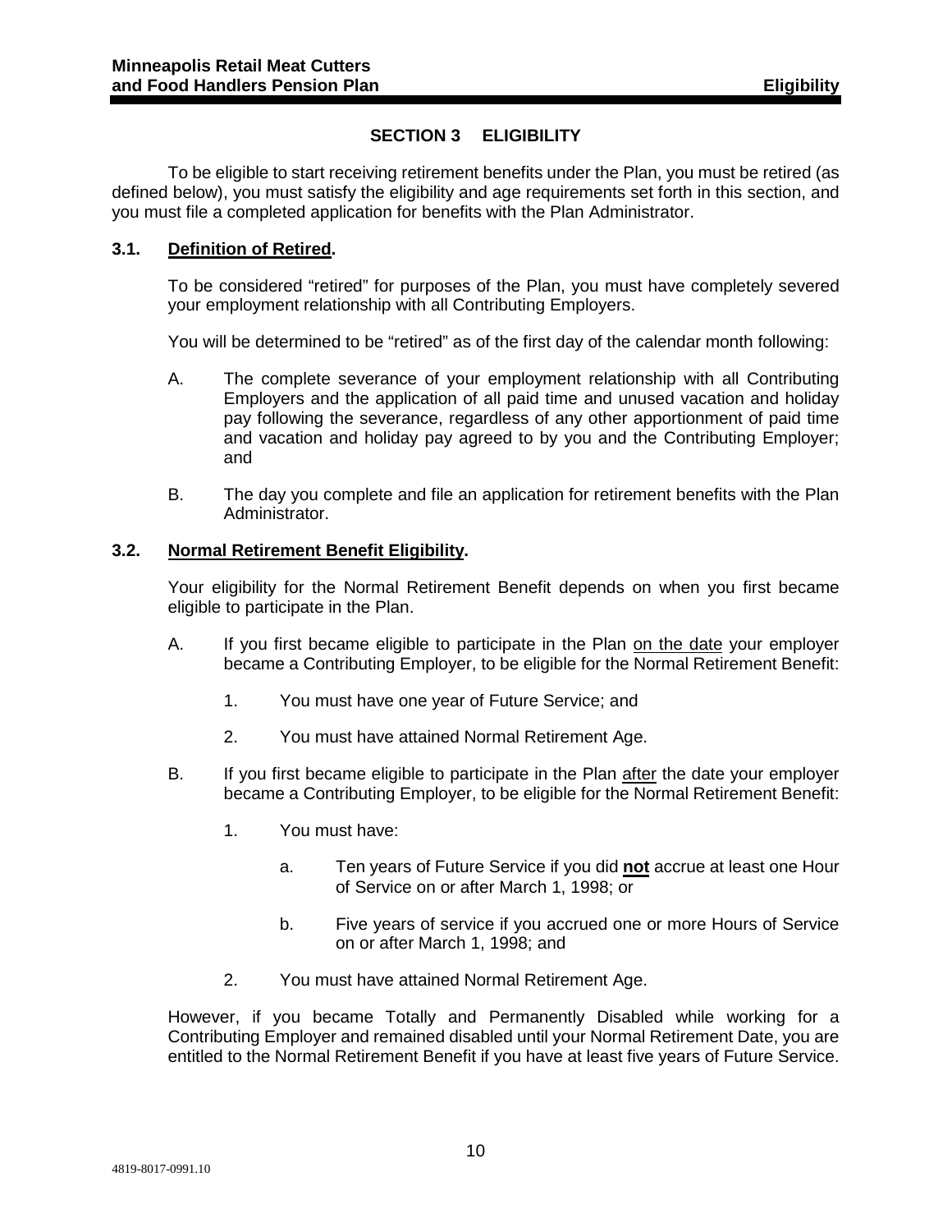## SECTION 3 ELIGIBILITY

To be eligible to start receiving retirement benefits under the Plan, you must be retired (as defined below), you must satisfy the eligibility and age requirements set forth in this section, and you must file a completed application for benefits with the Plan Administrator.

### 3.1. Definition of Retired.

To be considered "retired" for purposes of the Plan, you must have completely severed your employment relationship with all Contributing Employers.

You will be determined to be "retired" as of the first day of the calendar month following:

A. The complete severance of your employment relationship with all Contributing Employers and the application of all paid time and unused vacation and holiday pay following the severance, regardless of any other apportionment of paid time and vacation and holiday pay agreed to by you and the Contributing Employer; and

B. The day you complete and file an application for retirement benefits with the Plan Administrator.

### 3.2. Normal Retirement Benefit Eligibility.

Your eligibility for the Normal Retirement Benefit depends on when you first became eligible to participate in the Plan.

A. If you first became eligible to participate in the Plan on the date your employer became a Contributing Employer, to be eligible for the Normal Retirement Benefit:

   1. You must have one year of Future Service; and

   2. You must have attained Normal Retirement Age.

B. If you first became eligible to participate in the Plan after the date your employer became a Contributing Employer, to be eligible for the Normal Retirement Benefit:

   1. You must have:

      a. Ten years of Future Service if you did **not** accrue at least one Hour of Service on or after March 1, 1998; or

      b. Five years of service if you accrued one or more Hours of Service on or after March 1, 1998; and

   2. You must have attained Normal Retirement Age.

However, if you became Totally and Permanently Disabled while working for a Contributing Employer and remained disabled until your Normal Retirement Date, you are entitled to the Normal Retirement Benefit if you have at least five years of Future Service.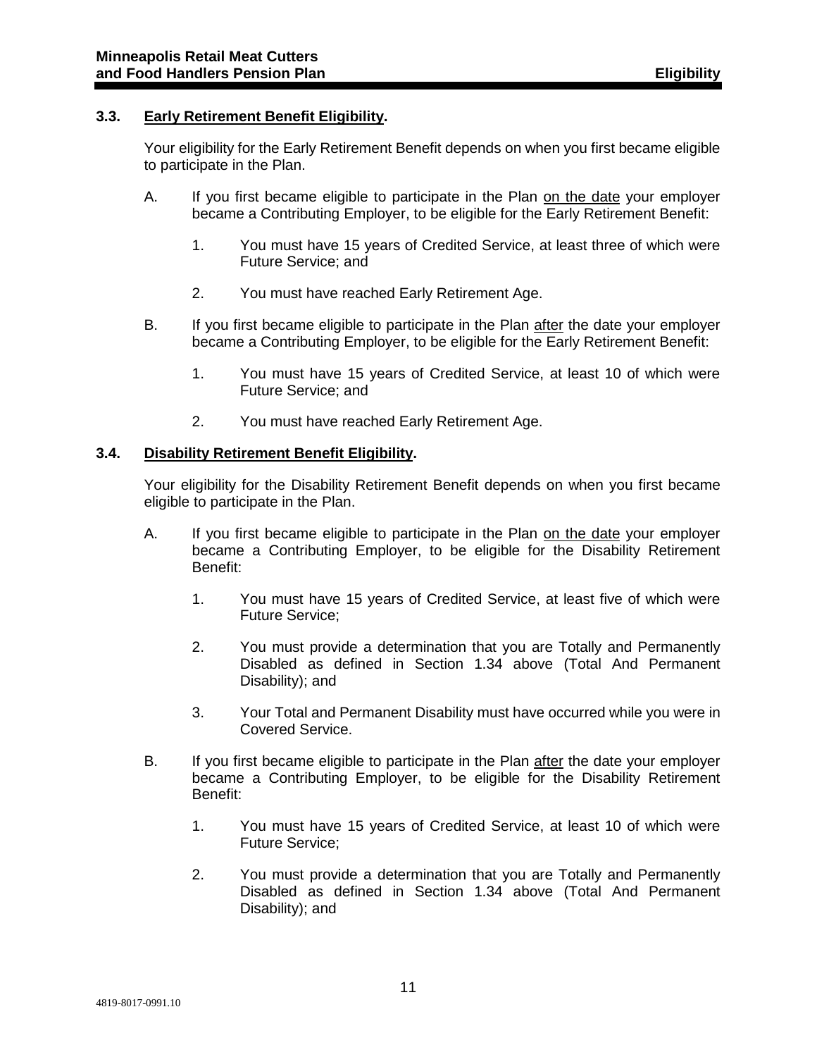### 3.3. **Early Retirement Benefit Eligibility.**

Your eligibility for the Early Retirement Benefit depends on when you first became eligible to participate in the Plan.

A. If you first became eligible to participate in the Plan <u>on the date</u> your employer became a Contributing Employer, to be eligible for the Early Retirement Benefit:

1. You must have 15 years of Credited Service, at least three of which were Future Service; and

2. You must have reached Early Retirement Age.

B. If you first became eligible to participate in the Plan <u>after</u> the date your employer became a Contributing Employer, to be eligible for the Early Retirement Benefit:

1. You must have 15 years of Credited Service, at least 10 of which were Future Service; and

2. You must have reached Early Retirement Age.

### 3.4. **Disability Retirement Benefit Eligibility.**

Your eligibility for the Disability Retirement Benefit depends on when you first became eligible to participate in the Plan.

A. If you first became eligible to participate in the Plan <u>on the date</u> your employer became a Contributing Employer, to be eligible for the Disability Retirement Benefit:

1. You must have 15 years of Credited Service, at least five of which were Future Service;

2. You must provide a determination that you are Totally and Permanently Disabled as defined in Section 1.34 above (Total And Permanent Disability); and

3. Your Total and Permanent Disability must have occurred while you were in Covered Service.

B. If you first became eligible to participate in the Plan <u>after</u> the date your employer became a Contributing Employer, to be eligible for the Disability Retirement Benefit:

1. You must have 15 years of Credited Service, at least 10 of which were Future Service;

2. You must provide a determination that you are Totally and Permanently Disabled as defined in Section 1.34 above (Total And Permanent Disability); and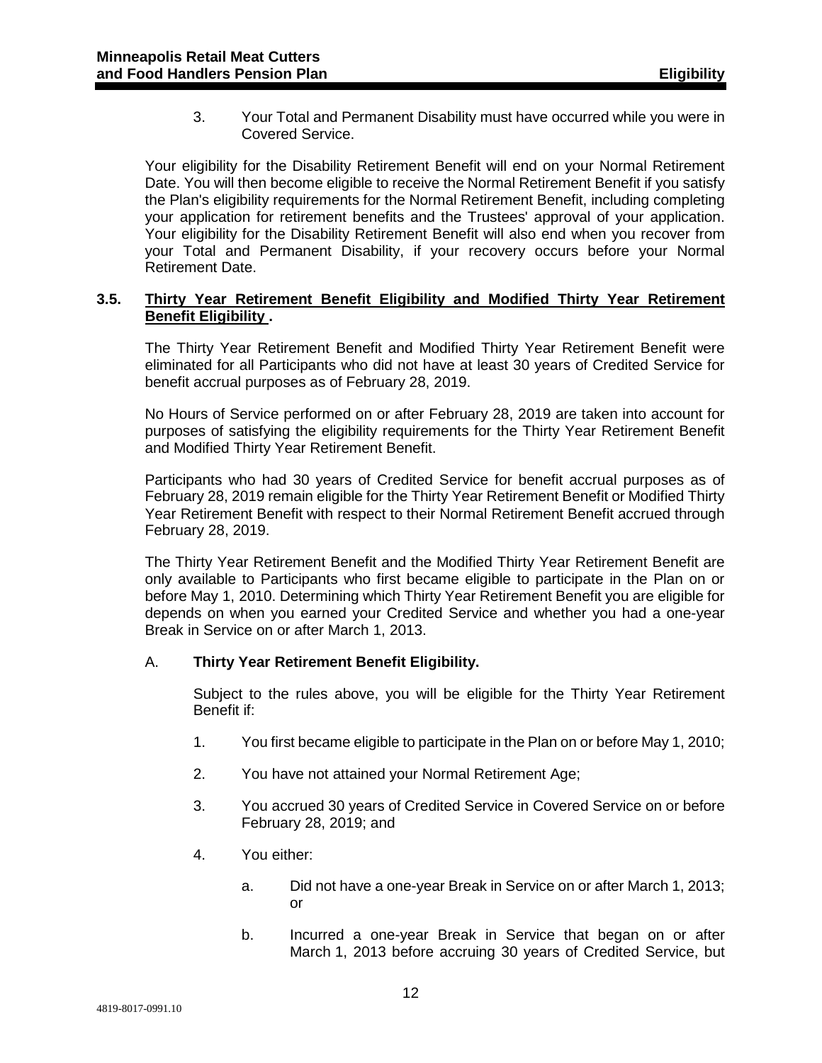3. Your Total and Permanent Disability must have occurred while you were in Covered Service.

Your eligibility for the Disability Retirement Benefit will end on your Normal Retirement Date. You will then become eligible to receive the Normal Retirement Benefit if you satisfy the Plan's eligibility requirements for the Normal Retirement Benefit, including completing your application for retirement benefits and the Trustees' approval of your application. Your eligibility for the Disability Retirement Benefit will also end when you recover from your Total and Permanent Disability, if your recovery occurs before your Normal Retirement Date.

### 3.5. Thirty Year Retirement Benefit Eligibility and Modified Thirty Year Retirement Benefit Eligibility .

The Thirty Year Retirement Benefit and Modified Thirty Year Retirement Benefit were eliminated for all Participants who did not have at least 30 years of Credited Service for benefit accrual purposes as of February 28, 2019.

No Hours of Service performed on or after February 28, 2019 are taken into account for purposes of satisfying the eligibility requirements for the Thirty Year Retirement Benefit and Modified Thirty Year Retirement Benefit.

Participants who had 30 years of Credited Service for benefit accrual purposes as of February 28, 2019 remain eligible for the Thirty Year Retirement Benefit or Modified Thirty Year Retirement Benefit with respect to their Normal Retirement Benefit accrued through February 28, 2019.

The Thirty Year Retirement Benefit and the Modified Thirty Year Retirement Benefit are only available to Participants who first became eligible to participate in the Plan on or before May 1, 2010. Determining which Thirty Year Retirement Benefit you are eligible for depends on when you earned your Credited Service and whether you had a one-year Break in Service on or after March 1, 2013.

A. **Thirty Year Retirement Benefit Eligibility.**

Subject to the rules above, you will be eligible for the Thirty Year Retirement Benefit if:

1. You first became eligible to participate in the Plan on or before May 1, 2010;

2. You have not attained your Normal Retirement Age;

3. You accrued 30 years of Credited Service in Covered Service on or before February 28, 2019; and

4. You either:

   a. Did not have a one-year Break in Service on or after March 1, 2013; or

   b. Incurred a one-year Break in Service that began on or after March 1, 2013 before accruing 30 years of Credited Service, but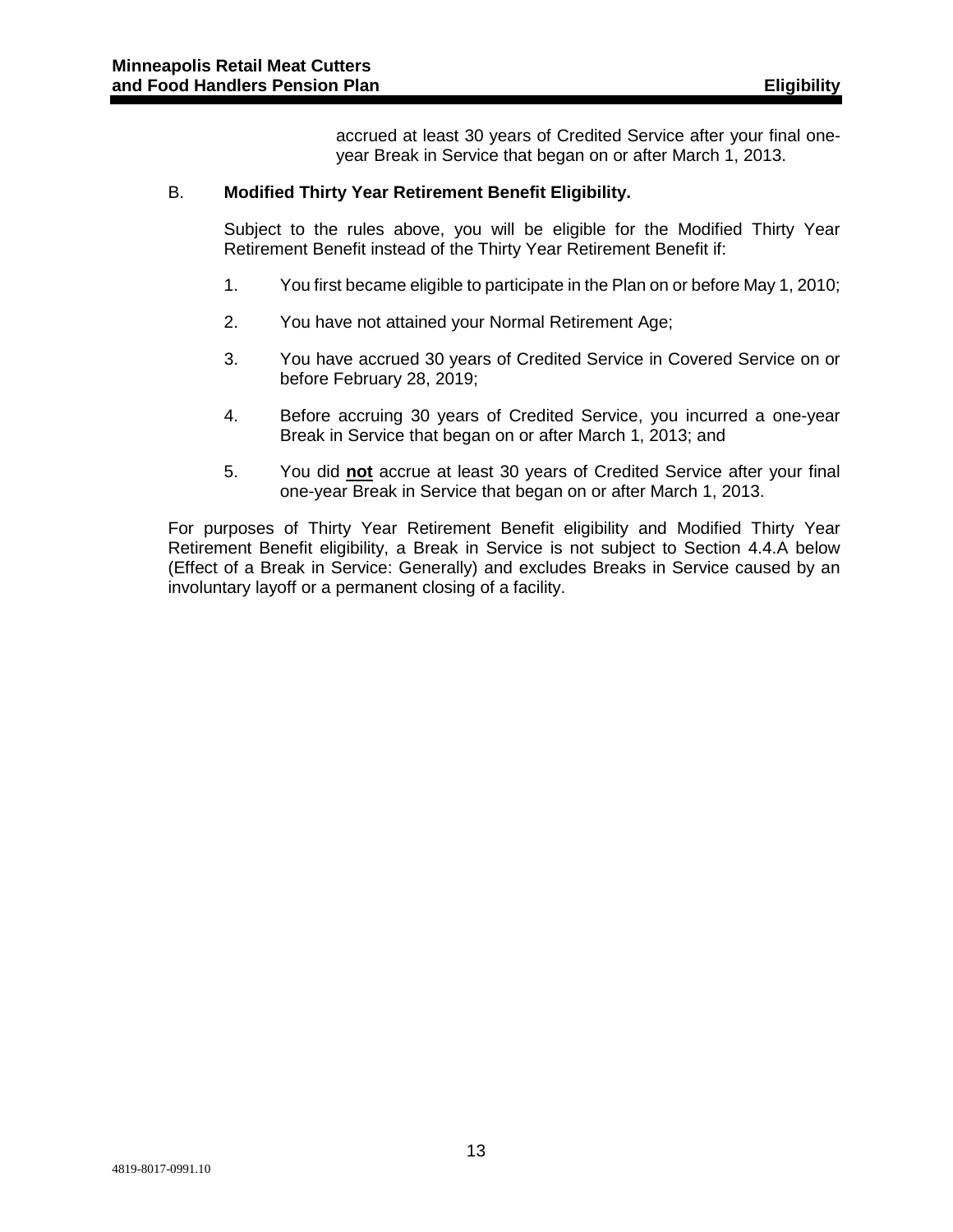accrued at least 30 years of Credited Service after your final one-year Break in Service that began on or after March 1, 2013.

B. **Modified Thirty Year Retirement Benefit Eligibility.**

Subject to the rules above, you will be eligible for the Modified Thirty Year Retirement Benefit instead of the Thirty Year Retirement Benefit if:

1. You first became eligible to participate in the Plan on or before May 1, 2010;

2. You have not attained your Normal Retirement Age;

3. You have accrued 30 years of Credited Service in Covered Service on or before February 28, 2019;

4. Before accruing 30 years of Credited Service, you incurred a one-year Break in Service that began on or after March 1, 2013; and

5. You did **not** accrue at least 30 years of Credited Service after your final one-year Break in Service that began on or after March 1, 2013.

For purposes of Thirty Year Retirement Benefit eligibility and Modified Thirty Year Retirement Benefit eligibility, a Break in Service is not subject to Section 4.4.A below (Effect of a Break in Service: Generally) and excludes Breaks in Service caused by an involuntary layoff or a permanent closing of a facility.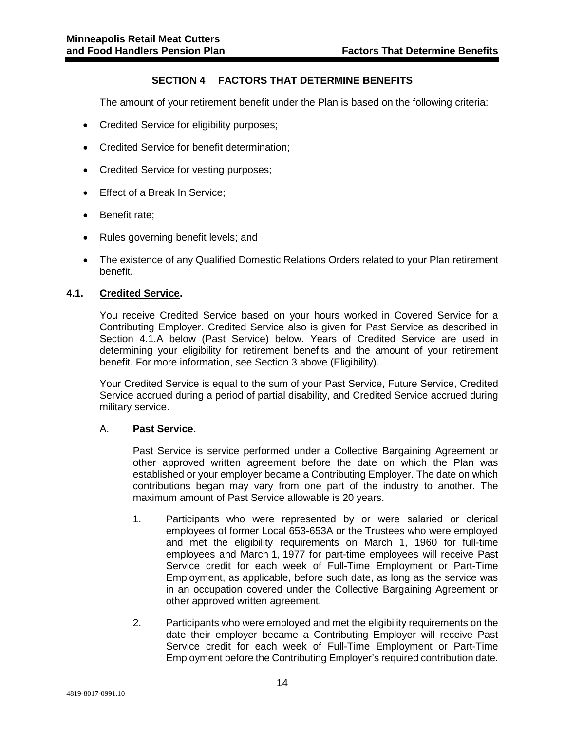## SECTION 4 FACTORS THAT DETERMINE BENEFITS

The amount of your retirement benefit under the Plan is based on the following criteria:

- Credited Service for eligibility purposes;
- Credited Service for benefit determination;
- Credited Service for vesting purposes;
- Effect of a Break In Service;
- Benefit rate;
- Rules governing benefit levels; and
- The existence of any Qualified Domestic Relations Orders related to your Plan retirement benefit.

### 4.1. Credited Service.

You receive Credited Service based on your hours worked in Covered Service for a Contributing Employer. Credited Service also is given for Past Service as described in Section 4.1.A below (Past Service) below. Years of Credited Service are used in determining your eligibility for retirement benefits and the amount of your retirement benefit. For more information, see Section 3 above (Eligibility).

Your Credited Service is equal to the sum of your Past Service, Future Service, Credited Service accrued during a period of partial disability, and Credited Service accrued during military service.

A. **Past Service.**

Past Service is service performed under a Collective Bargaining Agreement or other approved written agreement before the date on which the Plan was established or your employer became a Contributing Employer. The date on which contributions began may vary from one part of the industry to another. The maximum amount of Past Service allowable is 20 years.

1. Participants who were represented by or were salaried or clerical employees of former Local 653-653A or the Trustees who were employed and met the eligibility requirements on March 1, 1960 for full-time employees and March 1, 1977 for part-time employees will receive Past Service credit for each week of Full-Time Employment or Part-Time Employment, as applicable, before such date, as long as the service was in an occupation covered under the Collective Bargaining Agreement or other approved written agreement.

2. Participants who were employed and met the eligibility requirements on the date their employer became a Contributing Employer will receive Past Service credit for each week of Full-Time Employment or Part-Time Employment before the Contributing Employer's required contribution date.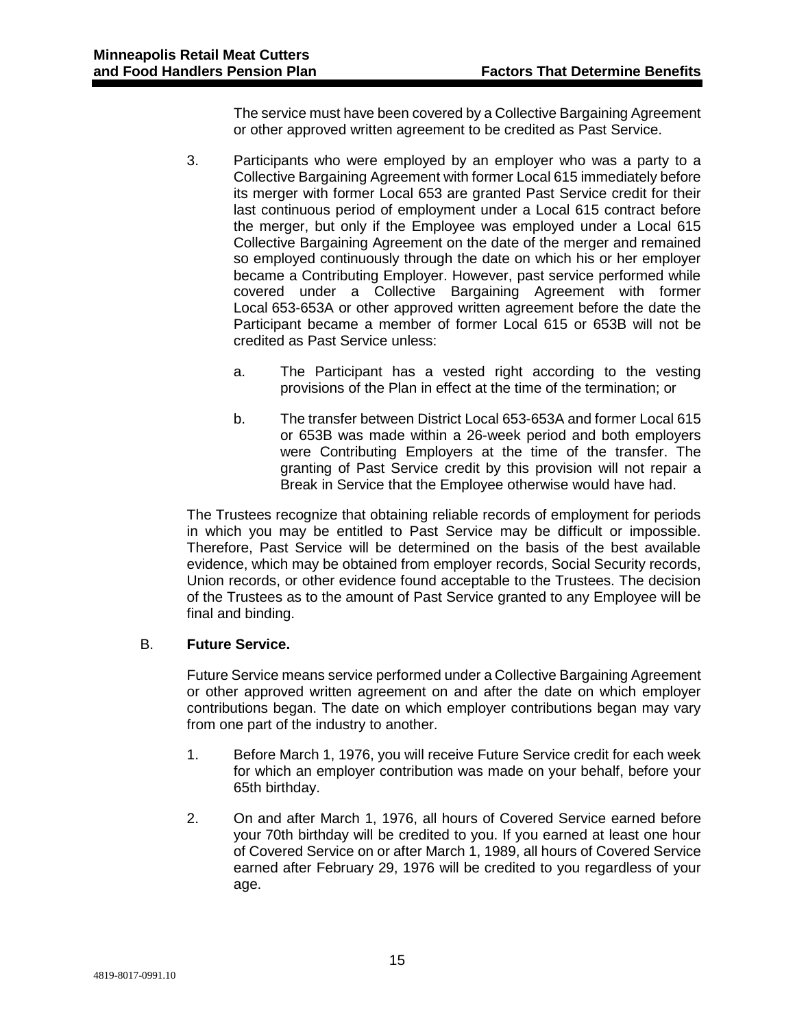The service must have been covered by a Collective Bargaining Agreement or other approved written agreement to be credited as Past Service.

3. Participants who were employed by an employer who was a party to a Collective Bargaining Agreement with former Local 615 immediately before its merger with former Local 653 are granted Past Service credit for their last continuous period of employment under a Local 615 contract before the merger, but only if the Employee was employed under a Local 615 Collective Bargaining Agreement on the date of the merger and remained so employed continuously through the date on which his or her employer became a Contributing Employer. However, past service performed while covered under a Collective Bargaining Agreement with former Local 653-653A or other approved written agreement before the date the Participant became a member of former Local 615 or 653B will not be credited as Past Service unless:

   a. The Participant has a vested right according to the vesting provisions of the Plan in effect at the time of the termination; or

   b. The transfer between District Local 653-653A and former Local 615 or 653B was made within a 26-week period and both employers were Contributing Employers at the time of the transfer. The granting of Past Service credit by this provision will not repair a Break in Service that the Employee otherwise would have had.

The Trustees recognize that obtaining reliable records of employment for periods in which you may be entitled to Past Service may be difficult or impossible. Therefore, Past Service will be determined on the basis of the best available evidence, which may be obtained from employer records, Social Security records, Union records, or other evidence found acceptable to the Trustees. The decision of the Trustees as to the amount of Past Service granted to any Employee will be final and binding.

B. **Future Service.**

Future Service means service performed under a Collective Bargaining Agreement or other approved written agreement on and after the date on which employer contributions began. The date on which employer contributions began may vary from one part of the industry to another.

1. Before March 1, 1976, you will receive Future Service credit for each week for which an employer contribution was made on your behalf, before your 65th birthday.

2. On and after March 1, 1976, all hours of Covered Service earned before your 70th birthday will be credited to you. If you earned at least one hour of Covered Service on or after March 1, 1989, all hours of Covered Service earned after February 29, 1976 will be credited to you regardless of your age.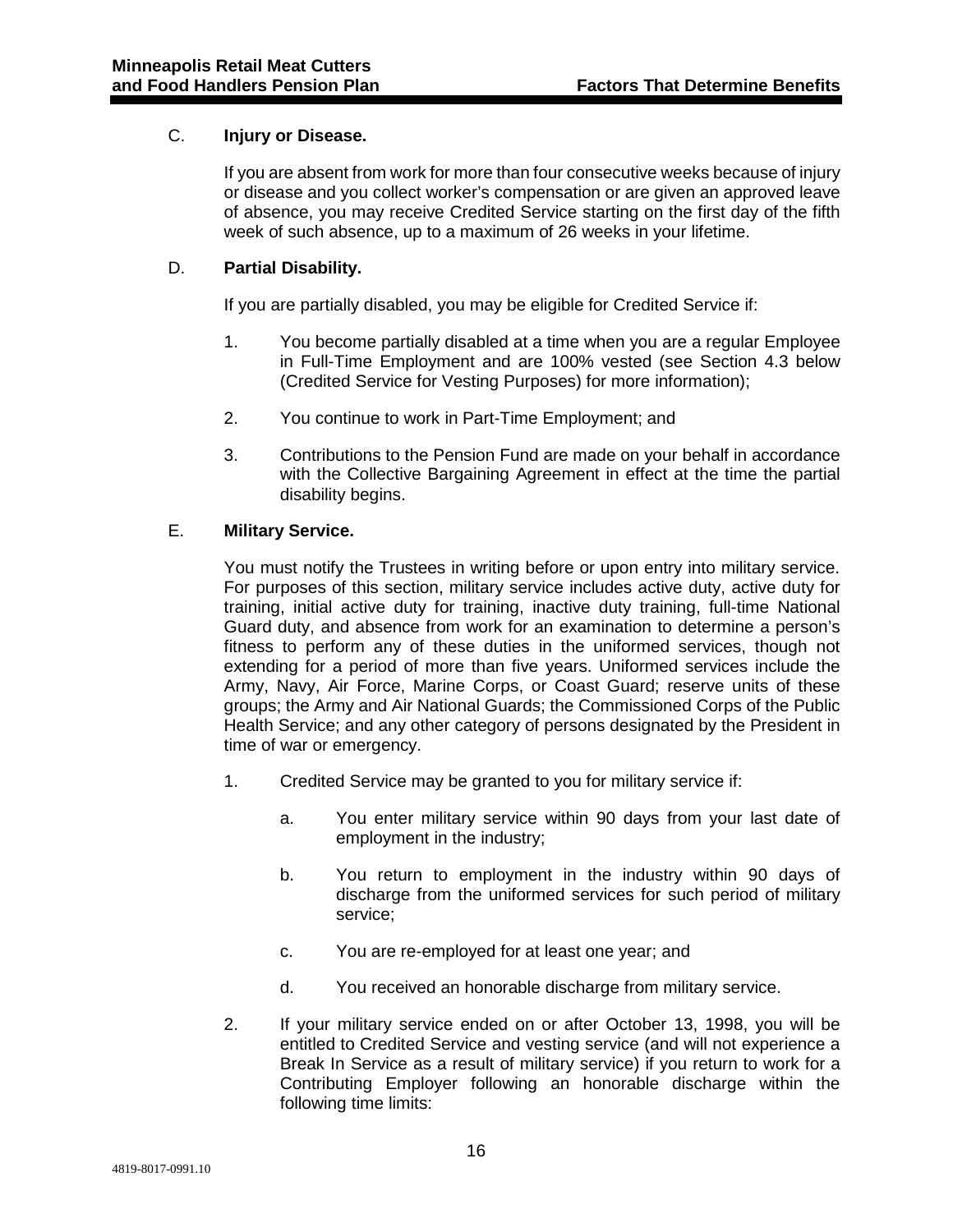C. **Injury or Disease.**

If you are absent from work for more than four consecutive weeks because of injury or disease and you collect worker's compensation or are given an approved leave of absence, you may receive Credited Service starting on the first day of the fifth week of such absence, up to a maximum of 26 weeks in your lifetime.

D. **Partial Disability.**

If you are partially disabled, you may be eligible for Credited Service if:

1. You become partially disabled at a time when you are a regular Employee in Full-Time Employment and are 100% vested (see Section 4.3 below (Credited Service for Vesting Purposes) for more information);

2. You continue to work in Part-Time Employment; and

3. Contributions to the Pension Fund are made on your behalf in accordance with the Collective Bargaining Agreement in effect at the time the partial disability begins.

E. **Military Service.**

You must notify the Trustees in writing before or upon entry into military service. For purposes of this section, military service includes active duty, active duty for training, initial active duty for training, inactive duty training, full-time National Guard duty, and absence from work for an examination to determine a person's fitness to perform any of these duties in the uniformed services, though not extending for a period of more than five years. Uniformed services include the Army, Navy, Air Force, Marine Corps, or Coast Guard; reserve units of these groups; the Army and Air National Guards; the Commissioned Corps of the Public Health Service; and any other category of persons designated by the President in time of war or emergency.

1. Credited Service may be granted to you for military service if:

   a. You enter military service within 90 days from your last date of employment in the industry;

   b. You return to employment in the industry within 90 days of discharge from the uniformed services for such period of military service;

   c. You are re-employed for at least one year; and

   d. You received an honorable discharge from military service.

2. If your military service ended on or after October 13, 1998, you will be entitled to Credited Service and vesting service (and will not experience a Break In Service as a result of military service) if you return to work for a Contributing Employer following an honorable discharge within the following time limits: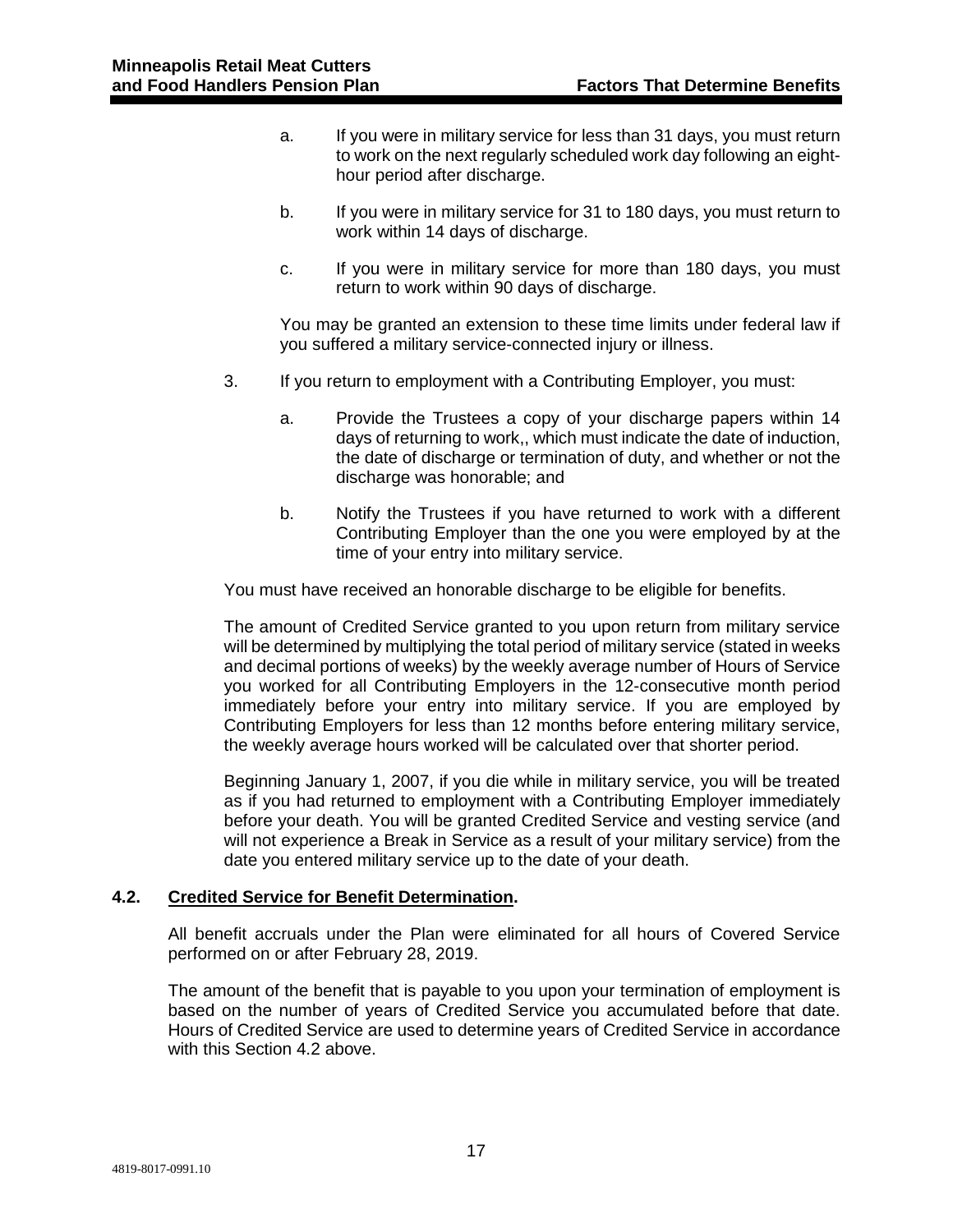a. If you were in military service for less than 31 days, you must return to work on the next regularly scheduled work day following an eight-hour period after discharge.

b. If you were in military service for 31 to 180 days, you must return to work within 14 days of discharge.

c. If you were in military service for more than 180 days, you must return to work within 90 days of discharge.

You may be granted an extension to these time limits under federal law if you suffered a military service-connected injury or illness.

3. If you return to employment with a Contributing Employer, you must:

   a. Provide the Trustees a copy of your discharge papers within 14 days of returning to work,, which must indicate the date of induction, the date of discharge or termination of duty, and whether or not the discharge was honorable; and

   b. Notify the Trustees if you have returned to work with a different Contributing Employer than the one you were employed by at the time of your entry into military service.

You must have received an honorable discharge to be eligible for benefits.

The amount of Credited Service granted to you upon return from military service will be determined by multiplying the total period of military service (stated in weeks and decimal portions of weeks) by the weekly average number of Hours of Service you worked for all Contributing Employers in the 12-consecutive month period immediately before your entry into military service. If you are employed by Contributing Employers for less than 12 months before entering military service, the weekly average hours worked will be calculated over that shorter period.

Beginning January 1, 2007, if you die while in military service, you will be treated as if you had returned to employment with a Contributing Employer immediately before your death. You will be granted Credited Service and vesting service (and will not experience a Break in Service as a result of your military service) from the date you entered military service up to the date of your death.

## 4.2. Credited Service for Benefit Determination.

All benefit accruals under the Plan were eliminated for all hours of Covered Service performed on or after February 28, 2019.

The amount of the benefit that is payable to you upon your termination of employment is based on the number of years of Credited Service you accumulated before that date. Hours of Credited Service are used to determine years of Credited Service in accordance with this Section 4.2 above.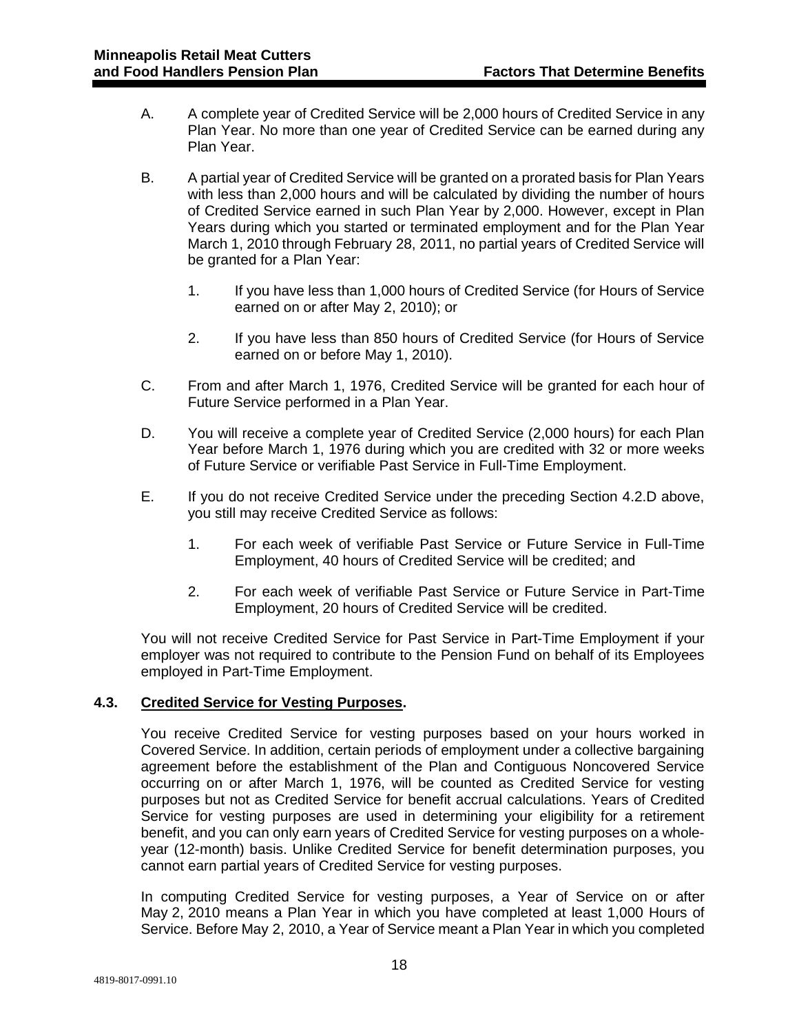A. A complete year of Credited Service will be 2,000 hours of Credited Service in any Plan Year. No more than one year of Credited Service can be earned during any Plan Year.

B. A partial year of Credited Service will be granted on a prorated basis for Plan Years with less than 2,000 hours and will be calculated by dividing the number of hours of Credited Service earned in such Plan Year by 2,000. However, except in Plan Years during which you started or terminated employment and for the Plan Year March 1, 2010 through February 28, 2011, no partial years of Credited Service will be granted for a Plan Year:

   1. If you have less than 1,000 hours of Credited Service (for Hours of Service earned on or after May 2, 2010); or

   2. If you have less than 850 hours of Credited Service (for Hours of Service earned on or before May 1, 2010).

C. From and after March 1, 1976, Credited Service will be granted for each hour of Future Service performed in a Plan Year.

D. You will receive a complete year of Credited Service (2,000 hours) for each Plan Year before March 1, 1976 during which you are credited with 32 or more weeks of Future Service or verifiable Past Service in Full-Time Employment.

E. If you do not receive Credited Service under the preceding Section 4.2.D above, you still may receive Credited Service as follows:

   1. For each week of verifiable Past Service or Future Service in Full-Time Employment, 40 hours of Credited Service will be credited; and

   2. For each week of verifiable Past Service or Future Service in Part-Time Employment, 20 hours of Credited Service will be credited.

You will not receive Credited Service for Past Service in Part-Time Employment if your employer was not required to contribute to the Pension Fund on behalf of its Employees employed in Part-Time Employment.

### 4.3. Credited Service for Vesting Purposes.

You receive Credited Service for vesting purposes based on your hours worked in Covered Service. In addition, certain periods of employment under a collective bargaining agreement before the establishment of the Plan and Contiguous Noncovered Service occurring on or after March 1, 1976, will be counted as Credited Service for vesting purposes but not as Credited Service for benefit accrual calculations. Years of Credited Service for vesting purposes are used in determining your eligibility for a retirement benefit, and you can only earn years of Credited Service for vesting purposes on a whole-year (12-month) basis. Unlike Credited Service for benefit determination purposes, you cannot earn partial years of Credited Service for vesting purposes.

In computing Credited Service for vesting purposes, a Year of Service on or after May 2, 2010 means a Plan Year in which you have completed at least 1,000 Hours of Service. Before May 2, 2010, a Year of Service meant a Plan Year in which you completed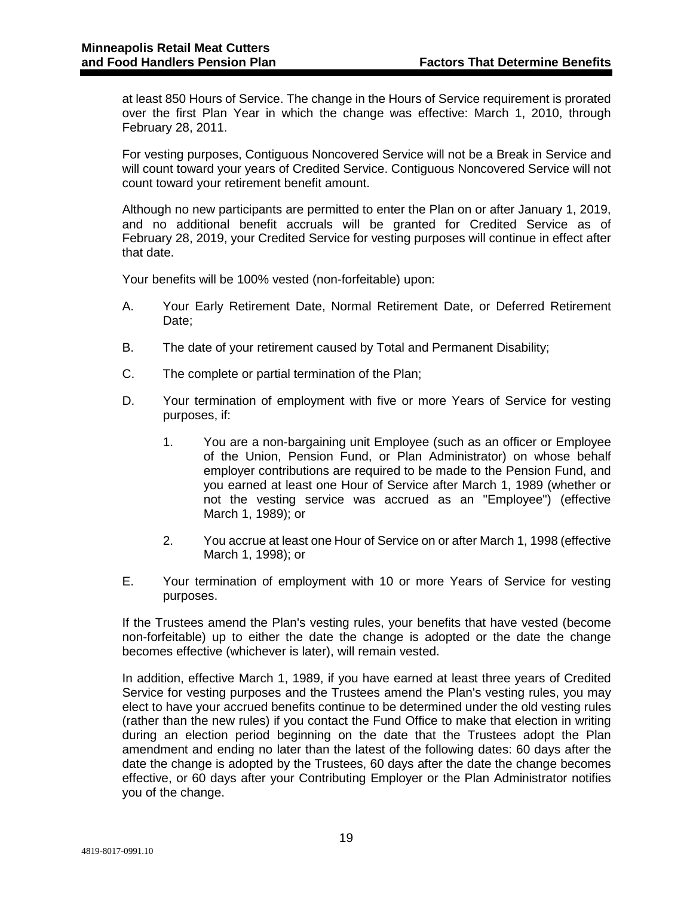at least 850 Hours of Service. The change in the Hours of Service requirement is prorated over the first Plan Year in which the change was effective: March 1, 2010, through February 28, 2011.

For vesting purposes, Contiguous Noncovered Service will not be a Break in Service and will count toward your years of Credited Service. Contiguous Noncovered Service will not count toward your retirement benefit amount.

Although no new participants are permitted to enter the Plan on or after January 1, 2019, and no additional benefit accruals will be granted for Credited Service as of February 28, 2019, your Credited Service for vesting purposes will continue in effect after that date.

Your benefits will be 100% vested (non-forfeitable) upon:

A. Your Early Retirement Date, Normal Retirement Date, or Deferred Retirement Date;

B. The date of your retirement caused by Total and Permanent Disability;

C. The complete or partial termination of the Plan;

D. Your termination of employment with five or more Years of Service for vesting purposes, if:

   1. You are a non-bargaining unit Employee (such as an officer or Employee of the Union, Pension Fund, or Plan Administrator) on whose behalf employer contributions are required to be made to the Pension Fund, and you earned at least one Hour of Service after March 1, 1989 (whether or not the vesting service was accrued as an "Employee") (effective March 1, 1989); or

   2. You accrue at least one Hour of Service on or after March 1, 1998 (effective March 1, 1998); or

E. Your termination of employment with 10 or more Years of Service for vesting purposes.

If the Trustees amend the Plan's vesting rules, your benefits that have vested (become non-forfeitable) up to either the date the change is adopted or the date the change becomes effective (whichever is later), will remain vested.

In addition, effective March 1, 1989, if you have earned at least three years of Credited Service for vesting purposes and the Trustees amend the Plan's vesting rules, you may elect to have your accrued benefits continue to be determined under the old vesting rules (rather than the new rules) if you contact the Fund Office to make that election in writing during an election period beginning on the date that the Trustees adopt the Plan amendment and ending no later than the latest of the following dates: 60 days after the date the change is adopted by the Trustees, 60 days after the date the change becomes effective, or 60 days after your Contributing Employer or the Plan Administrator notifies you of the change.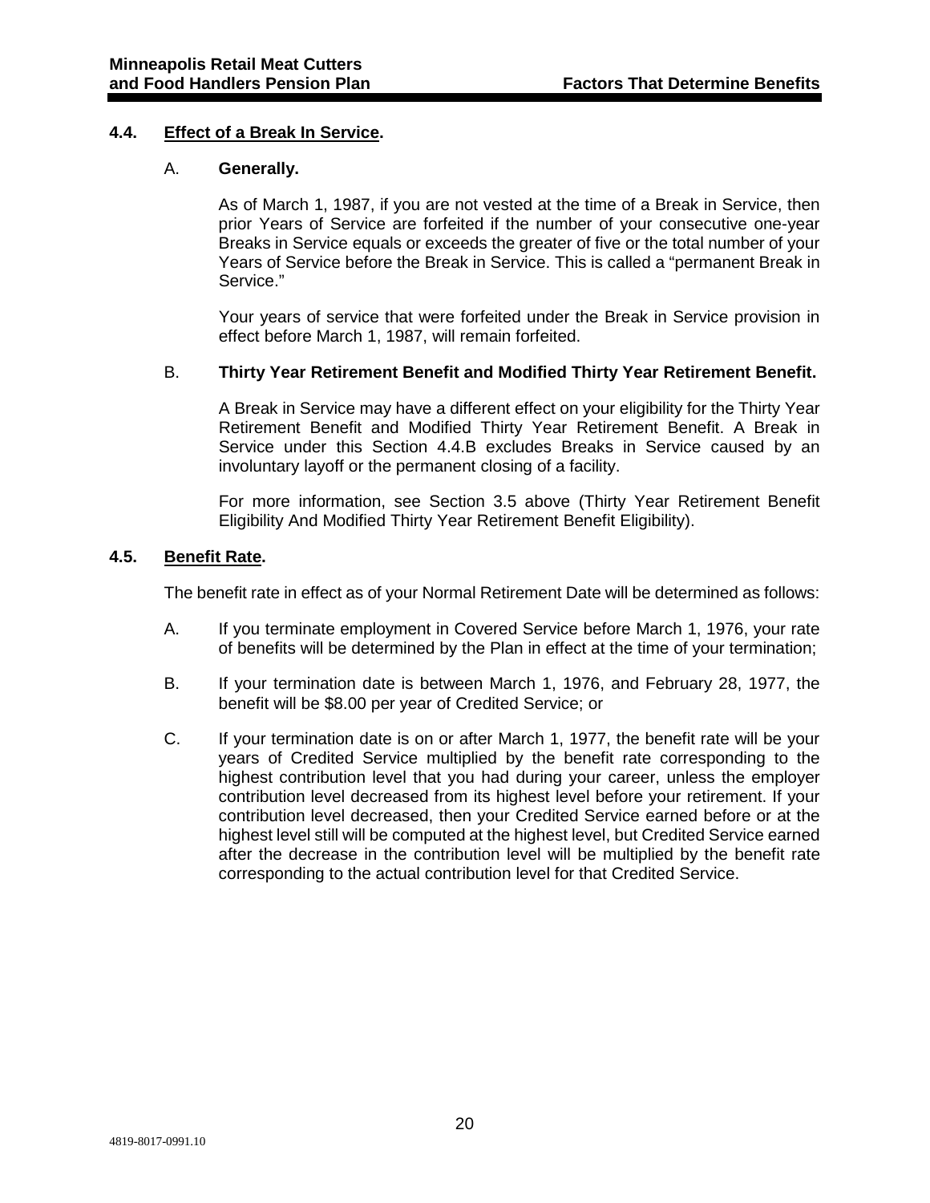## 4.4. Effect of a Break In Service.

### A. Generally.

As of March 1, 1987, if you are not vested at the time of a Break in Service, then prior Years of Service are forfeited if the number of your consecutive one-year Breaks in Service equals or exceeds the greater of five or the total number of your Years of Service before the Break in Service. This is called a "permanent Break in Service."

Your years of service that were forfeited under the Break in Service provision in effect before March 1, 1987, will remain forfeited.

### B. Thirty Year Retirement Benefit and Modified Thirty Year Retirement Benefit.

A Break in Service may have a different effect on your eligibility for the Thirty Year Retirement Benefit and Modified Thirty Year Retirement Benefit. A Break in Service under this Section 4.4.B excludes Breaks in Service caused by an involuntary layoff or the permanent closing of a facility.

For more information, see Section 3.5 above (Thirty Year Retirement Benefit Eligibility And Modified Thirty Year Retirement Benefit Eligibility).

## 4.5. Benefit Rate.

The benefit rate in effect as of your Normal Retirement Date will be determined as follows:

A. If you terminate employment in Covered Service before March 1, 1976, your rate of benefits will be determined by the Plan in effect at the time of your termination;

B. If your termination date is between March 1, 1976, and February 28, 1977, the benefit will be $8.00 per year of Credited Service; or

C. If your termination date is on or after March 1, 1977, the benefit rate will be your years of Credited Service multiplied by the benefit rate corresponding to the highest contribution level that you had during your career, unless the employer contribution level decreased from its highest level before your retirement. If your contribution level decreased, then your Credited Service earned before or at the highest level still will be computed at the highest level, but Credited Service earned after the decrease in the contribution level will be multiplied by the benefit rate corresponding to the actual contribution level for that Credited Service.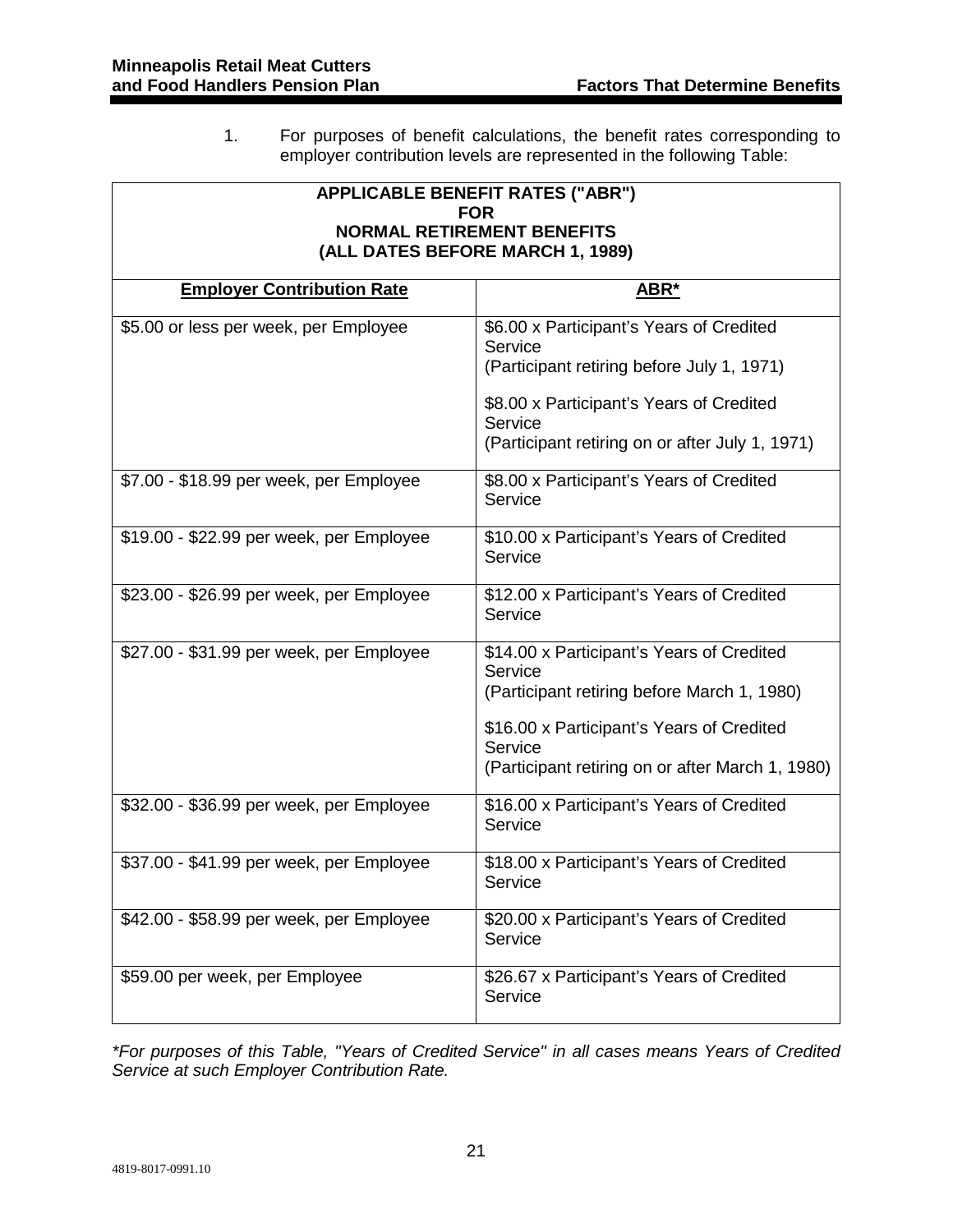1. For purposes of benefit calculations, the benefit rates corresponding to employer contribution levels are represented in the following Table:

| APPLICABLE BENEFIT RATES ("ABR") FOR NORMAL RETIREMENT BENEFITS (ALL DATES BEFORE MARCH 1, 1989) | |
|---|---|
| **Employer Contribution Rate** | **ABR*** |
| \$5.00 or less per week, per Employee | \$6.00 x Participant's Years of Credited Service (Participant retiring before July 1, 1971)<br><br>\$8.00 x Participant's Years of Credited Service (Participant retiring on or after July 1, 1971) |
| \$7.00 - \$18.99 per week, per Employee | \$8.00 x Participant's Years of Credited Service |
| \$19.00 - \$22.99 per week, per Employee | \$10.00 x Participant's Years of Credited Service |
| \$23.00 - \$26.99 per week, per Employee | \$12.00 x Participant's Years of Credited Service |
| \$27.00 - \$31.99 per week, per Employee | \$14.00 x Participant's Years of Credited Service (Participant retiring before March 1, 1980)<br><br>\$16.00 x Participant's Years of Credited Service (Participant retiring on or after March 1, 1980) |
| \$32.00 - \$36.99 per week, per Employee | \$16.00 x Participant's Years of Credited Service |
| \$37.00 - \$41.99 per week, per Employee | \$18.00 x Participant's Years of Credited Service |
| \$42.00 - \$58.99 per week, per Employee | \$20.00 x Participant's Years of Credited Service |
| \$59.00 per week, per Employee | \$26.67 x Participant's Years of Credited Service |

*\*For purposes of this Table, "Years of Credited Service" in all cases means Years of Credited Service at such Employer Contribution Rate.*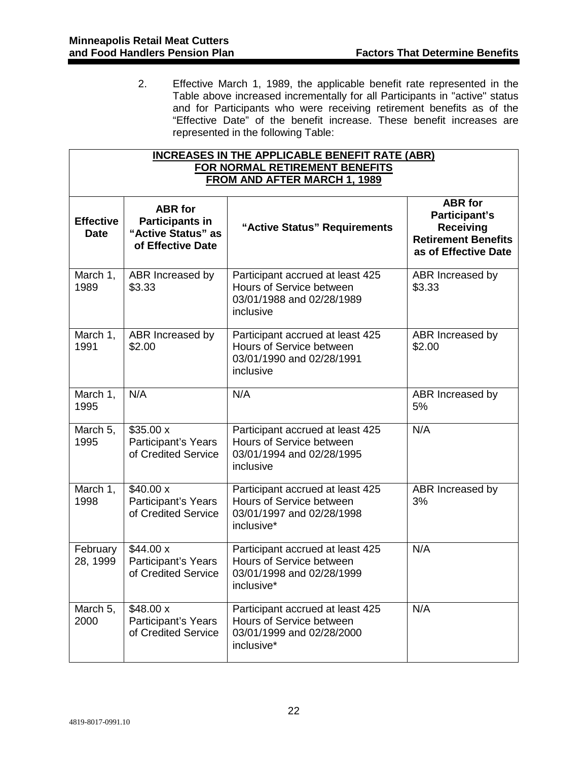2. Effective March 1, 1989, the applicable benefit rate represented in the Table above increased incrementally for all Participants in "active" status and for Participants who were receiving retirement benefits as of the "Effective Date" of the benefit increase. These benefit increases are represented in the following Table:

**INCREASES IN THE APPLICABLE BENEFIT RATE (ABR) FOR NORMAL RETIREMENT BENEFITS FROM AND AFTER MARCH 1, 1989**

| Effective Date | ABR for Participants in "Active Status" as of Effective Date | "Active Status" Requirements | ABR for Participant's Receiving Retirement Benefits as of Effective Date |
|---|---|---|---|
| March 1, 1989 | ABR Increased by $3.33 | Participant accrued at least 425 Hours of Service between 03/01/1988 and 02/28/1989 inclusive | ABR Increased by $3.33 |
| March 1, 1991 | ABR Increased by $2.00 | Participant accrued at least 425 Hours of Service between 03/01/1990 and 02/28/1991 inclusive | ABR Increased by $2.00 |
| March 1, 1995 | N/A | N/A | ABR Increased by 5% |
| March 5, 1995 | $35.00 x Participant's Years of Credited Service | Participant accrued at least 425 Hours of Service between 03/01/1994 and 02/28/1995 inclusive | N/A |
| March 1, 1998 | $40.00 x Participant's Years of Credited Service | Participant accrued at least 425 Hours of Service between 03/01/1997 and 02/28/1998 inclusive* | ABR Increased by 3% |
| February 28, 1999 | $44.00 x Participant's Years of Credited Service | Participant accrued at least 425 Hours of Service between 03/01/1998 and 02/28/1999 inclusive* | N/A |
| March 5, 2000 | $48.00 x Participant's Years of Credited Service | Participant accrued at least 425 Hours of Service between 03/01/1999 and 02/28/2000 inclusive* | N/A |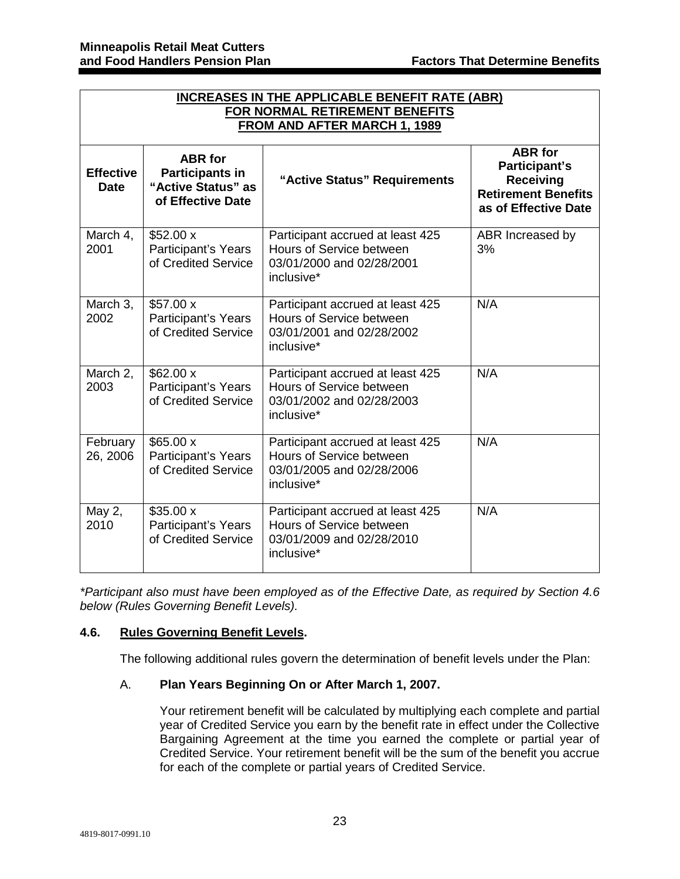| **INCREASES IN THE APPLICABLE BENEFIT RATE (ABR) FOR NORMAL RETIREMENT BENEFITS FROM AND AFTER MARCH 1, 1989** | | | |
|---|---|---|---|
| **Effective Date** | **ABR for Participants in "Active Status" as of Effective Date** | **"Active Status" Requirements** | **ABR for Participant's Receiving Retirement Benefits as of Effective Date** |
| March 4, 2001 | $52.00 x Participant's Years of Credited Service | Participant accrued at least 425 Hours of Service between 03/01/2000 and 02/28/2001 inclusive* | ABR Increased by 3% |
| March 3, 2002 | $57.00 x Participant's Years of Credited Service | Participant accrued at least 425 Hours of Service between 03/01/2001 and 02/28/2002 inclusive* | N/A |
| March 2, 2003 | $62.00 x Participant's Years of Credited Service | Participant accrued at least 425 Hours of Service between 03/01/2002 and 02/28/2003 inclusive* | N/A |
| February 26, 2006 | $65.00 x Participant's Years of Credited Service | Participant accrued at least 425 Hours of Service between 03/01/2005 and 02/28/2006 inclusive* | N/A |
| May 2, 2010 | $35.00 x Participant's Years of Credited Service | Participant accrued at least 425 Hours of Service between 03/01/2009 and 02/28/2010 inclusive* | N/A |

*\*Participant also must have been employed as of the Effective Date, as required by Section 4.6 below (Rules Governing Benefit Levels).*

### 4.6. Rules Governing Benefit Levels.

The following additional rules govern the determination of benefit levels under the Plan:

A. **Plan Years Beginning On or After March 1, 2007.**

Your retirement benefit will be calculated by multiplying each complete and partial year of Credited Service you earn by the benefit rate in effect under the Collective Bargaining Agreement at the time you earned the complete or partial year of Credited Service. Your retirement benefit will be the sum of the benefit you accrue for each of the complete or partial years of Credited Service.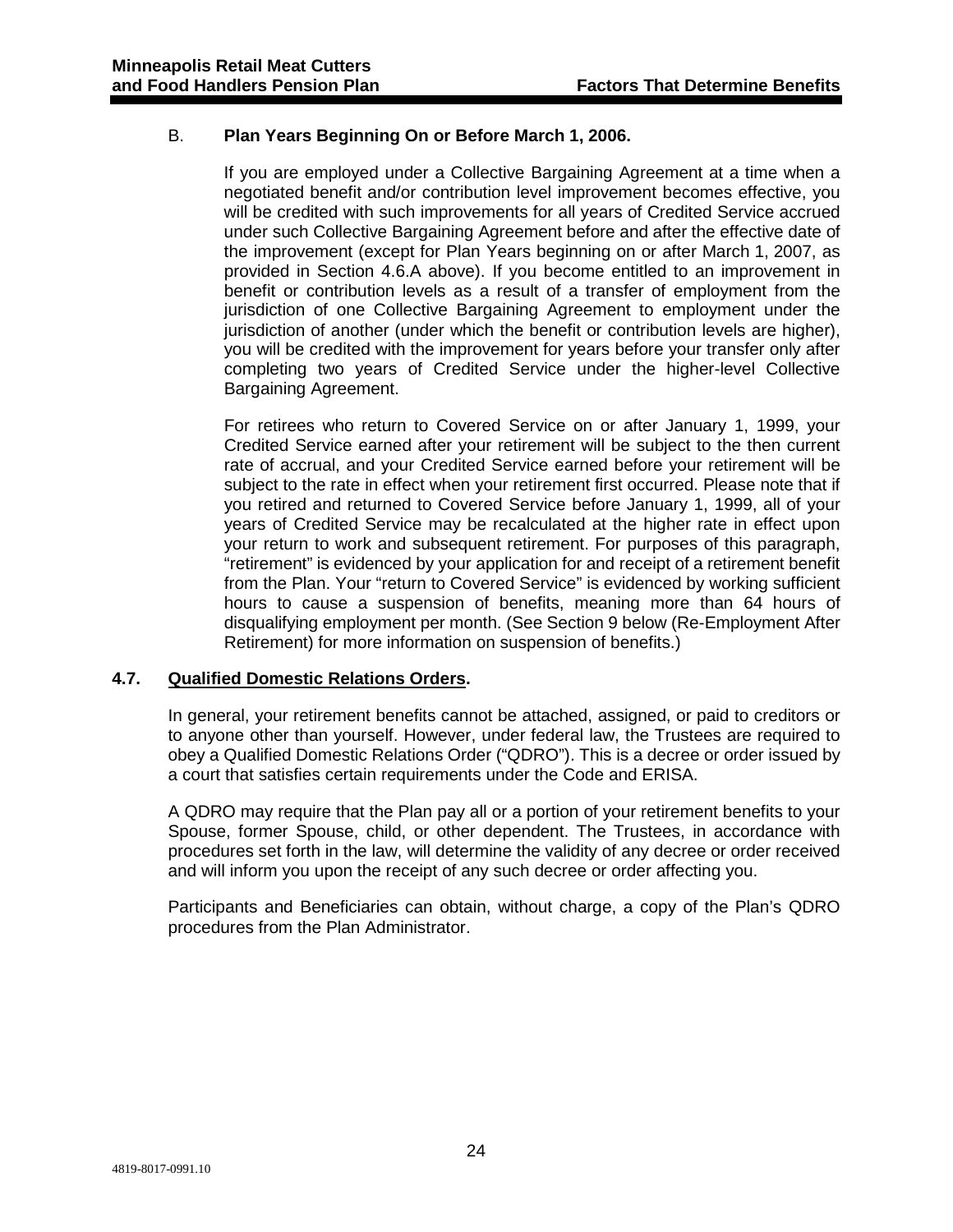B. **Plan Years Beginning On or Before March 1, 2006.**

If you are employed under a Collective Bargaining Agreement at a time when a negotiated benefit and/or contribution level improvement becomes effective, you will be credited with such improvements for all years of Credited Service accrued under such Collective Bargaining Agreement before and after the effective date of the improvement (except for Plan Years beginning on or after March 1, 2007, as provided in Section 4.6.A above). If you become entitled to an improvement in benefit or contribution levels as a result of a transfer of employment from the jurisdiction of one Collective Bargaining Agreement to employment under the jurisdiction of another (under which the benefit or contribution levels are higher), you will be credited with the improvement for years before your transfer only after completing two years of Credited Service under the higher-level Collective Bargaining Agreement.

For retirees who return to Covered Service on or after January 1, 1999, your Credited Service earned after your retirement will be subject to the then current rate of accrual, and your Credited Service earned before your retirement will be subject to the rate in effect when your retirement first occurred. Please note that if you retired and returned to Covered Service before January 1, 1999, all of your years of Credited Service may be recalculated at the higher rate in effect upon your return to work and subsequent retirement. For purposes of this paragraph, "retirement" is evidenced by your application for and receipt of a retirement benefit from the Plan. Your "return to Covered Service" is evidenced by working sufficient hours to cause a suspension of benefits, meaning more than 64 hours of disqualifying employment per month. (See Section 9 below (Re-Employment After Retirement) for more information on suspension of benefits.)

## 4.7. Qualified Domestic Relations Orders.

In general, your retirement benefits cannot be attached, assigned, or paid to creditors or to anyone other than yourself. However, under federal law, the Trustees are required to obey a Qualified Domestic Relations Order ("QDRO"). This is a decree or order issued by a court that satisfies certain requirements under the Code and ERISA.

A QDRO may require that the Plan pay all or a portion of your retirement benefits to your Spouse, former Spouse, child, or other dependent. The Trustees, in accordance with procedures set forth in the law, will determine the validity of any decree or order received and will inform you upon the receipt of any such decree or order affecting you.

Participants and Beneficiaries can obtain, without charge, a copy of the Plan's QDRO procedures from the Plan Administrator.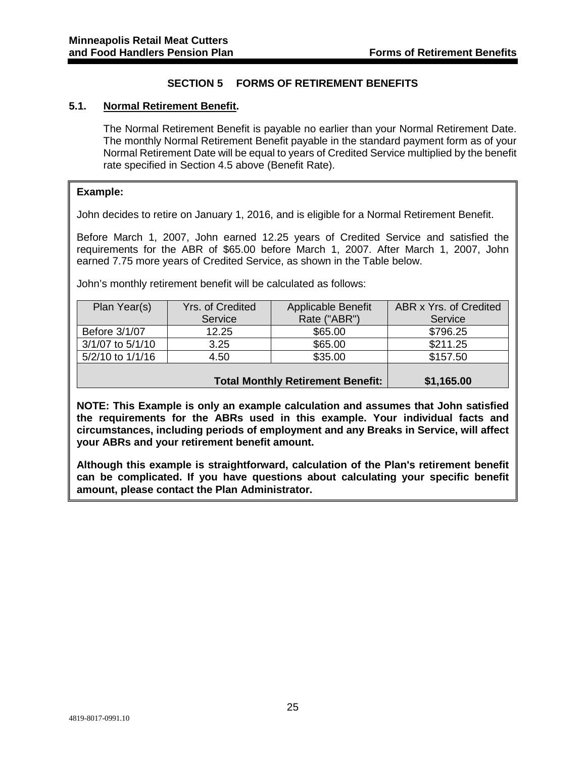## SECTION 5 FORMS OF RETIREMENT BENEFITS

### 5.1. Normal Retirement Benefit.

The Normal Retirement Benefit is payable no earlier than your Normal Retirement Date. The monthly Normal Retirement Benefit payable in the standard payment form as of your Normal Retirement Date will be equal to years of Credited Service multiplied by the benefit rate specified in Section 4.5 above (Benefit Rate).

**Example:**

John decides to retire on January 1, 2016, and is eligible for a Normal Retirement Benefit.

Before March 1, 2007, John earned 12.25 years of Credited Service and satisfied the requirements for the ABR of $65.00 before March 1, 2007. After March 1, 2007, John earned 7.75 more years of Credited Service, as shown in the Table below.

John's monthly retirement benefit will be calculated as follows:

| Plan Year(s) | Yrs. of Credited Service | Applicable Benefit Rate ("ABR") | ABR x Yrs. of Credited Service |
|---|---|---|---|
| Before 3/1/07 | 12.25 | $65.00 | $796.25 |
| 3/1/07 to 5/1/10 | 3.25 | $65.00 | $211.25 |
| 5/2/10 to 1/1/16 | 4.50 | $35.00 | $157.50 |
| | | **Total Monthly Retirement Benefit:** | **$1,165.00** |

**NOTE: This Example is only an example calculation and assumes that John satisfied the requirements for the ABRs used in this example. Your individual facts and circumstances, including periods of employment and any Breaks in Service, will affect your ABRs and your retirement benefit amount.**

**Although this example is straightforward, calculation of the Plan's retirement benefit can be complicated. If you have questions about calculating your specific benefit amount, please contact the Plan Administrator.**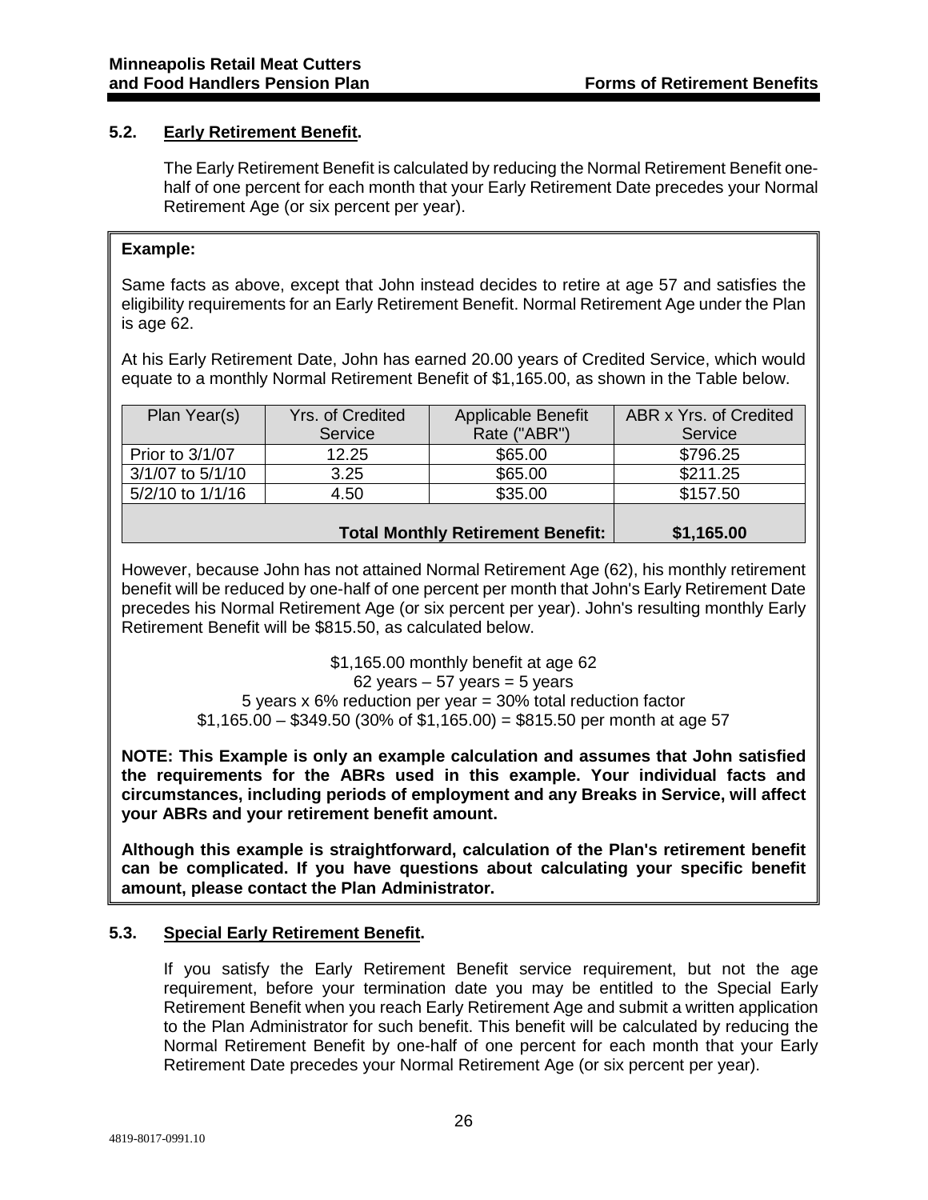## 5.2. Early Retirement Benefit.

The Early Retirement Benefit is calculated by reducing the Normal Retirement Benefit one-half of one percent for each month that your Early Retirement Date precedes your Normal Retirement Age (or six percent per year).

**Example:**

Same facts as above, except that John instead decides to retire at age 57 and satisfies the eligibility requirements for an Early Retirement Benefit. Normal Retirement Age under the Plan is age 62.

At his Early Retirement Date, John has earned 20.00 years of Credited Service, which would equate to a monthly Normal Retirement Benefit of $1,165.00, as shown in the Table below.

| Plan Year(s) | Yrs. of Credited Service | Applicable Benefit Rate ("ABR") | ABR x Yrs. of Credited Service |
|---|---|---|---|
| Prior to 3/1/07 | 12.25 | $65.00 | $796.25 |
| 3/1/07 to 5/1/10 | 3.25 | $65.00 | $211.25 |
| 5/2/10 to 1/1/16 | 4.50 | $35.00 | $157.50 |
| | | **Total Monthly Retirement Benefit:** | **$1,165.00** |

However, because John has not attained Normal Retirement Age (62), his monthly retirement benefit will be reduced by one-half of one percent per month that John's Early Retirement Date precedes his Normal Retirement Age (or six percent per year). John's resulting monthly Early Retirement Benefit will be $815.50, as calculated below.

$1,165.00 monthly benefit at age 62
62 years – 57 years = 5 years
5 years x 6% reduction per year = 30% total reduction factor
$1,165.00 – $349.50 (30% of $1,165.00) = $815.50 per month at age 57

**NOTE: This Example is only an example calculation and assumes that John satisfied the requirements for the ABRs used in this example. Your individual facts and circumstances, including periods of employment and any Breaks in Service, will affect your ABRs and your retirement benefit amount.**

**Although this example is straightforward, calculation of the Plan's retirement benefit can be complicated. If you have questions about calculating your specific benefit amount, please contact the Plan Administrator.**

## 5.3. Special Early Retirement Benefit.

If you satisfy the Early Retirement Benefit service requirement, but not the age requirement, before your termination date you may be entitled to the Special Early Retirement Benefit when you reach Early Retirement Age and submit a written application to the Plan Administrator for such benefit. This benefit will be calculated by reducing the Normal Retirement Benefit by one-half of one percent for each month that your Early Retirement Date precedes your Normal Retirement Age (or six percent per year).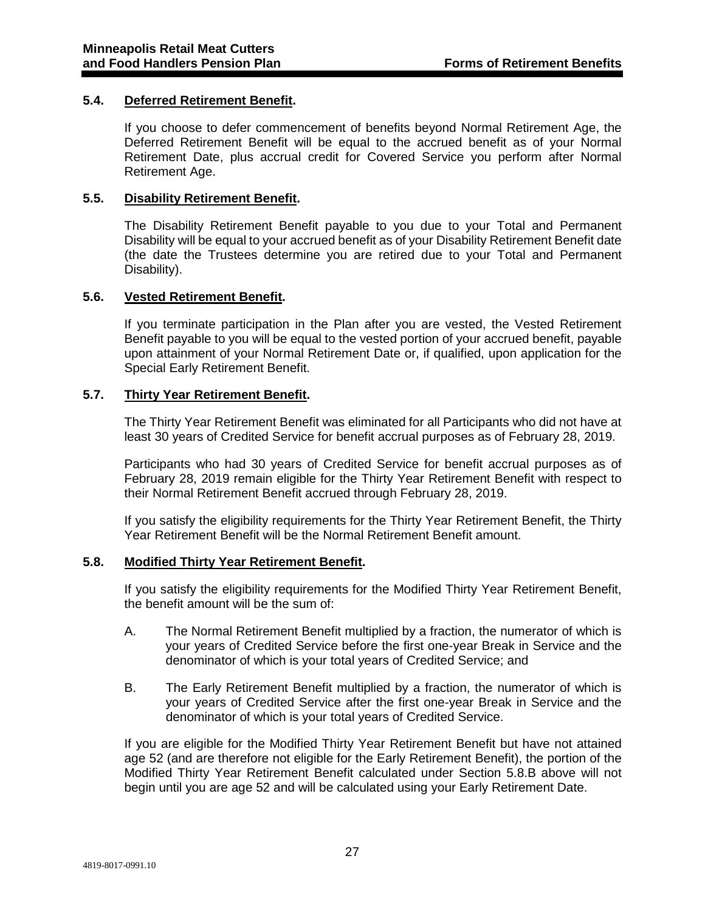### 5.4. Deferred Retirement Benefit.

If you choose to defer commencement of benefits beyond Normal Retirement Age, the Deferred Retirement Benefit will be equal to the accrued benefit as of your Normal Retirement Date, plus accrual credit for Covered Service you perform after Normal Retirement Age.

### 5.5. Disability Retirement Benefit.

The Disability Retirement Benefit payable to you due to your Total and Permanent Disability will be equal to your accrued benefit as of your Disability Retirement Benefit date (the date the Trustees determine you are retired due to your Total and Permanent Disability).

### 5.6. Vested Retirement Benefit.

If you terminate participation in the Plan after you are vested, the Vested Retirement Benefit payable to you will be equal to the vested portion of your accrued benefit, payable upon attainment of your Normal Retirement Date or, if qualified, upon application for the Special Early Retirement Benefit.

### 5.7. Thirty Year Retirement Benefit.

The Thirty Year Retirement Benefit was eliminated for all Participants who did not have at least 30 years of Credited Service for benefit accrual purposes as of February 28, 2019.

Participants who had 30 years of Credited Service for benefit accrual purposes as of February 28, 2019 remain eligible for the Thirty Year Retirement Benefit with respect to their Normal Retirement Benefit accrued through February 28, 2019.

If you satisfy the eligibility requirements for the Thirty Year Retirement Benefit, the Thirty Year Retirement Benefit will be the Normal Retirement Benefit amount.

### 5.8. Modified Thirty Year Retirement Benefit.

If you satisfy the eligibility requirements for the Modified Thirty Year Retirement Benefit, the benefit amount will be the sum of:

A. The Normal Retirement Benefit multiplied by a fraction, the numerator of which is your years of Credited Service before the first one-year Break in Service and the denominator of which is your total years of Credited Service; and

B. The Early Retirement Benefit multiplied by a fraction, the numerator of which is your years of Credited Service after the first one-year Break in Service and the denominator of which is your total years of Credited Service.

If you are eligible for the Modified Thirty Year Retirement Benefit but have not attained age 52 (and are therefore not eligible for the Early Retirement Benefit), the portion of the Modified Thirty Year Retirement Benefit calculated under Section 5.8.B above will not begin until you are age 52 and will be calculated using your Early Retirement Date.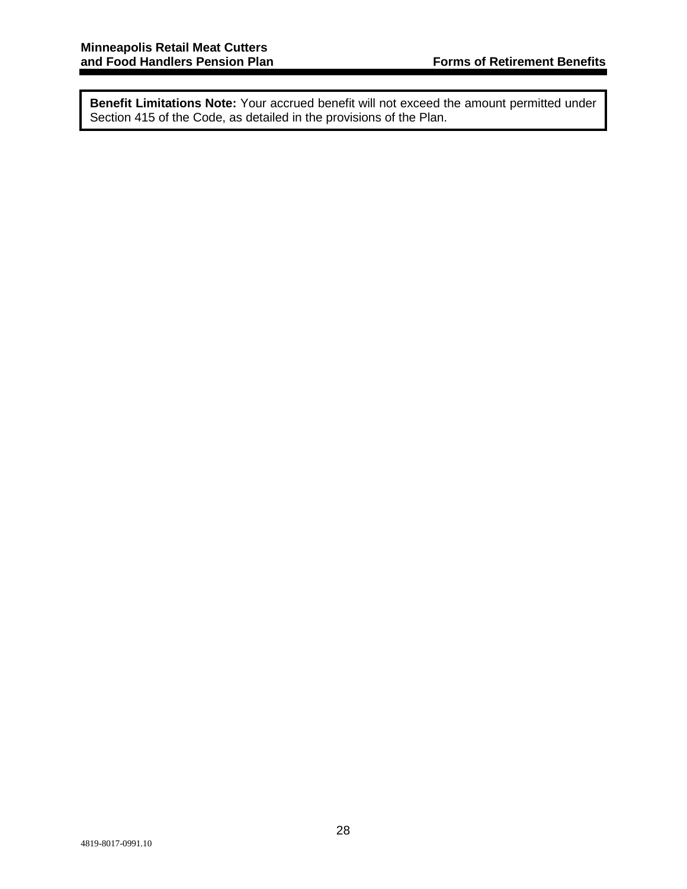**Benefit Limitations Note:** Your accrued benefit will not exceed the amount permitted under Section 415 of the Code, as detailed in the provisions of the Plan.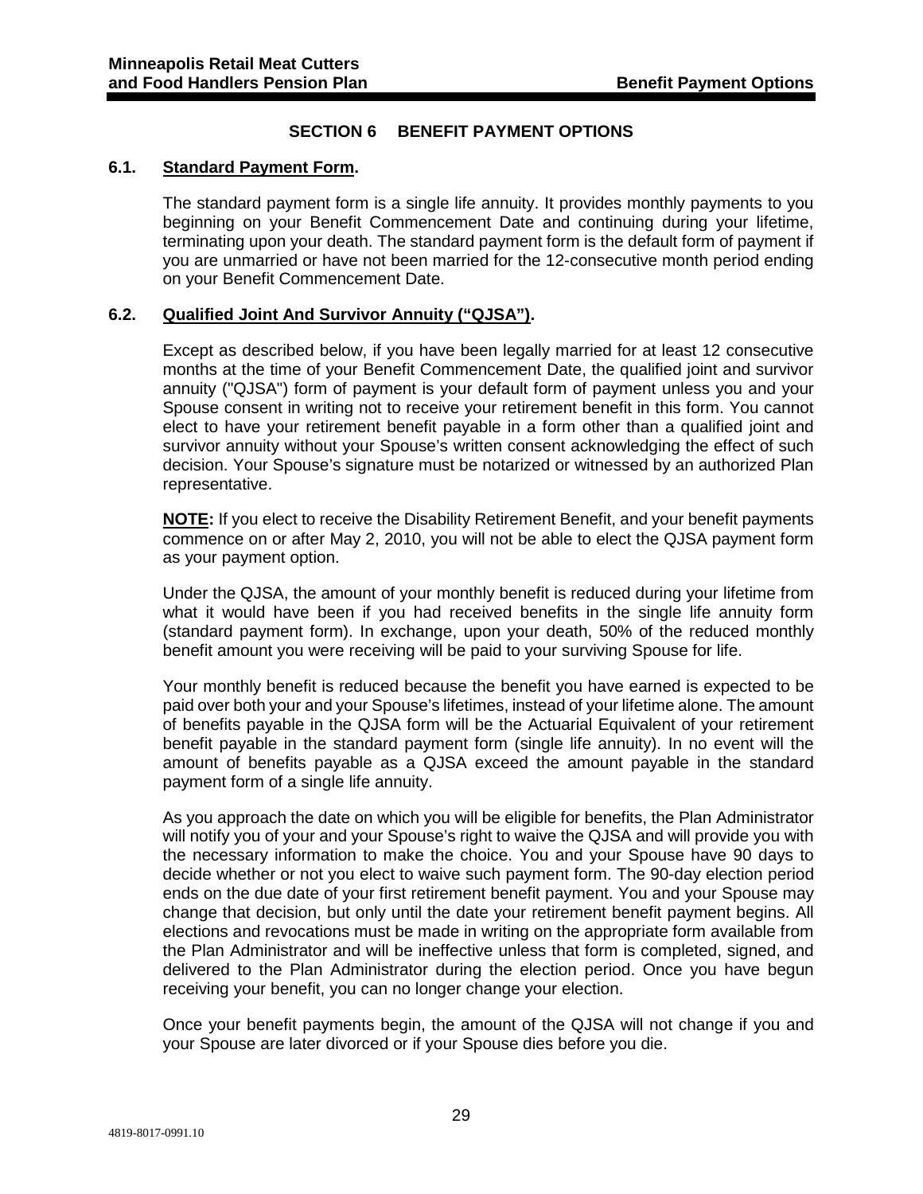## SECTION 6 BENEFIT PAYMENT OPTIONS

### 6.1. Standard Payment Form.

The standard payment form is a single life annuity. It provides monthly payments to you beginning on your Benefit Commencement Date and continuing during your lifetime, terminating upon your death. The standard payment form is the default form of payment if you are unmarried or have not been married for the 12-consecutive month period ending on your Benefit Commencement Date.

### 6.2. Qualified Joint And Survivor Annuity ("QJSA").

Except as described below, if you have been legally married for at least 12 consecutive months at the time of your Benefit Commencement Date, the qualified joint and survivor annuity ("QJSA") form of payment is your default form of payment unless you and your Spouse consent in writing not to receive your retirement benefit in this form. You cannot elect to have your retirement benefit payable in a form other than a qualified joint and survivor annuity without your Spouse's written consent acknowledging the effect of such decision. Your Spouse's signature must be notarized or witnessed by an authorized Plan representative.

**NOTE:** If you elect to receive the Disability Retirement Benefit, and your benefit payments commence on or after May 2, 2010, you will not be able to elect the QJSA payment form as your payment option.

Under the QJSA, the amount of your monthly benefit is reduced during your lifetime from what it would have been if you had received benefits in the single life annuity form (standard payment form). In exchange, upon your death, 50% of the reduced monthly benefit amount you were receiving will be paid to your surviving Spouse for life.

Your monthly benefit is reduced because the benefit you have earned is expected to be paid over both your and your Spouse's lifetimes, instead of your lifetime alone. The amount of benefits payable in the QJSA form will be the Actuarial Equivalent of your retirement benefit payable in the standard payment form (single life annuity). In no event will the amount of benefits payable as a QJSA exceed the amount payable in the standard payment form of a single life annuity.

As you approach the date on which you will be eligible for benefits, the Plan Administrator will notify you of your and your Spouse's right to waive the QJSA and will provide you with the necessary information to make the choice. You and your Spouse have 90 days to decide whether or not you elect to waive such payment form. The 90-day election period ends on the due date of your first retirement benefit payment. You and your Spouse may change that decision, but only until the date your retirement benefit payment begins. All elections and revocations must be made in writing on the appropriate form available from the Plan Administrator and will be ineffective unless that form is completed, signed, and delivered to the Plan Administrator during the election period. Once you have begun receiving your benefit, you can no longer change your election.

Once your benefit payments begin, the amount of the QJSA will not change if you and your Spouse are later divorced or if your Spouse dies before you die.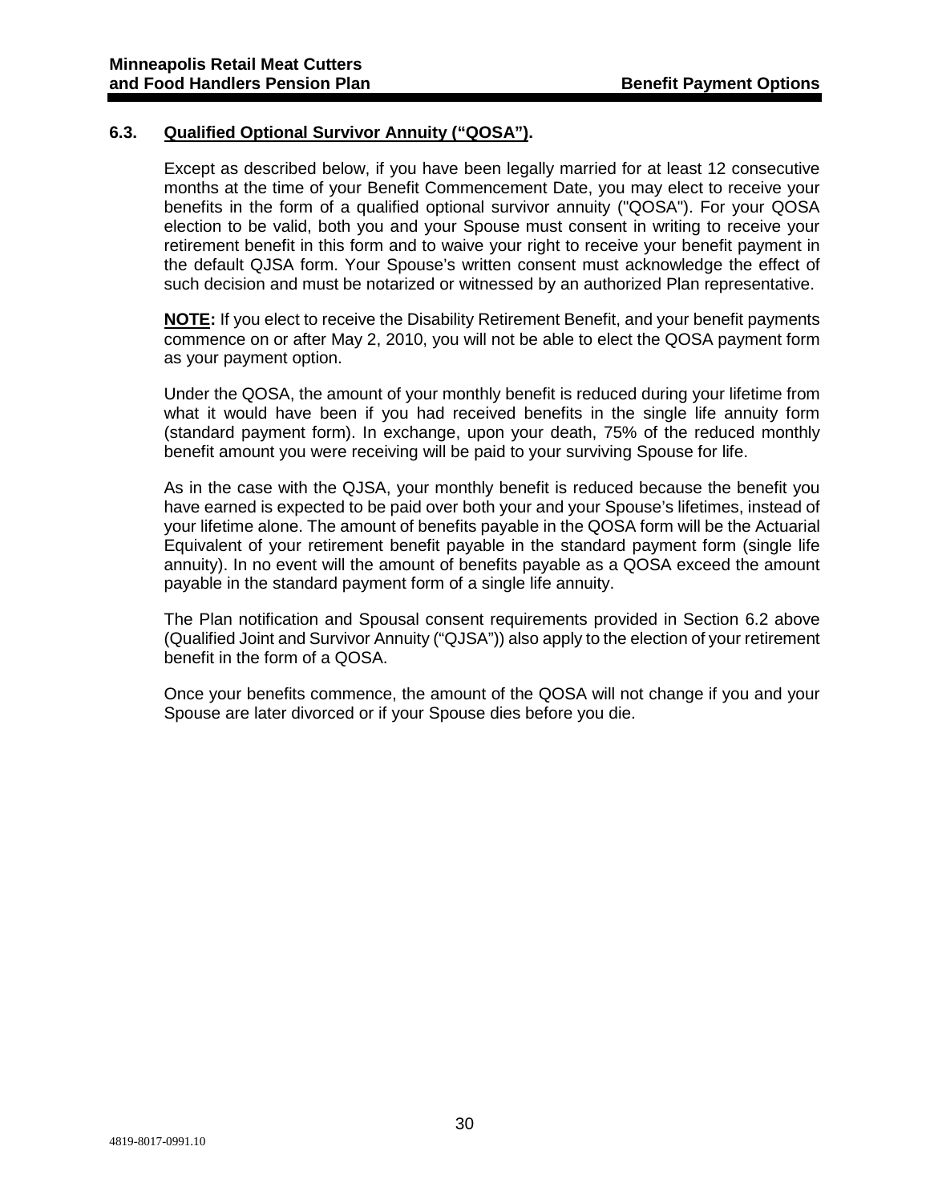### 6.3. Qualified Optional Survivor Annuity ("QOSA").

Except as described below, if you have been legally married for at least 12 consecutive months at the time of your Benefit Commencement Date, you may elect to receive your benefits in the form of a qualified optional survivor annuity ("QOSA"). For your QOSA election to be valid, both you and your Spouse must consent in writing to receive your retirement benefit in this form and to waive your right to receive your benefit payment in the default QJSA form. Your Spouse's written consent must acknowledge the effect of such decision and must be notarized or witnessed by an authorized Plan representative.

**NOTE:** If you elect to receive the Disability Retirement Benefit, and your benefit payments commence on or after May 2, 2010, you will not be able to elect the QOSA payment form as your payment option.

Under the QOSA, the amount of your monthly benefit is reduced during your lifetime from what it would have been if you had received benefits in the single life annuity form (standard payment form). In exchange, upon your death, 75% of the reduced monthly benefit amount you were receiving will be paid to your surviving Spouse for life.

As in the case with the QJSA, your monthly benefit is reduced because the benefit you have earned is expected to be paid over both your and your Spouse's lifetimes, instead of your lifetime alone. The amount of benefits payable in the QOSA form will be the Actuarial Equivalent of your retirement benefit payable in the standard payment form (single life annuity). In no event will the amount of benefits payable as a QOSA exceed the amount payable in the standard payment form of a single life annuity.

The Plan notification and Spousal consent requirements provided in Section 6.2 above (Qualified Joint and Survivor Annuity ("QJSA")) also apply to the election of your retirement benefit in the form of a QOSA.

Once your benefits commence, the amount of the QOSA will not change if you and your Spouse are later divorced or if your Spouse dies before you die.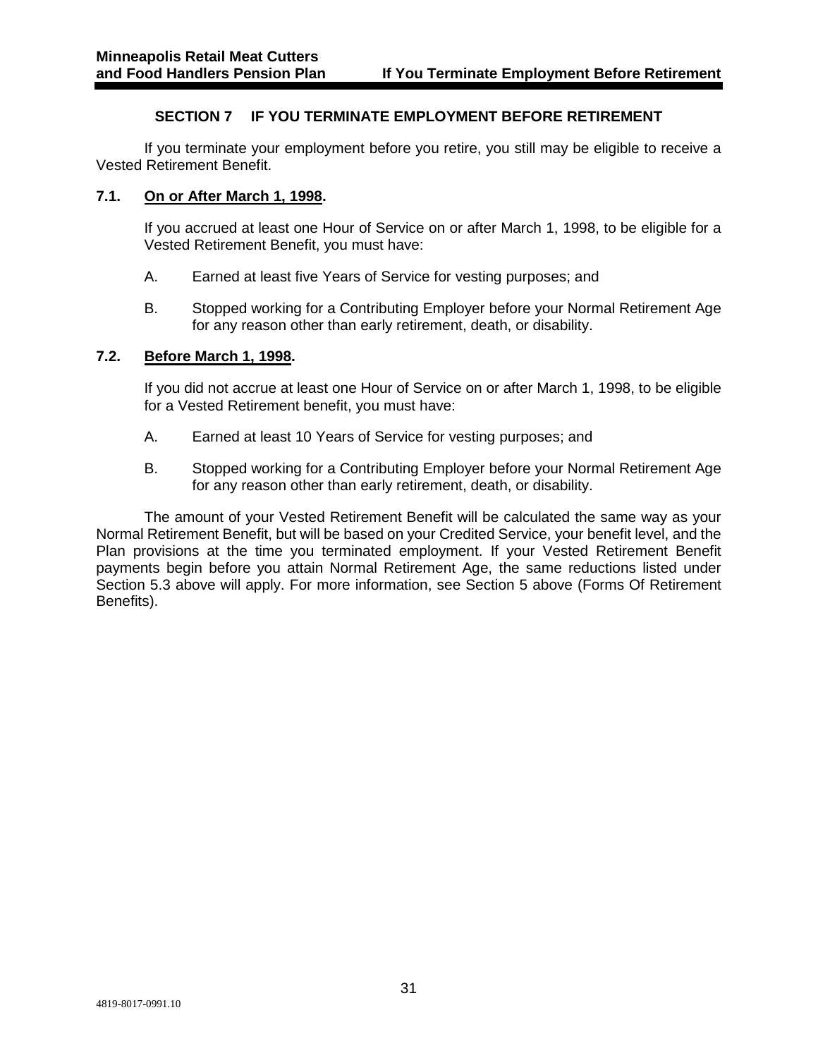# SECTION 7 IF YOU TERMINATE EMPLOYMENT BEFORE RETIREMENT

If you terminate your employment before you retire, you still may be eligible to receive a Vested Retirement Benefit.

## 7.1. On or After March 1, 1998.

If you accrued at least one Hour of Service on or after March 1, 1998, to be eligible for a Vested Retirement Benefit, you must have:

A. Earned at least five Years of Service for vesting purposes; and

B. Stopped working for a Contributing Employer before your Normal Retirement Age for any reason other than early retirement, death, or disability.

## 7.2. Before March 1, 1998.

If you did not accrue at least one Hour of Service on or after March 1, 1998, to be eligible for a Vested Retirement benefit, you must have:

A. Earned at least 10 Years of Service for vesting purposes; and

B. Stopped working for a Contributing Employer before your Normal Retirement Age for any reason other than early retirement, death, or disability.

The amount of your Vested Retirement Benefit will be calculated the same way as your Normal Retirement Benefit, but will be based on your Credited Service, your benefit level, and the Plan provisions at the time you terminated employment. If your Vested Retirement Benefit payments begin before you attain Normal Retirement Age, the same reductions listed under Section 5.3 above will apply. For more information, see Section 5 above (Forms Of Retirement Benefits).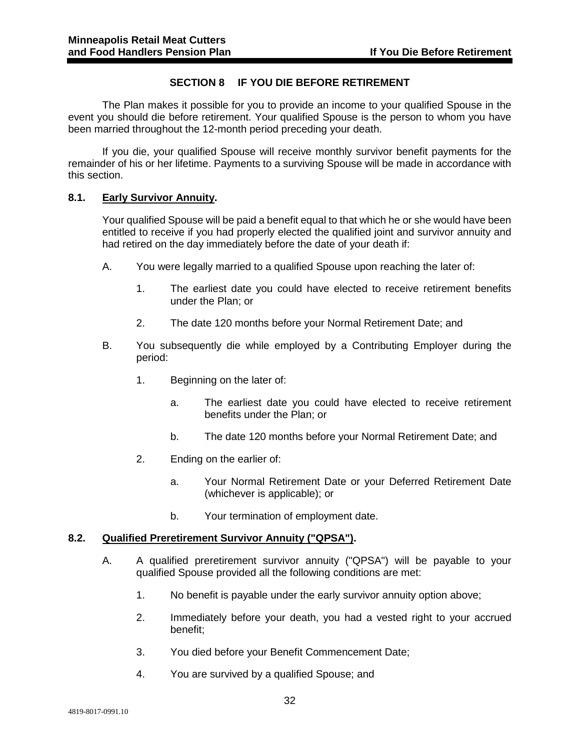## SECTION 8 IF YOU DIE BEFORE RETIREMENT

The Plan makes it possible for you to provide an income to your qualified Spouse in the event you should die before retirement. Your qualified Spouse is the person to whom you have been married throughout the 12-month period preceding your death.

If you die, your qualified Spouse will receive monthly survivor benefit payments for the remainder of his or her lifetime. Payments to a surviving Spouse will be made in accordance with this section.

### 8.1. Early Survivor Annuity.

Your qualified Spouse will be paid a benefit equal to that which he or she would have been entitled to receive if you had properly elected the qualified joint and survivor annuity and had retired on the day immediately before the date of your death if:

A. You were legally married to a qualified Spouse upon reaching the later of:

   1. The earliest date you could have elected to receive retirement benefits under the Plan; or

   2. The date 120 months before your Normal Retirement Date; and

B. You subsequently die while employed by a Contributing Employer during the period:

   1. Beginning on the later of:

      a. The earliest date you could have elected to receive retirement benefits under the Plan; or

      b. The date 120 months before your Normal Retirement Date; and

   2. Ending on the earlier of:

      a. Your Normal Retirement Date or your Deferred Retirement Date (whichever is applicable); or

      b. Your termination of employment date.

### 8.2. Qualified Preretirement Survivor Annuity ("QPSA").

A. A qualified preretirement survivor annuity ("QPSA") will be payable to your qualified Spouse provided all the following conditions are met:

   1. No benefit is payable under the early survivor annuity option above;

   2. Immediately before your death, you had a vested right to your accrued benefit;

   3. You died before your Benefit Commencement Date;

   4. You are survived by a qualified Spouse; and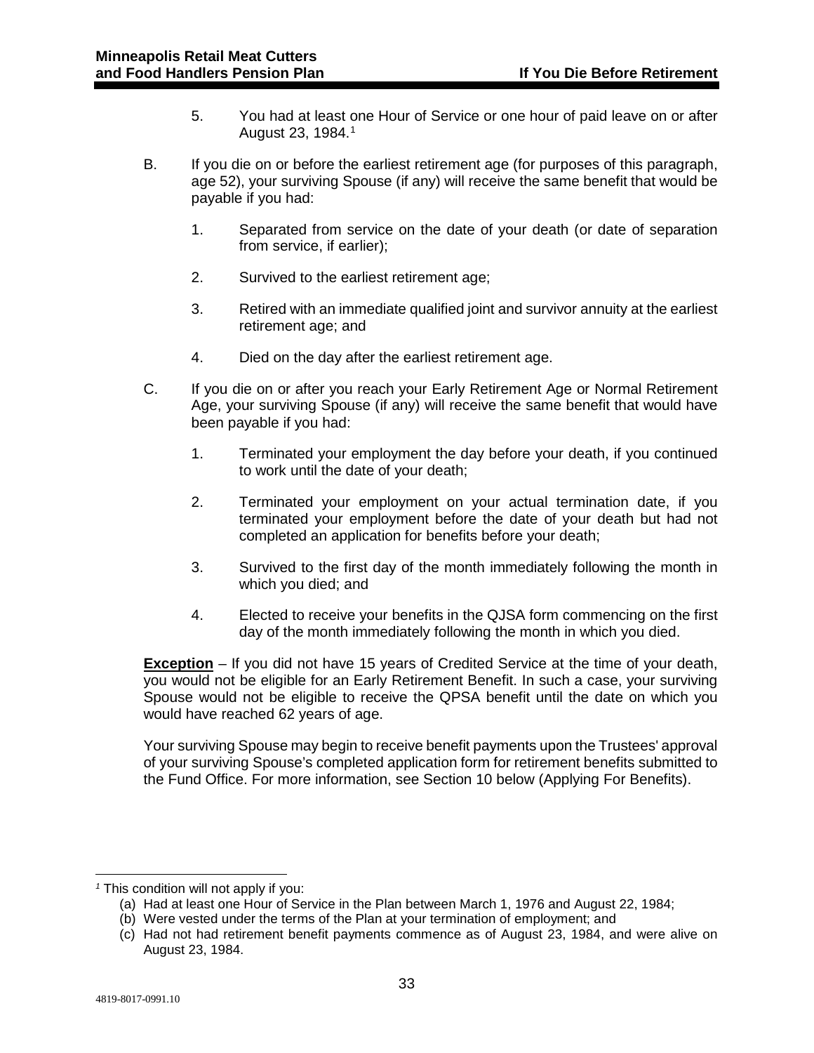5. You had at least one Hour of Service or one hour of paid leave on or after August 23, 1984.[1]

B. If you die on or before the earliest retirement age (for purposes of this paragraph, age 52), your surviving Spouse (if any) will receive the same benefit that would be payable if you had:

   1. Separated from service on the date of your death (or date of separation from service, if earlier);

   2. Survived to the earliest retirement age;

   3. Retired with an immediate qualified joint and survivor annuity at the earliest retirement age; and

   4. Died on the day after the earliest retirement age.

C. If you die on or after you reach your Early Retirement Age or Normal Retirement Age, your surviving Spouse (if any) will receive the same benefit that would have been payable if you had:

   1. Terminated your employment the day before your death, if you continued to work until the date of your death;

   2. Terminated your employment on your actual termination date, if you terminated your employment before the date of your death but had not completed an application for benefits before your death;

   3. Survived to the first day of the month immediately following the month in which you died; and

   4. Elected to receive your benefits in the QJSA form commencing on the first day of the month immediately following the month in which you died.

**Exception** – If you did not have 15 years of Credited Service at the time of your death, you would not be eligible for an Early Retirement Benefit. In such a case, your surviving Spouse would not be eligible to receive the QPSA benefit until the date on which you would have reached 62 years of age.

Your surviving Spouse may begin to receive benefit payments upon the Trustees' approval of your surviving Spouse's completed application form for retirement benefits submitted to the Fund Office. For more information, see Section 10 below (Applying For Benefits).

---

[1] This condition will not apply if you:

(a) Had at least one Hour of Service in the Plan between March 1, 1976 and August 22, 1984;
(b) Were vested under the terms of the Plan at your termination of employment; and
(c) Had not had retirement benefit payments commence as of August 23, 1984, and were alive on August 23, 1984.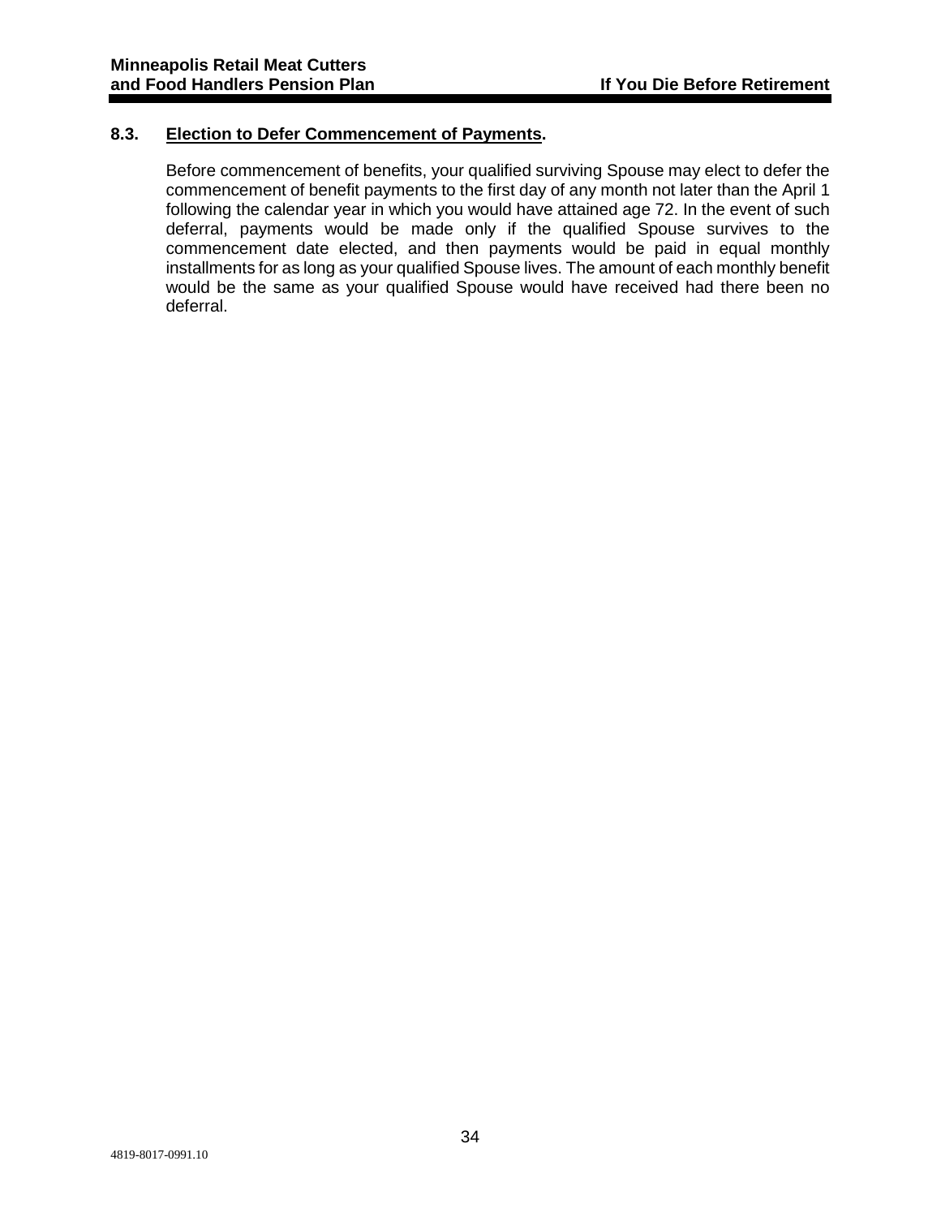### 8.3. <u>Election to Defer Commencement of Payments</u>.

Before commencement of benefits, your qualified surviving Spouse may elect to defer the commencement of benefit payments to the first day of any month not later than the April 1 following the calendar year in which you would have attained age 72. In the event of such deferral, payments would be made only if the qualified Spouse survives to the commencement date elected, and then payments would be paid in equal monthly installments for as long as your qualified Spouse lives. The amount of each monthly benefit would be the same as your qualified Spouse would have received had there been no deferral.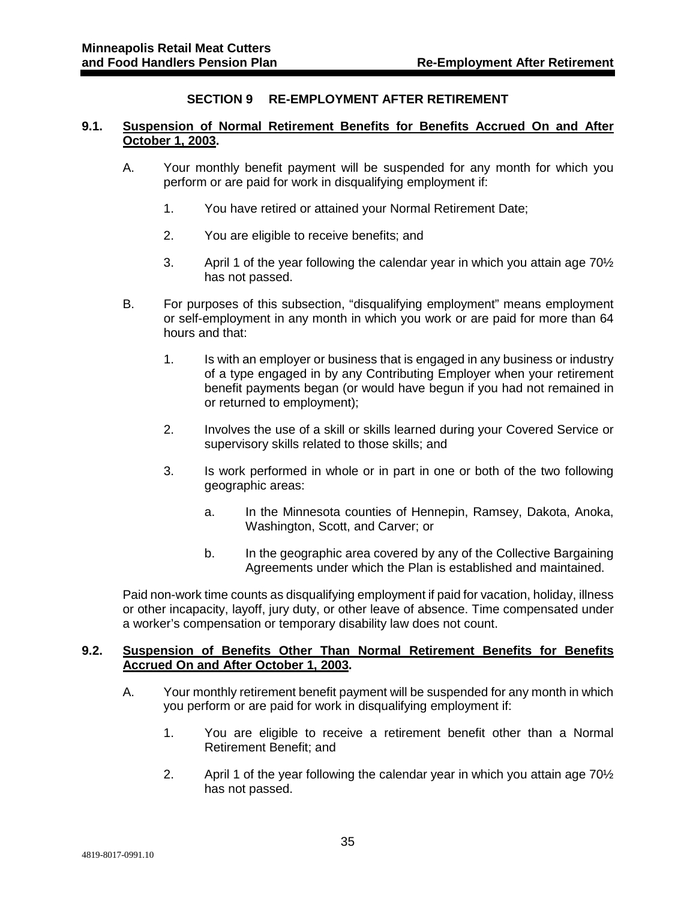# SECTION 9 RE-EMPLOYMENT AFTER RETIREMENT

## 9.1. Suspension of Normal Retirement Benefits for Benefits Accrued On and After October 1, 2003.

A. Your monthly benefit payment will be suspended for any month for which you perform or are paid for work in disqualifying employment if:

1. You have retired or attained your Normal Retirement Date;

2. You are eligible to receive benefits; and

3. April 1 of the year following the calendar year in which you attain age 70½ has not passed.

B. For purposes of this subsection, "disqualifying employment" means employment or self-employment in any month in which you work or are paid for more than 64 hours and that:

1. Is with an employer or business that is engaged in any business or industry of a type engaged in by any Contributing Employer when your retirement benefit payments began (or would have begun if you had not remained in or returned to employment);

2. Involves the use of a skill or skills learned during your Covered Service or supervisory skills related to those skills; and

3. Is work performed in whole or in part in one or both of the two following geographic areas:

   a. In the Minnesota counties of Hennepin, Ramsey, Dakota, Anoka, Washington, Scott, and Carver; or

   b. In the geographic area covered by any of the Collective Bargaining Agreements under which the Plan is established and maintained.

Paid non-work time counts as disqualifying employment if paid for vacation, holiday, illness or other incapacity, layoff, jury duty, or other leave of absence. Time compensated under a worker's compensation or temporary disability law does not count.

## 9.2. Suspension of Benefits Other Than Normal Retirement Benefits for Benefits Accrued On and After October 1, 2003.

A. Your monthly retirement benefit payment will be suspended for any month in which you perform or are paid for work in disqualifying employment if:

1. You are eligible to receive a retirement benefit other than a Normal Retirement Benefit; and

2. April 1 of the year following the calendar year in which you attain age 70½ has not passed.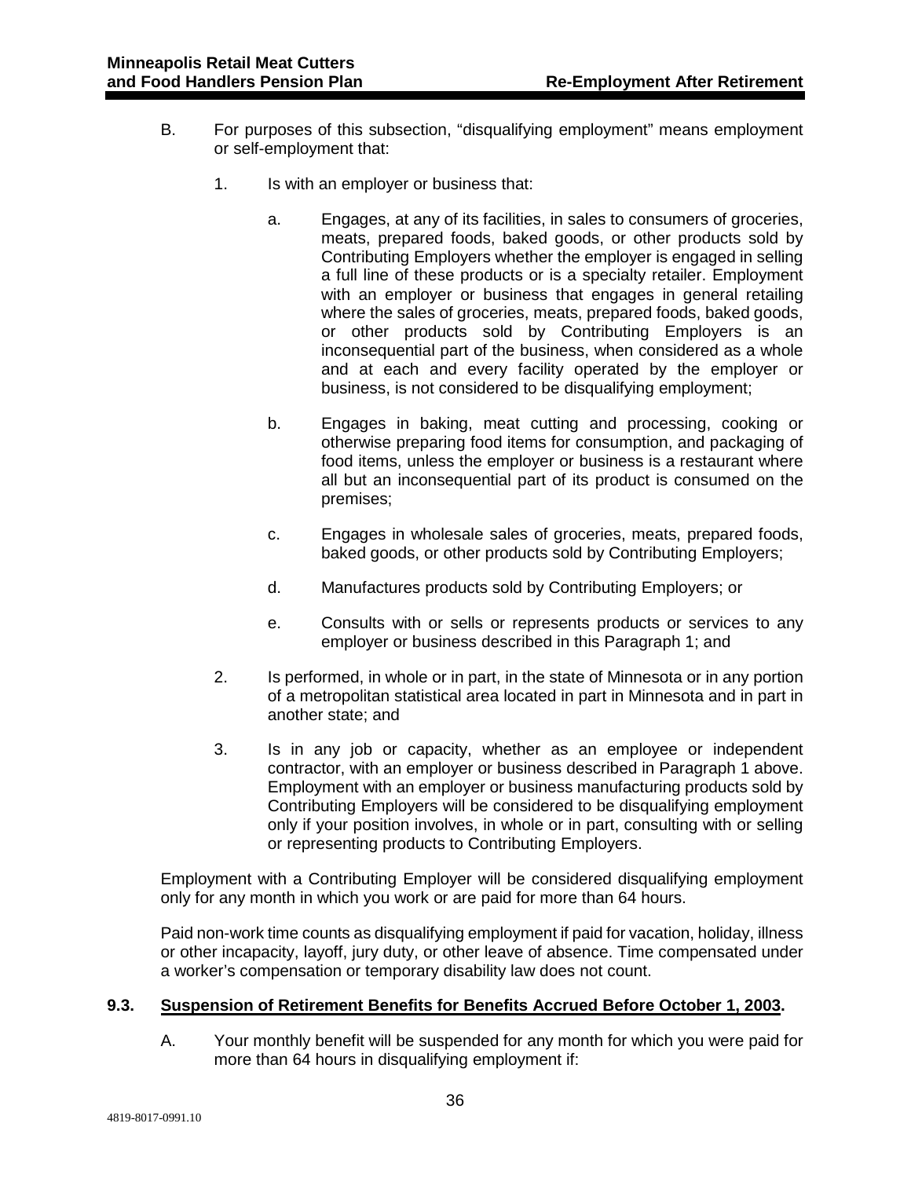B. For purposes of this subsection, "disqualifying employment" means employment or self-employment that:

1. Is with an employer or business that:

   a. Engages, at any of its facilities, in sales to consumers of groceries, meats, prepared foods, baked goods, or other products sold by Contributing Employers whether the employer is engaged in selling a full line of these products or is a specialty retailer. Employment with an employer or business that engages in general retailing where the sales of groceries, meats, prepared foods, baked goods, or other products sold by Contributing Employers is an inconsequential part of the business, when considered as a whole and at each and every facility operated by the employer or business, is not considered to be disqualifying employment;

   b. Engages in baking, meat cutting and processing, cooking or otherwise preparing food items for consumption, and packaging of food items, unless the employer or business is a restaurant where all but an inconsequential part of its product is consumed on the premises;

   c. Engages in wholesale sales of groceries, meats, prepared foods, baked goods, or other products sold by Contributing Employers;

   d. Manufactures products sold by Contributing Employers; or

   e. Consults with or sells or represents products or services to any employer or business described in this Paragraph 1; and

2. Is performed, in whole or in part, in the state of Minnesota or in any portion of a metropolitan statistical area located in part in Minnesota and in part in another state; and

3. Is in any job or capacity, whether as an employee or independent contractor, with an employer or business described in Paragraph 1 above. Employment with an employer or business manufacturing products sold by Contributing Employers will be considered to be disqualifying employment only if your position involves, in whole or in part, consulting with or selling or representing products to Contributing Employers.

Employment with a Contributing Employer will be considered disqualifying employment only for any month in which you work or are paid for more than 64 hours.

Paid non-work time counts as disqualifying employment if paid for vacation, holiday, illness or other incapacity, layoff, jury duty, or other leave of absence. Time compensated under a worker's compensation or temporary disability law does not count.

## 9.3. Suspension of Retirement Benefits for Benefits Accrued Before October 1, 2003.

A. Your monthly benefit will be suspended for any month for which you were paid for more than 64 hours in disqualifying employment if: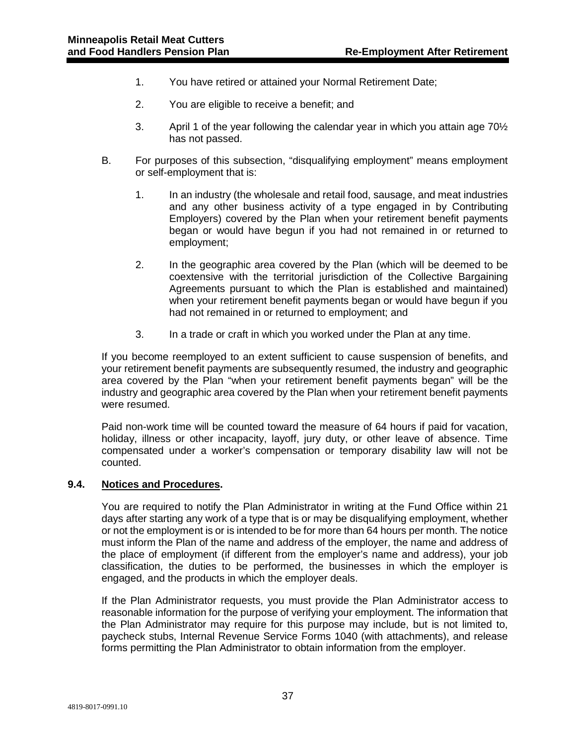1. You have retired or attained your Normal Retirement Date;

2. You are eligible to receive a benefit; and

3. April 1 of the year following the calendar year in which you attain age 70½ has not passed.

B. For purposes of this subsection, "disqualifying employment" means employment or self-employment that is:

1. In an industry (the wholesale and retail food, sausage, and meat industries and any other business activity of a type engaged in by Contributing Employers) covered by the Plan when your retirement benefit payments began or would have begun if you had not remained in or returned to employment;

2. In the geographic area covered by the Plan (which will be deemed to be coextensive with the territorial jurisdiction of the Collective Bargaining Agreements pursuant to which the Plan is established and maintained) when your retirement benefit payments began or would have begun if you had not remained in or returned to employment; and

3. In a trade or craft in which you worked under the Plan at any time.

If you become reemployed to an extent sufficient to cause suspension of benefits, and your retirement benefit payments are subsequently resumed, the industry and geographic area covered by the Plan "when your retirement benefit payments began" will be the industry and geographic area covered by the Plan when your retirement benefit payments were resumed.

Paid non-work time will be counted toward the measure of 64 hours if paid for vacation, holiday, illness or other incapacity, layoff, jury duty, or other leave of absence. Time compensated under a worker's compensation or temporary disability law will not be counted.

### 9.4. <u>Notices and Procedures</u>.

You are required to notify the Plan Administrator in writing at the Fund Office within 21 days after starting any work of a type that is or may be disqualifying employment, whether or not the employment is or is intended to be for more than 64 hours per month. The notice must inform the Plan of the name and address of the employer, the name and address of the place of employment (if different from the employer's name and address), your job classification, the duties to be performed, the businesses in which the employer is engaged, and the products in which the employer deals.

If the Plan Administrator requests, you must provide the Plan Administrator access to reasonable information for the purpose of verifying your employment. The information that the Plan Administrator may require for this purpose may include, but is not limited to, paycheck stubs, Internal Revenue Service Forms 1040 (with attachments), and release forms permitting the Plan Administrator to obtain information from the employer.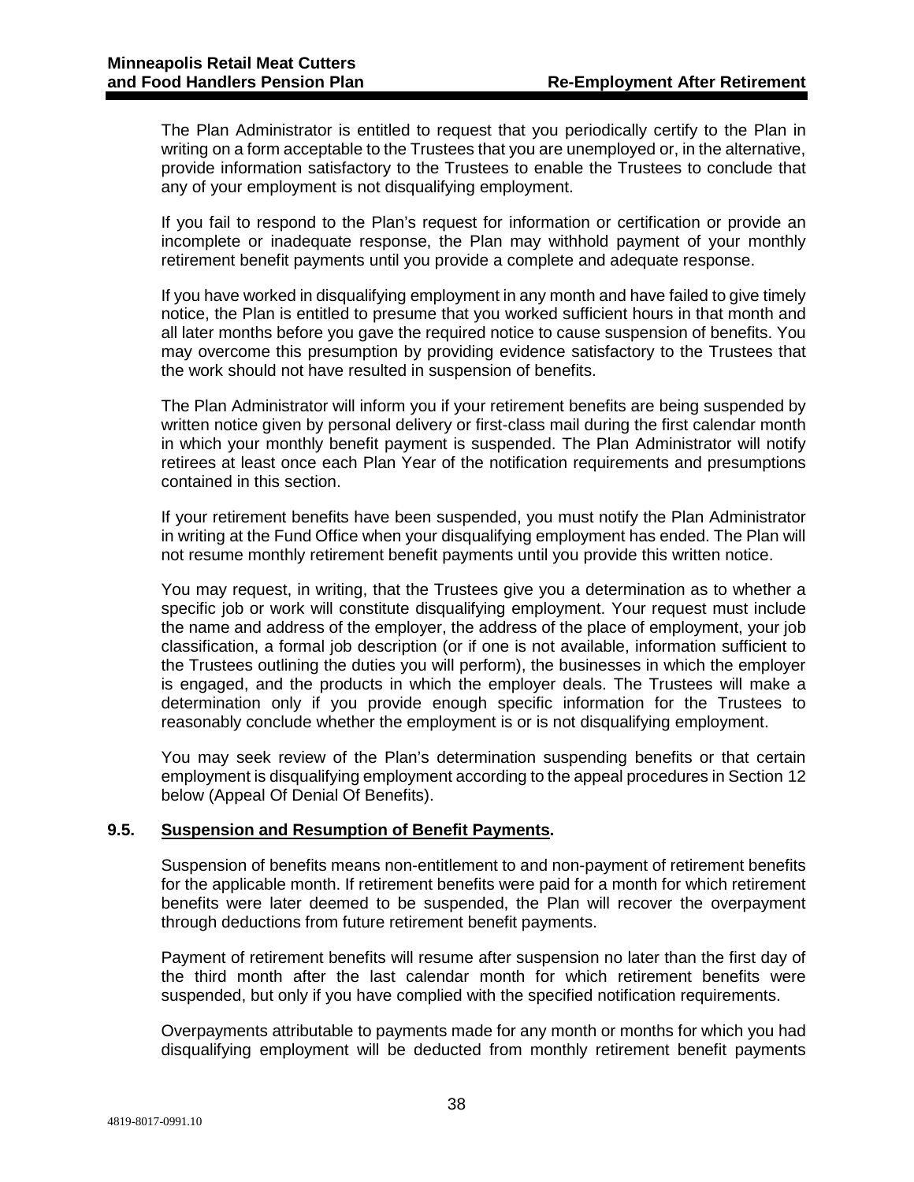The Plan Administrator is entitled to request that you periodically certify to the Plan in writing on a form acceptable to the Trustees that you are unemployed or, in the alternative, provide information satisfactory to the Trustees to enable the Trustees to conclude that any of your employment is not disqualifying employment.

If you fail to respond to the Plan's request for information or certification or provide an incomplete or inadequate response, the Plan may withhold payment of your monthly retirement benefit payments until you provide a complete and adequate response.

If you have worked in disqualifying employment in any month and have failed to give timely notice, the Plan is entitled to presume that you worked sufficient hours in that month and all later months before you gave the required notice to cause suspension of benefits. You may overcome this presumption by providing evidence satisfactory to the Trustees that the work should not have resulted in suspension of benefits.

The Plan Administrator will inform you if your retirement benefits are being suspended by written notice given by personal delivery or first-class mail during the first calendar month in which your monthly benefit payment is suspended. The Plan Administrator will notify retirees at least once each Plan Year of the notification requirements and presumptions contained in this section.

If your retirement benefits have been suspended, you must notify the Plan Administrator in writing at the Fund Office when your disqualifying employment has ended. The Plan will not resume monthly retirement benefit payments until you provide this written notice.

You may request, in writing, that the Trustees give you a determination as to whether a specific job or work will constitute disqualifying employment. Your request must include the name and address of the employer, the address of the place of employment, your job classification, a formal job description (or if one is not available, information sufficient to the Trustees outlining the duties you will perform), the businesses in which the employer is engaged, and the products in which the employer deals. The Trustees will make a determination only if you provide enough specific information for the Trustees to reasonably conclude whether the employment is or is not disqualifying employment.

You may seek review of the Plan's determination suspending benefits or that certain employment is disqualifying employment according to the appeal procedures in Section 12 below (Appeal Of Denial Of Benefits).

## 9.5. Suspension and Resumption of Benefit Payments.

Suspension of benefits means non-entitlement to and non-payment of retirement benefits for the applicable month. If retirement benefits were paid for a month for which retirement benefits were later deemed to be suspended, the Plan will recover the overpayment through deductions from future retirement benefit payments.

Payment of retirement benefits will resume after suspension no later than the first day of the third month after the last calendar month for which retirement benefits were suspended, but only if you have complied with the specified notification requirements.

Overpayments attributable to payments made for any month or months for which you had disqualifying employment will be deducted from monthly retirement benefit payments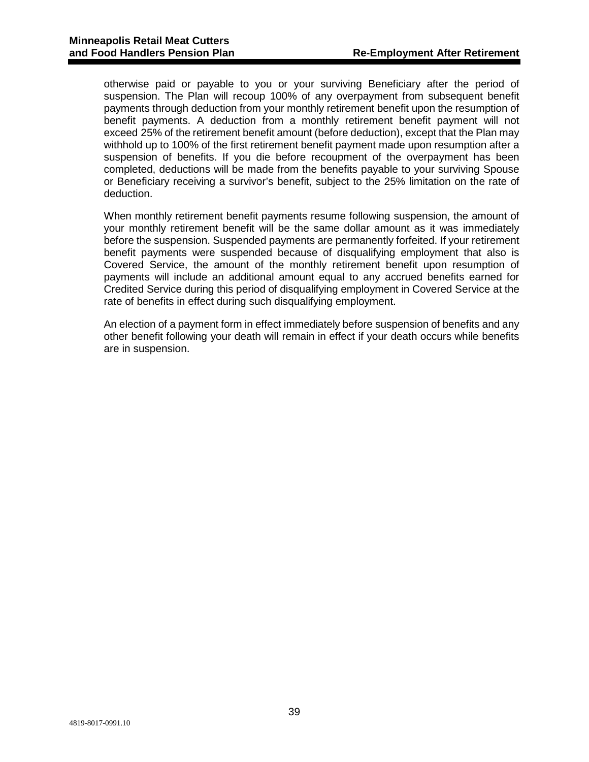otherwise paid or payable to you or your surviving Beneficiary after the period of suspension. The Plan will recoup 100% of any overpayment from subsequent benefit payments through deduction from your monthly retirement benefit upon the resumption of benefit payments. A deduction from a monthly retirement benefit payment will not exceed 25% of the retirement benefit amount (before deduction), except that the Plan may withhold up to 100% of the first retirement benefit payment made upon resumption after a suspension of benefits. If you die before recoupment of the overpayment has been completed, deductions will be made from the benefits payable to your surviving Spouse or Beneficiary receiving a survivor's benefit, subject to the 25% limitation on the rate of deduction.

When monthly retirement benefit payments resume following suspension, the amount of your monthly retirement benefit will be the same dollar amount as it was immediately before the suspension. Suspended payments are permanently forfeited. If your retirement benefit payments were suspended because of disqualifying employment that also is Covered Service, the amount of the monthly retirement benefit upon resumption of payments will include an additional amount equal to any accrued benefits earned for Credited Service during this period of disqualifying employment in Covered Service at the rate of benefits in effect during such disqualifying employment.

An election of a payment form in effect immediately before suspension of benefits and any other benefit following your death will remain in effect if your death occurs while benefits are in suspension.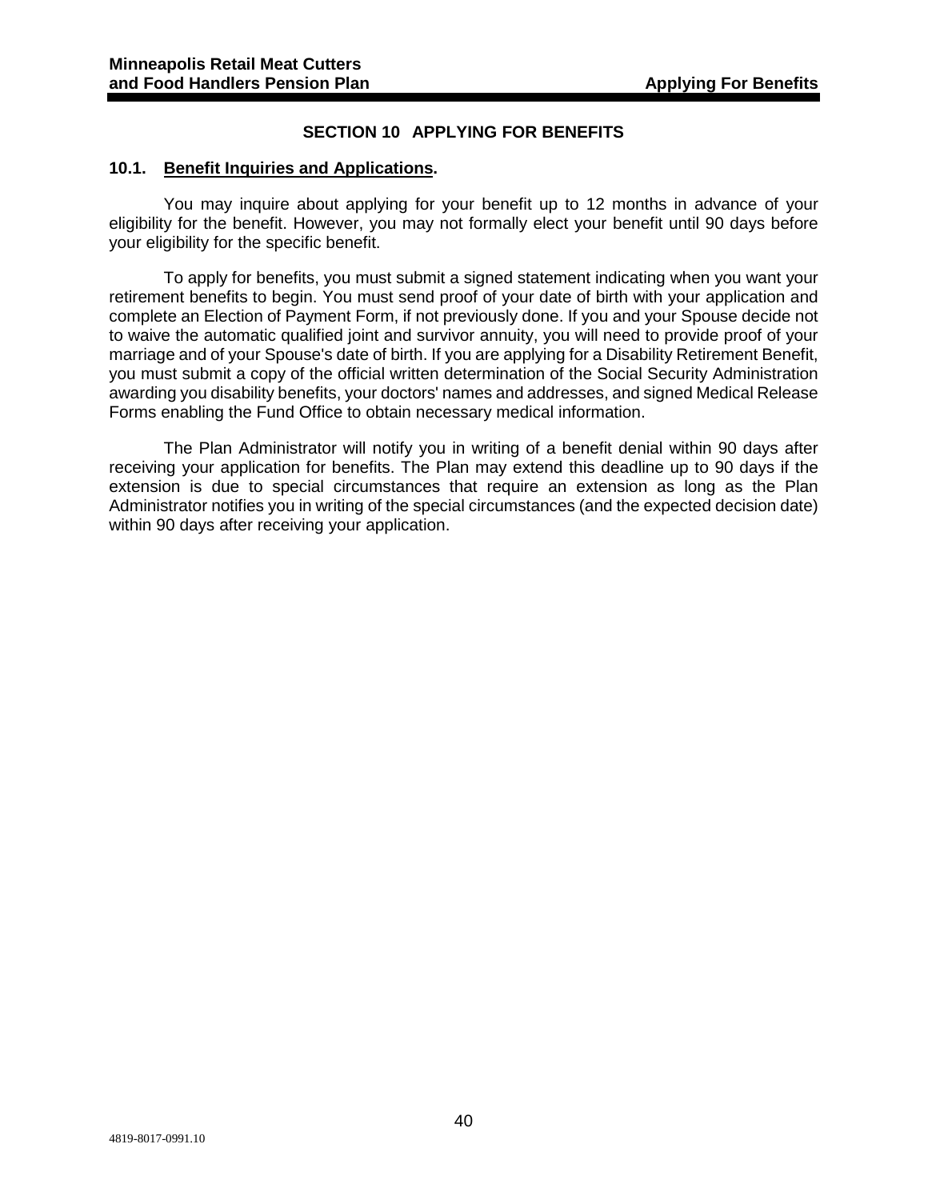# SECTION 10 APPLYING FOR BENEFITS

## 10.1. Benefit Inquiries and Applications.

You may inquire about applying for your benefit up to 12 months in advance of your eligibility for the benefit. However, you may not formally elect your benefit until 90 days before your eligibility for the specific benefit.

To apply for benefits, you must submit a signed statement indicating when you want your retirement benefits to begin. You must send proof of your date of birth with your application and complete an Election of Payment Form, if not previously done. If you and your Spouse decide not to waive the automatic qualified joint and survivor annuity, you will need to provide proof of your marriage and of your Spouse's date of birth. If you are applying for a Disability Retirement Benefit, you must submit a copy of the official written determination of the Social Security Administration awarding you disability benefits, your doctors' names and addresses, and signed Medical Release Forms enabling the Fund Office to obtain necessary medical information.

The Plan Administrator will notify you in writing of a benefit denial within 90 days after receiving your application for benefits. The Plan may extend this deadline up to 90 days if the extension is due to special circumstances that require an extension as long as the Plan Administrator notifies you in writing of the special circumstances (and the expected decision date) within 90 days after receiving your application.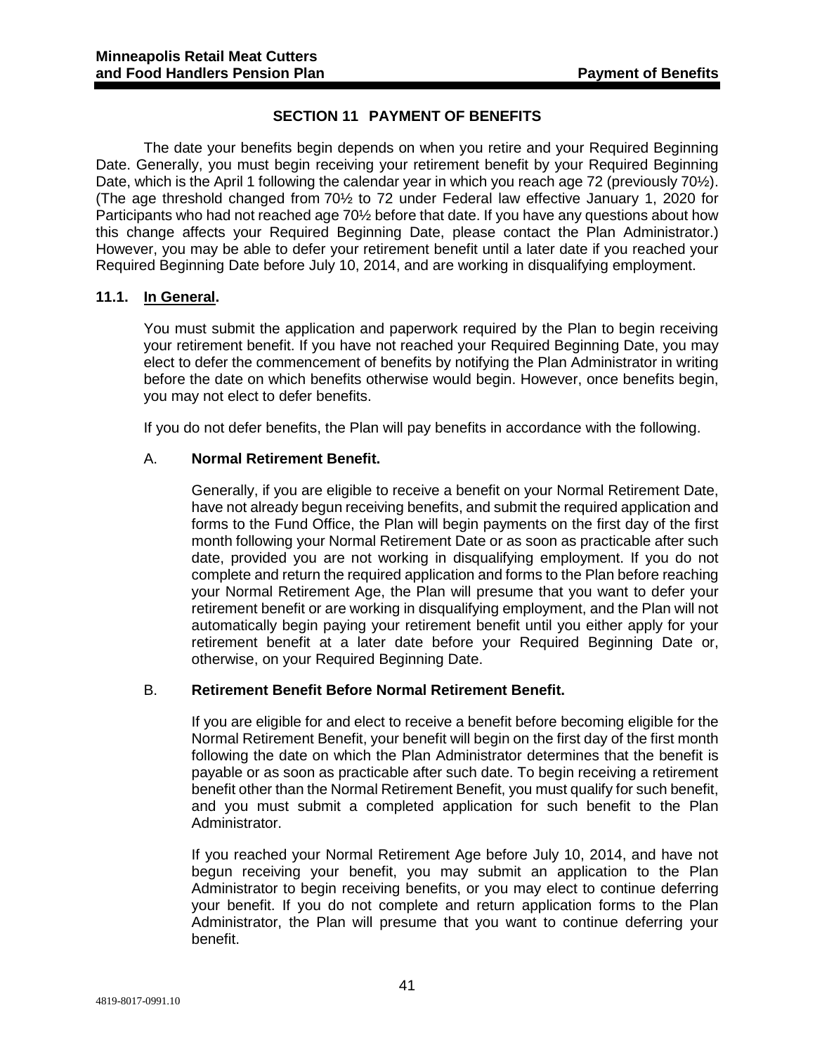# SECTION 11 PAYMENT OF BENEFITS

The date your benefits begin depends on when you retire and your Required Beginning Date. Generally, you must begin receiving your retirement benefit by your Required Beginning Date, which is the April 1 following the calendar year in which you reach age 72 (previously 70½). (The age threshold changed from 70½ to 72 under Federal law effective January 1, 2020 for Participants who had not reached age 70½ before that date. If you have any questions about how this change affects your Required Beginning Date, please contact the Plan Administrator.) However, you may be able to defer your retirement benefit until a later date if you reached your Required Beginning Date before July 10, 2014, and are working in disqualifying employment.

## 11.1. In General.

You must submit the application and paperwork required by the Plan to begin receiving your retirement benefit. If you have not reached your Required Beginning Date, you may elect to defer the commencement of benefits by notifying the Plan Administrator in writing before the date on which benefits otherwise would begin. However, once benefits begin, you may not elect to defer benefits.

If you do not defer benefits, the Plan will pay benefits in accordance with the following.

### A. Normal Retirement Benefit.

Generally, if you are eligible to receive a benefit on your Normal Retirement Date, have not already begun receiving benefits, and submit the required application and forms to the Fund Office, the Plan will begin payments on the first day of the first month following your Normal Retirement Date or as soon as practicable after such date, provided you are not working in disqualifying employment. If you do not complete and return the required application and forms to the Plan before reaching your Normal Retirement Age, the Plan will presume that you want to defer your retirement benefit or are working in disqualifying employment, and the Plan will not automatically begin paying your retirement benefit until you either apply for your retirement benefit at a later date before your Required Beginning Date or, otherwise, on your Required Beginning Date.

### B. Retirement Benefit Before Normal Retirement Benefit.

If you are eligible for and elect to receive a benefit before becoming eligible for the Normal Retirement Benefit, your benefit will begin on the first day of the first month following the date on which the Plan Administrator determines that the benefit is payable or as soon as practicable after such date. To begin receiving a retirement benefit other than the Normal Retirement Benefit, you must qualify for such benefit, and you must submit a completed application for such benefit to the Plan Administrator.

If you reached your Normal Retirement Age before July 10, 2014, and have not begun receiving your benefit, you may submit an application to the Plan Administrator to begin receiving benefits, or you may elect to continue deferring your benefit. If you do not complete and return application forms to the Plan Administrator, the Plan will presume that you want to continue deferring your benefit.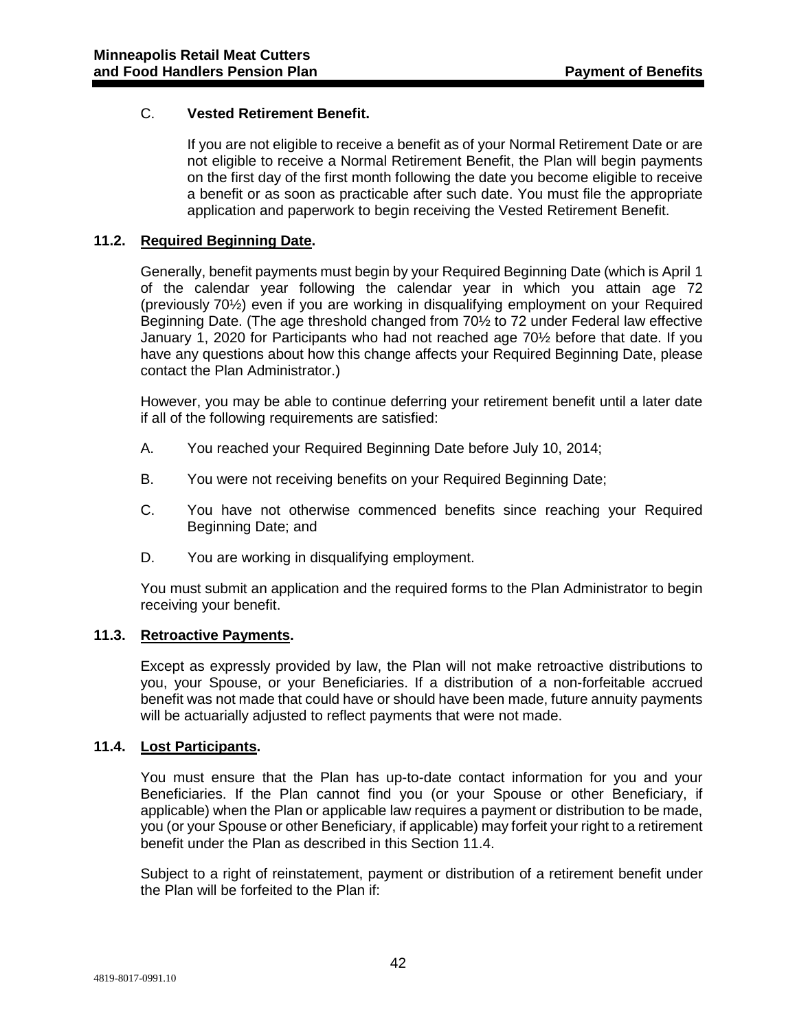C. **Vested Retirement Benefit.**

If you are not eligible to receive a benefit as of your Normal Retirement Date or are not eligible to receive a Normal Retirement Benefit, the Plan will begin payments on the first day of the first month following the date you become eligible to receive a benefit or as soon as practicable after such date. You must file the appropriate application and paperwork to begin receiving the Vested Retirement Benefit.

## 11.2. Required Beginning Date.

Generally, benefit payments must begin by your Required Beginning Date (which is April 1 of the calendar year following the calendar year in which you attain age 72 (previously 70½) even if you are working in disqualifying employment on your Required Beginning Date. (The age threshold changed from 70½ to 72 under Federal law effective January 1, 2020 for Participants who had not reached age 70½ before that date. If you have any questions about how this change affects your Required Beginning Date, please contact the Plan Administrator.)

However, you may be able to continue deferring your retirement benefit until a later date if all of the following requirements are satisfied:

A. You reached your Required Beginning Date before July 10, 2014;

B. You were not receiving benefits on your Required Beginning Date;

C. You have not otherwise commenced benefits since reaching your Required Beginning Date; and

D. You are working in disqualifying employment.

You must submit an application and the required forms to the Plan Administrator to begin receiving your benefit.

## 11.3. Retroactive Payments.

Except as expressly provided by law, the Plan will not make retroactive distributions to you, your Spouse, or your Beneficiaries. If a distribution of a non-forfeitable accrued benefit was not made that could have or should have been made, future annuity payments will be actuarially adjusted to reflect payments that were not made.

## 11.4. Lost Participants.

You must ensure that the Plan has up-to-date contact information for you and your Beneficiaries. If the Plan cannot find you (or your Spouse or other Beneficiary, if applicable) when the Plan or applicable law requires a payment or distribution to be made, you (or your Spouse or other Beneficiary, if applicable) may forfeit your right to a retirement benefit under the Plan as described in this Section 11.4.

Subject to a right of reinstatement, payment or distribution of a retirement benefit under the Plan will be forfeited to the Plan if: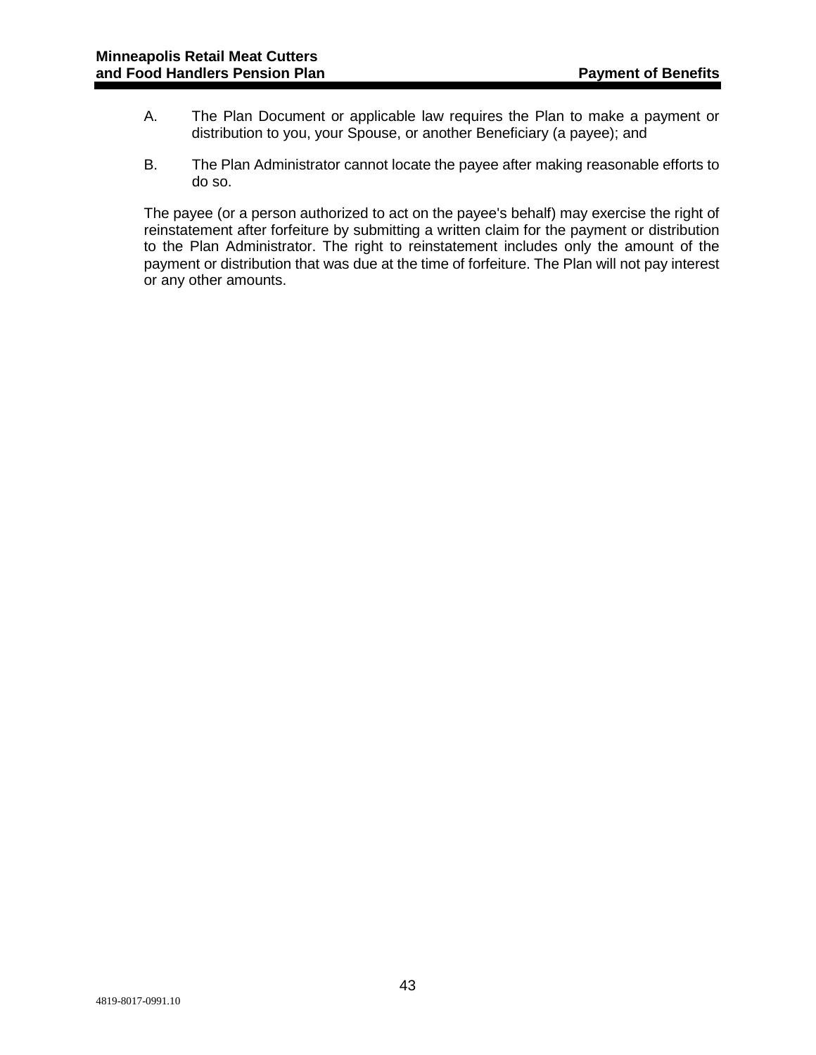A. The Plan Document or applicable law requires the Plan to make a payment or distribution to you, your Spouse, or another Beneficiary (a payee); and

B. The Plan Administrator cannot locate the payee after making reasonable efforts to do so.

The payee (or a person authorized to act on the payee's behalf) may exercise the right of reinstatement after forfeiture by submitting a written claim for the payment or distribution to the Plan Administrator. The right to reinstatement includes only the amount of the payment or distribution that was due at the time of forfeiture. The Plan will not pay interest or any other amounts.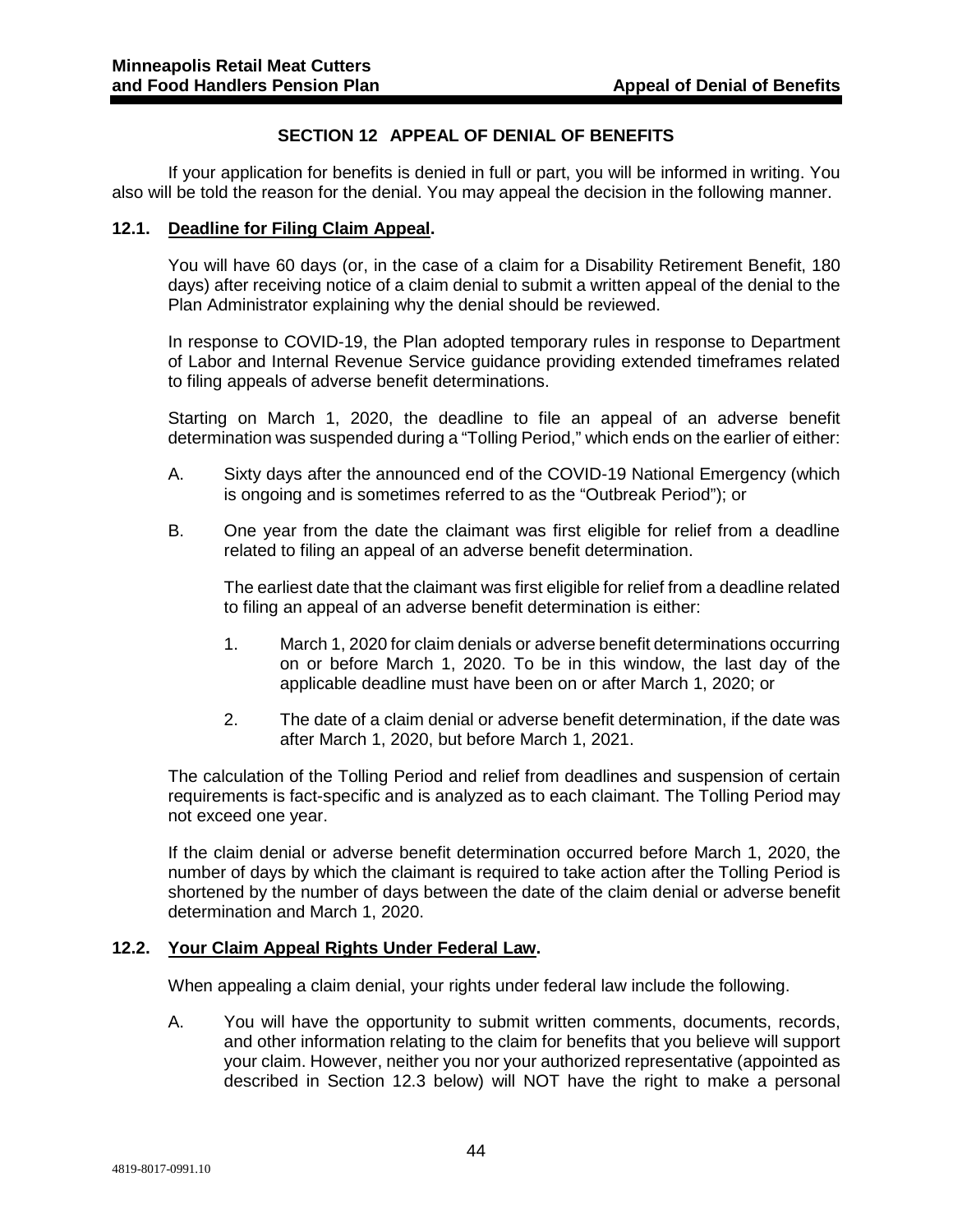## SECTION 12 APPEAL OF DENIAL OF BENEFITS

If your application for benefits is denied in full or part, you will be informed in writing. You also will be told the reason for the denial. You may appeal the decision in the following manner.

### 12.1. Deadline for Filing Claim Appeal.

You will have 60 days (or, in the case of a claim for a Disability Retirement Benefit, 180 days) after receiving notice of a claim denial to submit a written appeal of the denial to the Plan Administrator explaining why the denial should be reviewed.

In response to COVID-19, the Plan adopted temporary rules in response to Department of Labor and Internal Revenue Service guidance providing extended timeframes related to filing appeals of adverse benefit determinations.

Starting on March 1, 2020, the deadline to file an appeal of an adverse benefit determination was suspended during a "Tolling Period," which ends on the earlier of either:

A. Sixty days after the announced end of the COVID-19 National Emergency (which is ongoing and is sometimes referred to as the "Outbreak Period"); or

B. One year from the date the claimant was first eligible for relief from a deadline related to filing an appeal of an adverse benefit determination.

   The earliest date that the claimant was first eligible for relief from a deadline related to filing an appeal of an adverse benefit determination is either:

   1. March 1, 2020 for claim denials or adverse benefit determinations occurring on or before March 1, 2020. To be in this window, the last day of the applicable deadline must have been on or after March 1, 2020; or

   2. The date of a claim denial or adverse benefit determination, if the date was after March 1, 2020, but before March 1, 2021.

The calculation of the Tolling Period and relief from deadlines and suspension of certain requirements is fact-specific and is analyzed as to each claimant. The Tolling Period may not exceed one year.

If the claim denial or adverse benefit determination occurred before March 1, 2020, the number of days by which the claimant is required to take action after the Tolling Period is shortened by the number of days between the date of the claim denial or adverse benefit determination and March 1, 2020.

### 12.2. Your Claim Appeal Rights Under Federal Law.

When appealing a claim denial, your rights under federal law include the following.

A. You will have the opportunity to submit written comments, documents, records, and other information relating to the claim for benefits that you believe will support your claim. However, neither you nor your authorized representative (appointed as described in Section 12.3 below) will NOT have the right to make a personal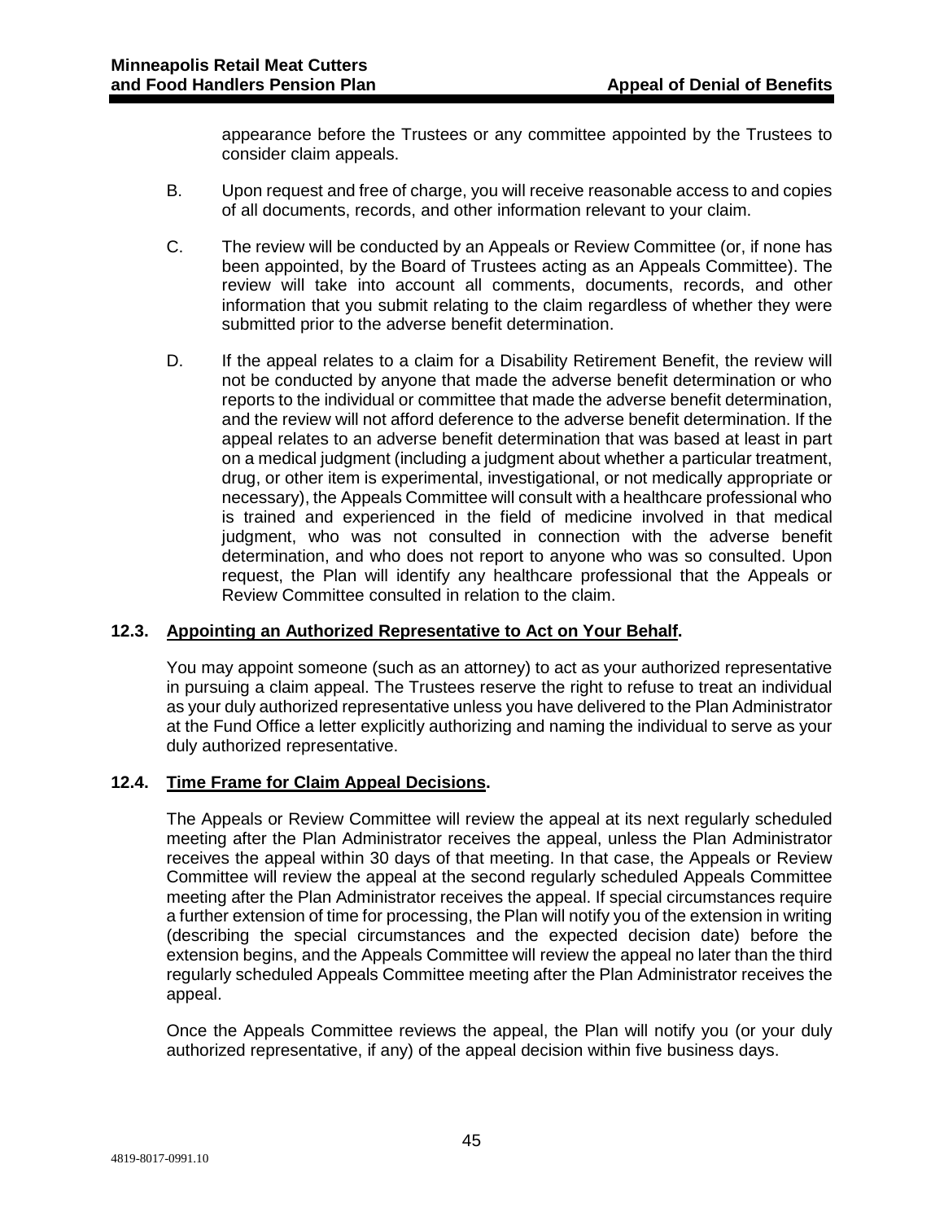appearance before the Trustees or any committee appointed by the Trustees to consider claim appeals.

B. Upon request and free of charge, you will receive reasonable access to and copies of all documents, records, and other information relevant to your claim.

C. The review will be conducted by an Appeals or Review Committee (or, if none has been appointed, by the Board of Trustees acting as an Appeals Committee). The review will take into account all comments, documents, records, and other information that you submit relating to the claim regardless of whether they were submitted prior to the adverse benefit determination.

D. If the appeal relates to a claim for a Disability Retirement Benefit, the review will not be conducted by anyone that made the adverse benefit determination or who reports to the individual or committee that made the adverse benefit determination, and the review will not afford deference to the adverse benefit determination. If the appeal relates to an adverse benefit determination that was based at least in part on a medical judgment (including a judgment about whether a particular treatment, drug, or other item is experimental, investigational, or not medically appropriate or necessary), the Appeals Committee will consult with a healthcare professional who is trained and experienced in the field of medicine involved in that medical judgment, who was not consulted in connection with the adverse benefit determination, and who does not report to anyone who was so consulted. Upon request, the Plan will identify any healthcare professional that the Appeals or Review Committee consulted in relation to the claim.

### 12.3. <u>Appointing an Authorized Representative to Act on Your Behalf</u>.

You may appoint someone (such as an attorney) to act as your authorized representative in pursuing a claim appeal. The Trustees reserve the right to refuse to treat an individual as your duly authorized representative unless you have delivered to the Plan Administrator at the Fund Office a letter explicitly authorizing and naming the individual to serve as your duly authorized representative.

### 12.4. <u>Time Frame for Claim Appeal Decisions</u>.

The Appeals or Review Committee will review the appeal at its next regularly scheduled meeting after the Plan Administrator receives the appeal, unless the Plan Administrator receives the appeal within 30 days of that meeting. In that case, the Appeals or Review Committee will review the appeal at the second regularly scheduled Appeals Committee meeting after the Plan Administrator receives the appeal. If special circumstances require a further extension of time for processing, the Plan will notify you of the extension in writing (describing the special circumstances and the expected decision date) before the extension begins, and the Appeals Committee will review the appeal no later than the third regularly scheduled Appeals Committee meeting after the Plan Administrator receives the appeal.

Once the Appeals Committee reviews the appeal, the Plan will notify you (or your duly authorized representative, if any) of the appeal decision within five business days.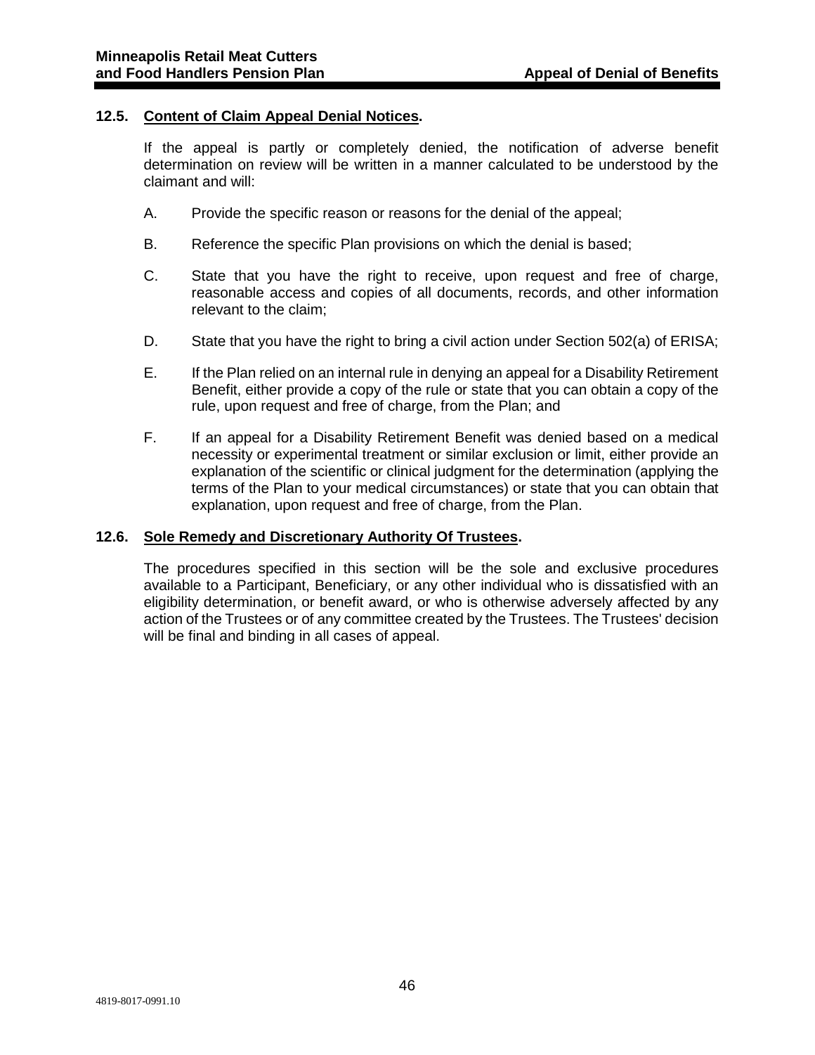### 12.5. Content of Claim Appeal Denial Notices.

If the appeal is partly or completely denied, the notification of adverse benefit determination on review will be written in a manner calculated to be understood by the claimant and will:

A. Provide the specific reason or reasons for the denial of the appeal;

B. Reference the specific Plan provisions on which the denial is based;

C. State that you have the right to receive, upon request and free of charge, reasonable access and copies of all documents, records, and other information relevant to the claim;

D. State that you have the right to bring a civil action under Section 502(a) of ERISA;

E. If the Plan relied on an internal rule in denying an appeal for a Disability Retirement Benefit, either provide a copy of the rule or state that you can obtain a copy of the rule, upon request and free of charge, from the Plan; and

F. If an appeal for a Disability Retirement Benefit was denied based on a medical necessity or experimental treatment or similar exclusion or limit, either provide an explanation of the scientific or clinical judgment for the determination (applying the terms of the Plan to your medical circumstances) or state that you can obtain that explanation, upon request and free of charge, from the Plan.

### 12.6. Sole Remedy and Discretionary Authority Of Trustees.

The procedures specified in this section will be the sole and exclusive procedures available to a Participant, Beneficiary, or any other individual who is dissatisfied with an eligibility determination, or benefit award, or who is otherwise adversely affected by any action of the Trustees or of any committee created by the Trustees. The Trustees' decision will be final and binding in all cases of appeal.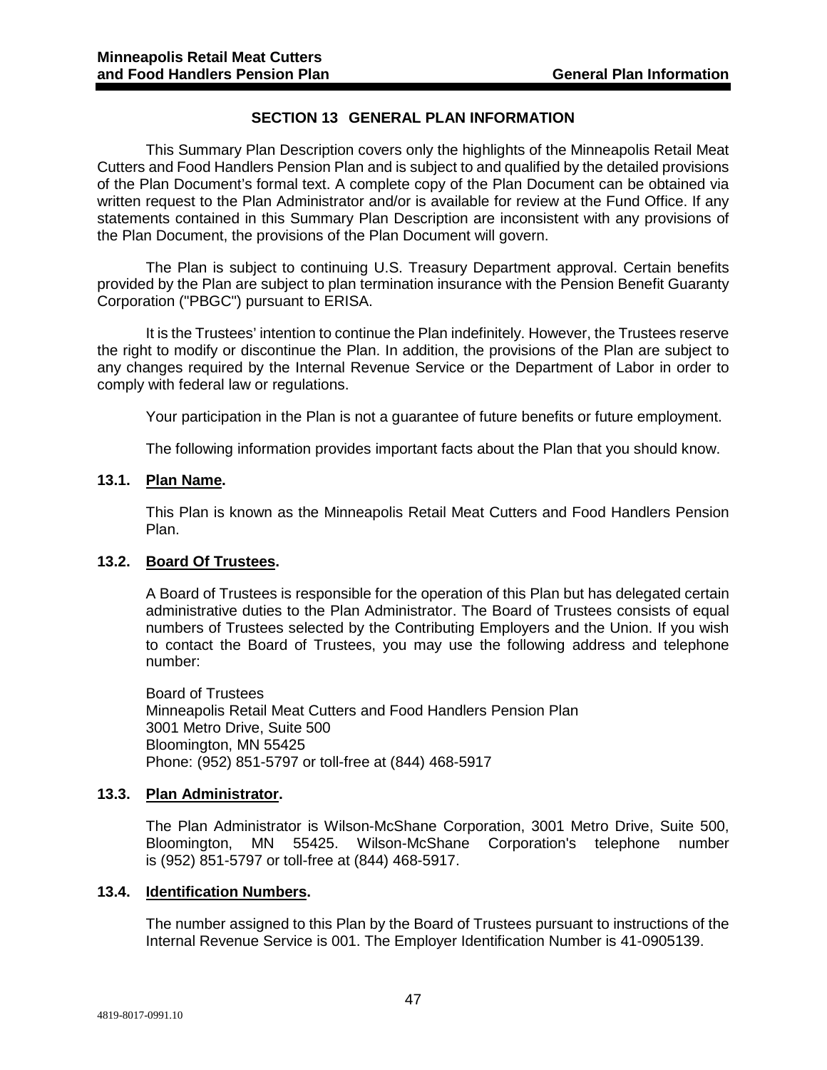## SECTION 13 GENERAL PLAN INFORMATION

This Summary Plan Description covers only the highlights of the Minneapolis Retail Meat Cutters and Food Handlers Pension Plan and is subject to and qualified by the detailed provisions of the Plan Document's formal text. A complete copy of the Plan Document can be obtained via written request to the Plan Administrator and/or is available for review at the Fund Office. If any statements contained in this Summary Plan Description are inconsistent with any provisions of the Plan Document, the provisions of the Plan Document will govern.

The Plan is subject to continuing U.S. Treasury Department approval. Certain benefits provided by the Plan are subject to plan termination insurance with the Pension Benefit Guaranty Corporation ("PBGC") pursuant to ERISA.

It is the Trustees' intention to continue the Plan indefinitely. However, the Trustees reserve the right to modify or discontinue the Plan. In addition, the provisions of the Plan are subject to any changes required by the Internal Revenue Service or the Department of Labor in order to comply with federal law or regulations.

Your participation in the Plan is not a guarantee of future benefits or future employment.

The following information provides important facts about the Plan that you should know.

### 13.1. Plan Name.

This Plan is known as the Minneapolis Retail Meat Cutters and Food Handlers Pension Plan.

### 13.2. Board Of Trustees.

A Board of Trustees is responsible for the operation of this Plan but has delegated certain administrative duties to the Plan Administrator. The Board of Trustees consists of equal numbers of Trustees selected by the Contributing Employers and the Union. If you wish to contact the Board of Trustees, you may use the following address and telephone number:

Board of Trustees
Minneapolis Retail Meat Cutters and Food Handlers Pension Plan
3001 Metro Drive, Suite 500
Bloomington, MN 55425
Phone: (952) 851-5797 or toll-free at (844) 468-5917

### 13.3. Plan Administrator.

The Plan Administrator is Wilson-McShane Corporation, 3001 Metro Drive, Suite 500, Bloomington, MN 55425. Wilson-McShane Corporation's telephone number is (952) 851-5797 or toll-free at (844) 468-5917.

### 13.4. Identification Numbers.

The number assigned to this Plan by the Board of Trustees pursuant to instructions of the Internal Revenue Service is 001. The Employer Identification Number is 41-0905139.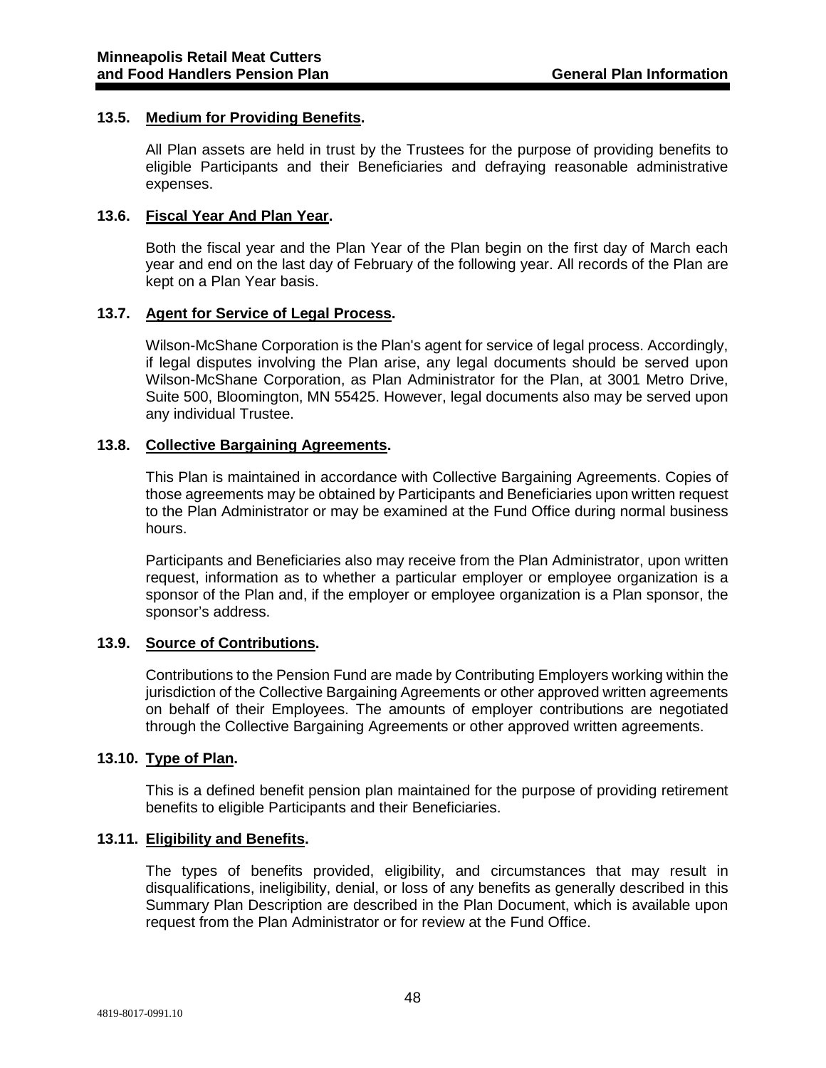### 13.5. Medium for Providing Benefits.

All Plan assets are held in trust by the Trustees for the purpose of providing benefits to eligible Participants and their Beneficiaries and defraying reasonable administrative expenses.

### 13.6. Fiscal Year And Plan Year.

Both the fiscal year and the Plan Year of the Plan begin on the first day of March each year and end on the last day of February of the following year. All records of the Plan are kept on a Plan Year basis.

### 13.7. Agent for Service of Legal Process.

Wilson-McShane Corporation is the Plan's agent for service of legal process. Accordingly, if legal disputes involving the Plan arise, any legal documents should be served upon Wilson-McShane Corporation, as Plan Administrator for the Plan, at 3001 Metro Drive, Suite 500, Bloomington, MN 55425. However, legal documents also may be served upon any individual Trustee.

### 13.8. Collective Bargaining Agreements.

This Plan is maintained in accordance with Collective Bargaining Agreements. Copies of those agreements may be obtained by Participants and Beneficiaries upon written request to the Plan Administrator or may be examined at the Fund Office during normal business hours.

Participants and Beneficiaries also may receive from the Plan Administrator, upon written request, information as to whether a particular employer or employee organization is a sponsor of the Plan and, if the employer or employee organization is a Plan sponsor, the sponsor's address.

### 13.9. Source of Contributions.

Contributions to the Pension Fund are made by Contributing Employers working within the jurisdiction of the Collective Bargaining Agreements or other approved written agreements on behalf of their Employees. The amounts of employer contributions are negotiated through the Collective Bargaining Agreements or other approved written agreements.

### 13.10. Type of Plan.

This is a defined benefit pension plan maintained for the purpose of providing retirement benefits to eligible Participants and their Beneficiaries.

### 13.11. Eligibility and Benefits.

The types of benefits provided, eligibility, and circumstances that may result in disqualifications, ineligibility, denial, or loss of any benefits as generally described in this Summary Plan Description are described in the Plan Document, which is available upon request from the Plan Administrator or for review at the Fund Office.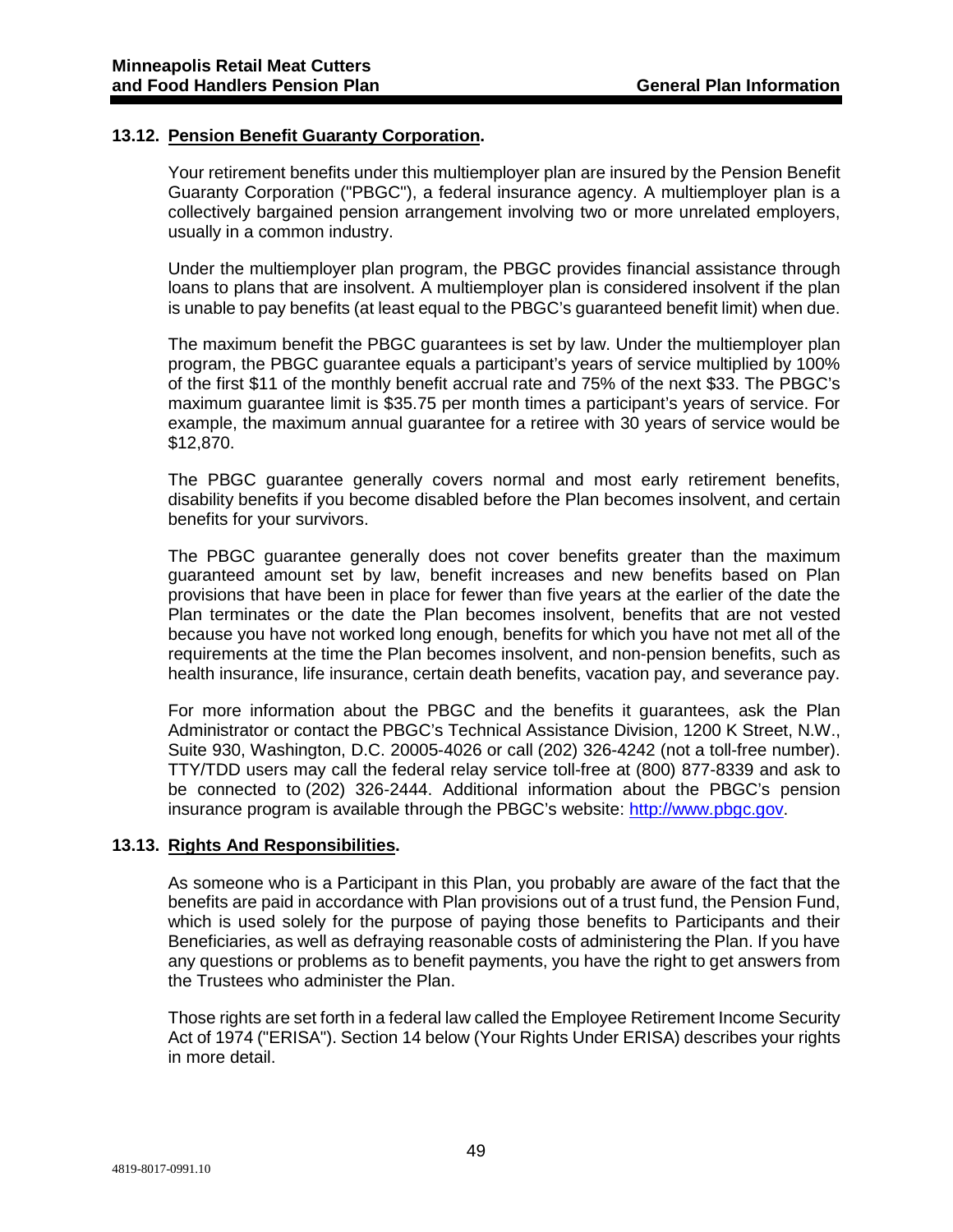### 13.12. Pension Benefit Guaranty Corporation.

Your retirement benefits under this multiemployer plan are insured by the Pension Benefit Guaranty Corporation ("PBGC"), a federal insurance agency. A multiemployer plan is a collectively bargained pension arrangement involving two or more unrelated employers, usually in a common industry.

Under the multiemployer plan program, the PBGC provides financial assistance through loans to plans that are insolvent. A multiemployer plan is considered insolvent if the plan is unable to pay benefits (at least equal to the PBGC's guaranteed benefit limit) when due.

The maximum benefit the PBGC guarantees is set by law. Under the multiemployer plan program, the PBGC guarantee equals a participant's years of service multiplied by 100% of the first $11 of the monthly benefit accrual rate and 75% of the next $33. The PBGC's maximum guarantee limit is $35.75 per month times a participant's years of service. For example, the maximum annual guarantee for a retiree with 30 years of service would be $12,870.

The PBGC guarantee generally covers normal and most early retirement benefits, disability benefits if you become disabled before the Plan becomes insolvent, and certain benefits for your survivors.

The PBGC guarantee generally does not cover benefits greater than the maximum guaranteed amount set by law, benefit increases and new benefits based on Plan provisions that have been in place for fewer than five years at the earlier of the date the Plan terminates or the date the Plan becomes insolvent, benefits that are not vested because you have not worked long enough, benefits for which you have not met all of the requirements at the time the Plan becomes insolvent, and non-pension benefits, such as health insurance, life insurance, certain death benefits, vacation pay, and severance pay.

For more information about the PBGC and the benefits it guarantees, ask the Plan Administrator or contact the PBGC's Technical Assistance Division, 1200 K Street, N.W., Suite 930, Washington, D.C. 20005-4026 or call (202) 326-4242 (not a toll-free number). TTY/TDD users may call the federal relay service toll-free at (800) 877-8339 and ask to be connected to (202) 326-2444. Additional information about the PBGC's pension insurance program is available through the PBGC's website: [http://www.pbgc.gov](http://www.pbgc.gov).

### 13.13. Rights And Responsibilities.

As someone who is a Participant in this Plan, you probably are aware of the fact that the benefits are paid in accordance with Plan provisions out of a trust fund, the Pension Fund, which is used solely for the purpose of paying those benefits to Participants and their Beneficiaries, as well as defraying reasonable costs of administering the Plan. If you have any questions or problems as to benefit payments, you have the right to get answers from the Trustees who administer the Plan.

Those rights are set forth in a federal law called the Employee Retirement Income Security Act of 1974 ("ERISA"). Section 14 below (Your Rights Under ERISA) describes your rights in more detail.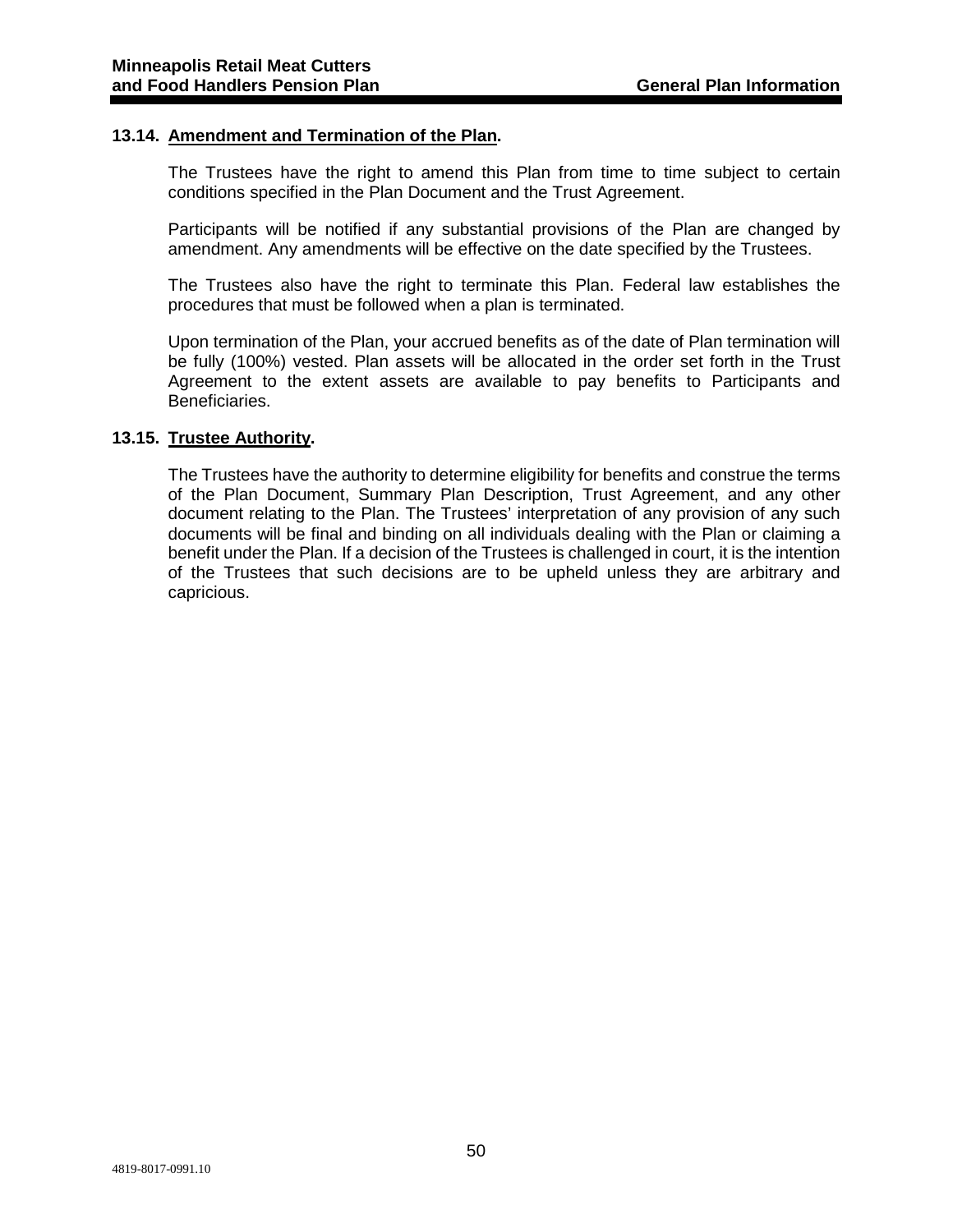### 13.14. **Amendment and Termination of the Plan.**

The Trustees have the right to amend this Plan from time to time subject to certain conditions specified in the Plan Document and the Trust Agreement.

Participants will be notified if any substantial provisions of the Plan are changed by amendment. Any amendments will be effective on the date specified by the Trustees.

The Trustees also have the right to terminate this Plan. Federal law establishes the procedures that must be followed when a plan is terminated.

Upon termination of the Plan, your accrued benefits as of the date of Plan termination will be fully (100%) vested. Plan assets will be allocated in the order set forth in the Trust Agreement to the extent assets are available to pay benefits to Participants and Beneficiaries.

### 13.15. **Trustee Authority.**

The Trustees have the authority to determine eligibility for benefits and construe the terms of the Plan Document, Summary Plan Description, Trust Agreement, and any other document relating to the Plan. The Trustees' interpretation of any provision of any such documents will be final and binding on all individuals dealing with the Plan or claiming a benefit under the Plan. If a decision of the Trustees is challenged in court, it is the intention of the Trustees that such decisions are to be upheld unless they are arbitrary and capricious.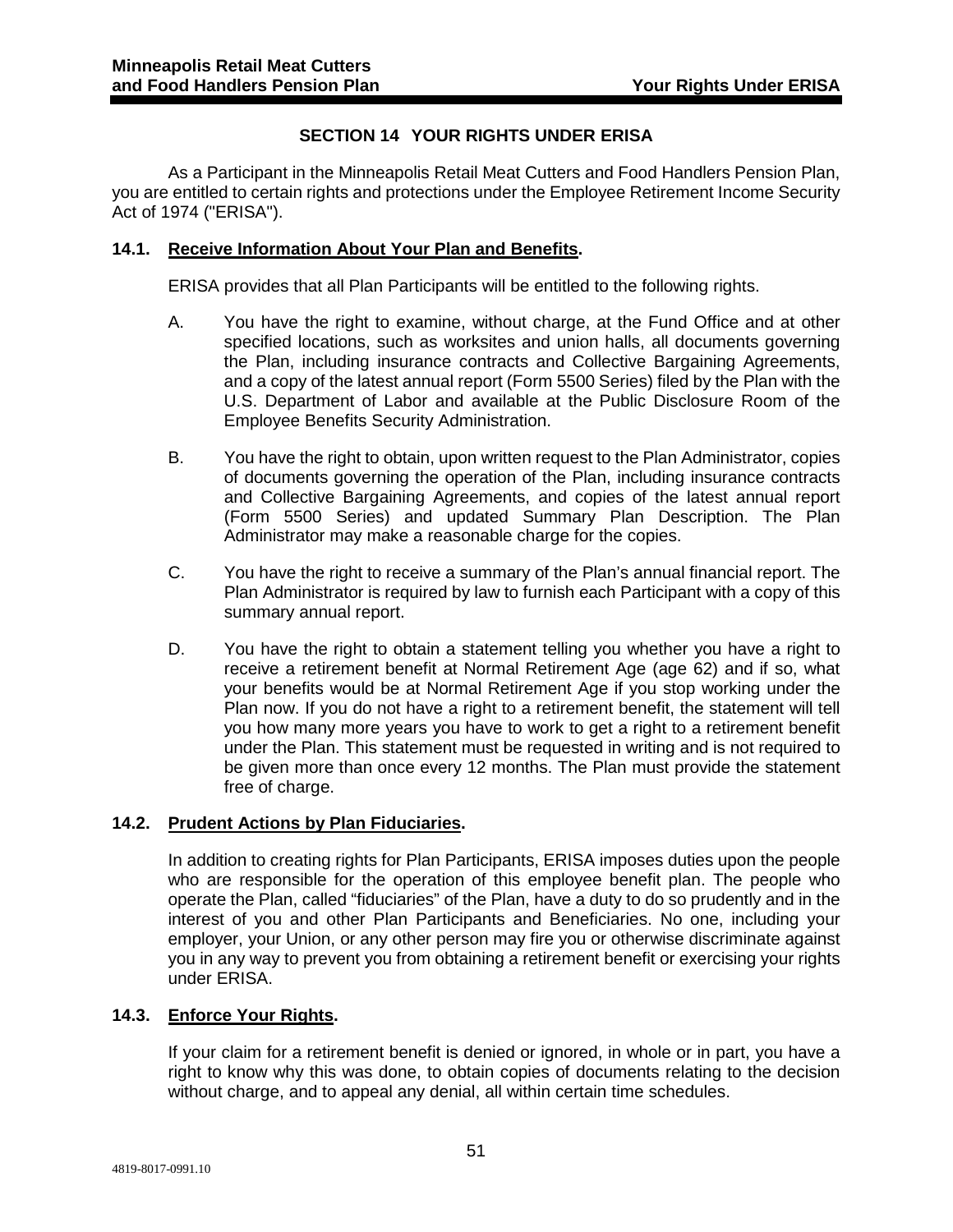## SECTION 14 YOUR RIGHTS UNDER ERISA

As a Participant in the Minneapolis Retail Meat Cutters and Food Handlers Pension Plan, you are entitled to certain rights and protections under the Employee Retirement Income Security Act of 1974 ("ERISA").

### 14.1. **<u>Receive Information About Your Plan and Benefits</u>.**

ERISA provides that all Plan Participants will be entitled to the following rights.

A. You have the right to examine, without charge, at the Fund Office and at other specified locations, such as worksites and union halls, all documents governing the Plan, including insurance contracts and Collective Bargaining Agreements, and a copy of the latest annual report (Form 5500 Series) filed by the Plan with the U.S. Department of Labor and available at the Public Disclosure Room of the Employee Benefits Security Administration.

B. You have the right to obtain, upon written request to the Plan Administrator, copies of documents governing the operation of the Plan, including insurance contracts and Collective Bargaining Agreements, and copies of the latest annual report (Form 5500 Series) and updated Summary Plan Description. The Plan Administrator may make a reasonable charge for the copies.

C. You have the right to receive a summary of the Plan's annual financial report. The Plan Administrator is required by law to furnish each Participant with a copy of this summary annual report.

D. You have the right to obtain a statement telling you whether you have a right to receive a retirement benefit at Normal Retirement Age (age 62) and if so, what your benefits would be at Normal Retirement Age if you stop working under the Plan now. If you do not have a right to a retirement benefit, the statement will tell you how many more years you have to work to get a right to a retirement benefit under the Plan. This statement must be requested in writing and is not required to be given more than once every 12 months. The Plan must provide the statement free of charge.

### 14.2. **<u>Prudent Actions by Plan Fiduciaries</u>.**

In addition to creating rights for Plan Participants, ERISA imposes duties upon the people who are responsible for the operation of this employee benefit plan. The people who operate the Plan, called "fiduciaries" of the Plan, have a duty to do so prudently and in the interest of you and other Plan Participants and Beneficiaries. No one, including your employer, your Union, or any other person may fire you or otherwise discriminate against you in any way to prevent you from obtaining a retirement benefit or exercising your rights under ERISA.

### 14.3. **<u>Enforce Your Rights</u>.**

If your claim for a retirement benefit is denied or ignored, in whole or in part, you have a right to know why this was done, to obtain copies of documents relating to the decision without charge, and to appeal any denial, all within certain time schedules.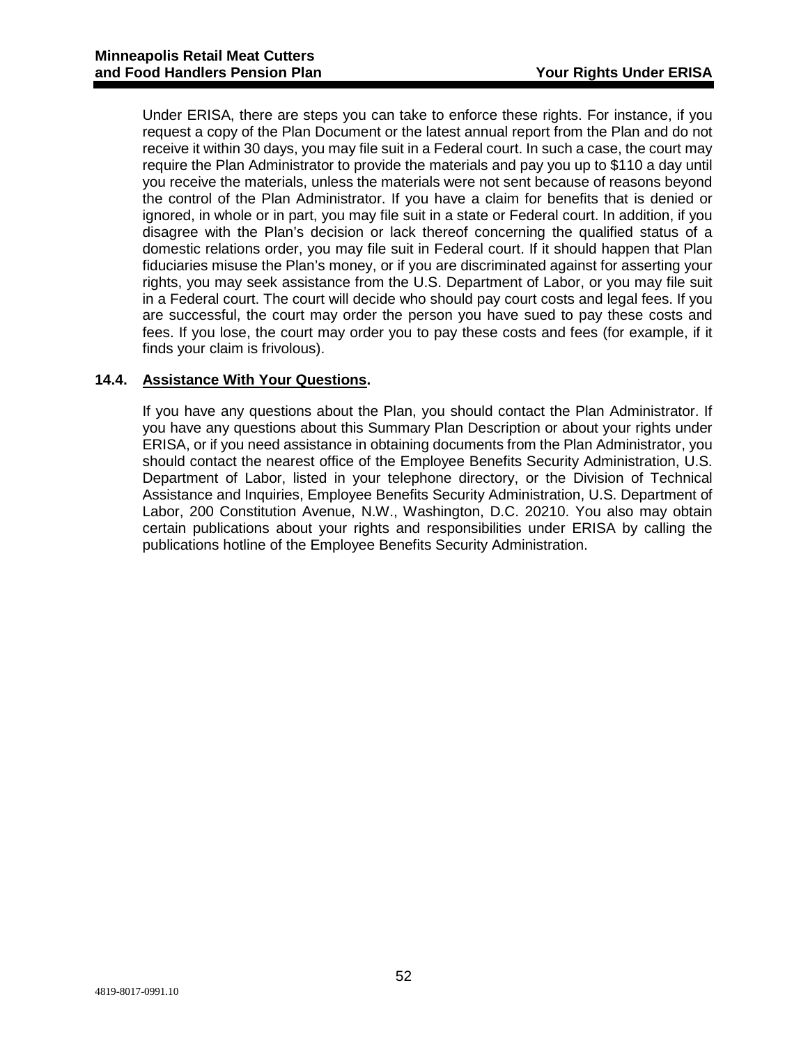Under ERISA, there are steps you can take to enforce these rights. For instance, if you request a copy of the Plan Document or the latest annual report from the Plan and do not receive it within 30 days, you may file suit in a Federal court. In such a case, the court may require the Plan Administrator to provide the materials and pay you up to $110 a day until you receive the materials, unless the materials were not sent because of reasons beyond the control of the Plan Administrator. If you have a claim for benefits that is denied or ignored, in whole or in part, you may file suit in a state or Federal court. In addition, if you disagree with the Plan's decision or lack thereof concerning the qualified status of a domestic relations order, you may file suit in Federal court. If it should happen that Plan fiduciaries misuse the Plan's money, or if you are discriminated against for asserting your rights, you may seek assistance from the U.S. Department of Labor, or you may file suit in a Federal court. The court will decide who should pay court costs and legal fees. If you are successful, the court may order the person you have sued to pay these costs and fees. If you lose, the court may order you to pay these costs and fees (for example, if it finds your claim is frivolous).

### 14.4. Assistance With Your Questions.

If you have any questions about the Plan, you should contact the Plan Administrator. If you have any questions about this Summary Plan Description or about your rights under ERISA, or if you need assistance in obtaining documents from the Plan Administrator, you should contact the nearest office of the Employee Benefits Security Administration, U.S. Department of Labor, listed in your telephone directory, or the Division of Technical Assistance and Inquiries, Employee Benefits Security Administration, U.S. Department of Labor, 200 Constitution Avenue, N.W., Washington, D.C. 20210. You also may obtain certain publications about your rights and responsibilities under ERISA by calling the publications hotline of the Employee Benefits Security Administration.